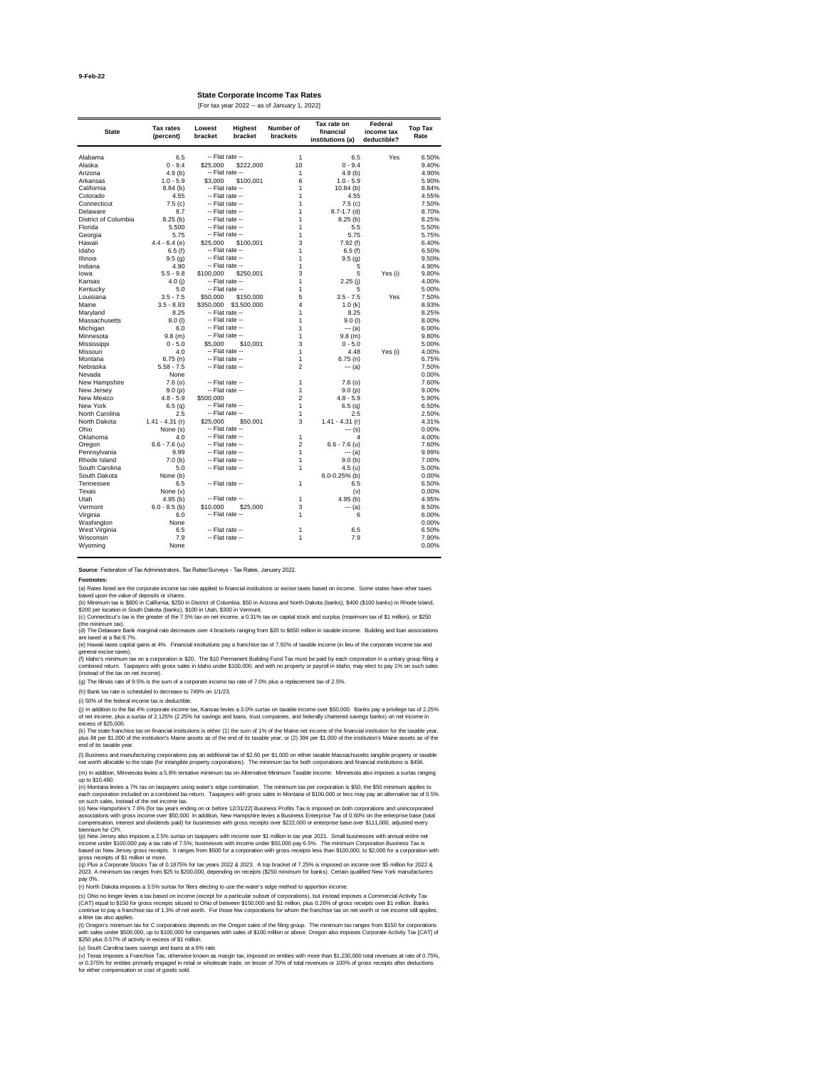9-Feb-22

# State Corporate Income Tax Rates

[For tax year 2022 -- as of January 1, 2022]

| State | Tax rates (percent) | Lowest bracket | Highest bracket | Number of brackets | Tax rate on financial institutions (a) | Federal income tax deductible? | Top Tax Rate |
|---|---|---|---|---|---|---|---|
| Alabama | 6.5 | -- Flat rate -- | | 1 | 6.5 | Yes | 6.50% |
| Alaska | 0 - 9.4 | $25,000 | $222,000 | 10 | 0 - 9.4 | | 9.40% |
| Arizona | 4.9 (b) | -- Flat rate -- | | 1 | 4.9 (b) | | 4.90% |
| Arkansas | 1.0 - 5.9 | $3,000 | $100,001 | 6 | 1.0 - 5.9 | | 5.90% |
| California | 8.84 (b) | -- Flat rate -- | | 1 | 10.84 (b) | | 8.84% |
| Colorado | 4.55 | -- Flat rate -- | | 1 | 4.55 | | 4.55% |
| Connecticut | 7.5 (c) | -- Flat rate -- | | 1 | 7.5 (c) | | 7.50% |
| Delaware | 8.7 | -- Flat rate -- | | 1 | 8.7-1.7 (d) | | 8.70% |
| District of Columbia | 8.25 (b) | -- Flat rate -- | | 1 | 8.25 (b) | | 8.25% |
| Florida | 5.500 | -- Flat rate -- | | 1 | 5.5 | | 5.50% |
| Georgia | 5.75 | -- Flat rate -- | | 1 | 5.75 | | 5.75% |
| Hawaii | 4.4 - 6.4 (e) | $25,000 | $100,001 | 3 | 7.92 (f) | | 6.40% |
| Idaho | 6.5 (f) | -- Flat rate -- | | 1 | 6.5 (f) | | 6.50% |
| Illinois | 9.5 (g) | -- Flat rate -- | | 1 | 9.5 (g) | | 9.50% |
| Indiana | 4.90 | -- Flat rate -- | | 1 | 5 | | 4.90% |
| Iowa | 5.5 - 9.8 | $100,000 | $250,001 | 3 | 5 | Yes (i) | 9.80% |
| Kansas | 4.0 (j) | -- Flat rate -- | | 1 | 2.25 (j) | | 4.00% |
| Kentucky | 5.0 | -- Flat rate -- | | 1 | 5 | | 5.00% |
| Louisiana | 3.5 - 7.5 | $50,000 | $150,000 | 5 | 3.5 - 7.5 | Yes | 7.50% |
| Maine | 3.5 - 8.93 | $350,000 | $3,500,000 | 4 | 1.0 (k) | | 8.93% |
| Maryland | 8.25 | -- Flat rate -- | | 1 | 8.25 | | 8.25% |
| Massachusetts | 8.0 (l) | -- Flat rate -- | | 1 | 9.0 (l) | | 8.00% |
| Michigan | 6.0 | -- Flat rate -- | | 1 | --- (a) | | 6.00% |
| Minnesota | 9.8 (m) | -- Flat rate -- | | 1 | 9.8 (m) | | 9.80% |
| Mississippi | 0 - 5.0 | $5,000 | $10,001 | 3 | 0 - 5.0 | | 5.00% |
| Missouri | 4.0 | -- Flat rate -- | | 1 | 4.48 | Yes (i) | 4.00% |
| Montana | 6.75 (n) | -- Flat rate -- | | 1 | 6.75 (n) | | 6.75% |
| Nebraska | 5.58 - 7.5 | -- Flat rate -- | | 2 | --- (a) | | 7.50% |
| Nevada | None | | | | | | 0.00% |
| New Hampshire | 7.6 (o) | -- Flat rate -- | | 1 | 7.6 (o) | | 7.60% |
| New Jersey | 9.0 (p) | -- Flat rate -- | | 1 | 9.0 (p) | | 9.00% |
| New Mexico | 4.8 - 5.9 | $500,000 | | 2 | 4.8 - 5.9 | | 5.90% |
| New York | 6.5 (q) | -- Flat rate -- | | 1 | 6.5 (q) | | 6.50% |
| North Carolina | 2.5 | -- Flat rate -- | | 1 | 2.5 | | 2.50% |
| North Dakota | 1.41 - 4.31 (r) | $25,000 | $50,001 | 3 | 1.41 - 4.31 (r) | | 4.31% |
| Ohio | None (s) | -- Flat rate -- | | | --- (s) | | 0.00% |
| Oklahoma | 4.0 | -- Flat rate -- | | 1 | 4 | | 4.00% |
| Oregon | 6.6 - 7.6 (u) | -- Flat rate -- | | 2 | 6.6 - 7.6 (u) | | 7.60% |
| Pennsylvania | 9.99 | -- Flat rate -- | | 1 | --- (a) | | 9.99% |
| Rhode Island | 7.0 (b) | -- Flat rate -- | | 1 | 9.0 (b) | | 7.00% |
| South Carolina | 5.0 | -- Flat rate -- | | 1 | 4.5 (u) | | 5.00% |
| South Dakota | None (b) | | | | 6.0-0.25% (b) | | 0.00% |
| Tennessee | 6.5 | -- Flat rate -- | | 1 | 6.5 | | 6.50% |
| Texas | None (v) | | | | (v) | | 0.00% |
| Utah | 4.95 (b) | -- Flat rate -- | | 1 | 4.95 (b) | | 4.95% |
| Vermont | 6.0 - 8.5 (b) | $10,000 | $25,000 | 3 | --- (a) | | 8.50% |
| Virginia | 6.0 | -- Flat rate -- | | 1 | 6 | | 6.00% |
| Washington | None | | | | | | 0.00% |
| West Virginia | 6.5 | -- Flat rate -- | | 1 | 6.5 | | 6.50% |
| Wisconsin | 7.9 | -- Flat rate -- | | 1 | 7.9 | | 7.90% |
| Wyoming | None | | | | | | 0.00% |

**Source**: Federation of Tax Administrators, Tax Rates/Surveys - Tax Rates, January 2022.

**Footnotes:**

(a) Rates listed are the corporate income tax rate applied to financial institutions or excise taxes based on income. Some states have other taxes based upon the value of deposits or shares.

(b) Minimum tax is $800 in California, $250 in District of Columbia, $50 in Arizona and North Dakota (banks), $400 ($100 banks) in Rhode Island, $200 per location in South Dakota (banks), $100 in Utah, $300 in Vermont.

(c) Connecticut's tax is the greater of the 7.5% tax on net income, a 0.31% tax on capital stock and surplus (maximum tax of $1 million), or $250 (the minimum tax).

(d) The Delaware Bank marginal rate decreases over 4 brackets ranging from $20 to $650 million in taxable income. Building and loan associations are taxed at a flat 8.7%.

(e) Hawaii taxes capital gains at 4%. Financial institutions pay a franchise tax of 7.92% of taxable income (in lieu of the corporate income tax and general excise taxes).

(f) Idaho's minimum tax on a corporation is $20. The $10 Permanent Building Fund Tax must be paid by each corporation in a unitary group filing a combined return. Taxpayers with gross sales in Idaho under $100,000, and with no property or payroll in Idaho, may elect to pay 1% on such sales (instead of the tax on net income).

(g) The Illinois rate of 9.5% is the sum of a corporate income tax rate of 7.0% plus a replacement tax of 2.5%.

(h) Bank tax rate is scheduled to decrease to 749% on 1/1/23.

(i) 50% of the federal income tax is deductible.

(j) In addition to the flat 4% corporate income tax, Kansas levies a 3.0% surtax on taxable income over $50,000. Banks pay a privilege tax of 2.25% of net income, plus a surtax of 2.125% (2.25% for savings and loans, trust companies, and federally chartered savings banks) on net income in excess of $25,000.

(k) The state franchise tax on financial institutions is either (1) the sum of 1% of the Maine net income of the financial institution for the taxable year, plus 8¢ per $1,000 of the institution's Maine assets as of the end of its taxable year, or (2) 39¢ per $1,000 of the institution's Maine assets as of the end of its taxable year.

(l) Business and manufacturing corporations pay an additional tax of $2.60 per $1,000 on either taxable Massachusetts tangible property or taxable net worth allocable to the state (for intangible property corporations). The minimum tax for both corporations and financial institutions is $456.

(m) In addition, Minnesota levies a 5.8% tentative minimum tax on Alternative Minimum Taxable Income. Minnesota also imposes a surtax ranging up to $10,480.

(n) Montana levies a 7% tax on taxpayers using water's edge combination. The minimum tax per corporation is $50; the $50 minimum applies to each corporation included on a combined tax return. Taxpayers with gross sales in Montana of $100,000 or less may pay an alternative tax of 0.5% on such sales, instead of the net income tax.

(o) New Hampshire's 7.6% [for tax years ending on or before 12/31/22] Business Profits Tax is imposed on both corporations and unincorporated associations with gross income over $50,000. In addition, New Hampshire levies a Business Enterprise Tax of 0.60% on the enterprise base (total compensation, interest and dividends paid) for businesses with gross receipts over $222,000 or enterprise base over $111,000, adjusted every biennium for CPI.

(p) New Jersey also imposes a 2.5% surtax on taxpayers with income over $1 million in tax year 2021. Small businesses with annual entire net income under $100,000 pay a tax rate of 7.5%; businesses with income under $50,000 pay 6.5%. The minimum Corporation Business Tax is based on New Jersey gross receipts. It ranges from $500 for a corporation with gross receipts less than $100,000, to $2,000 for a corporation with gross receipts of $1 million or more.

(q) Plus a Corporate Stocks Tax of 0.1875% for tax years 2022 & 2023. A top bracket of 7.25% is imposed on income over $5 million for 2022 & 2023. A minimum tax ranges from $25 to $200,000, depending on receipts ($250 minimum for banks). Certain qualified New York manufacturers pay 0%.

(r) North Dakota imposes a 3.5% surtax for filers electing to use the water's edge method to apportion income.

(s) Ohio no longer levies a tax based on income (except for a particular subset of corporations), but instead imposes a Commercial Activity Tax (CAT) equal to $150 for gross receipts sitused to Ohio of between $150,000 and $1 million, plus 0.26% of gross receipts over $1 million. Banks continue to pay a franchise tax of 1.3% of net worth. For those few corporations for whom the franchise tax on net worth or net income still applies, a litter tax also applies.

(t) Oregon's minimum tax for C corporations depends on the Oregon sales of the filing group. The minimum tax ranges from $150 for corporations with sales under $500,000, up to $100,000 for companies with sales of $100 million or above. Oregon also imposes Corporate Activity Tax [CAT] of $250 plus 0.57% of activity in excess of $1 million.

(u) South Carolina taxes savings and loans at a 6% rate.

(v) Texas imposes a Franchise Tax, otherwise known as margin tax, imposed on entities with more than $1,230,000 total revenues at rate of 0.75%, or 0.375% for entities primarily engaged in retail or wholesale trade, on lesser of 70% of total revenues or 100% of gross receipts after deductions for either compensation or cost of goods sold.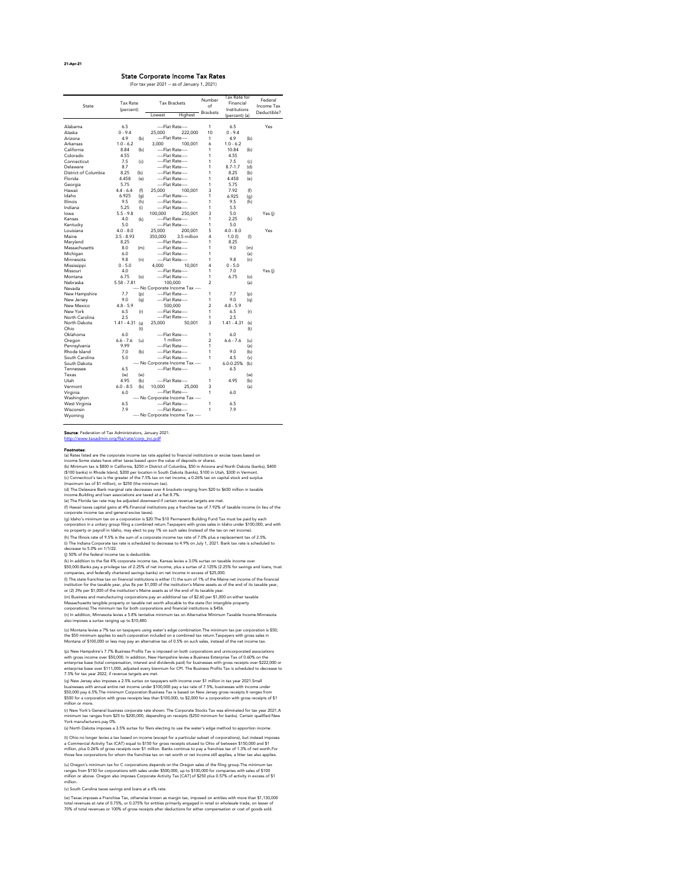21-Apr-21

## State Corporate Income Tax Rates

(For tax year 2021 -- as of January 1, 2021)

| State | Tax Rate (percent) | | Tax Brackets Lowest | Tax Brackets Highest | Number of Brackets | Tax Rate for Financial Institutions (percent) (a) | | Federal Income Tax Deductible? |
|---|---|---|---|---|---|---|---|---|
| Alabama | 6.5 | | ----Flat Rate---- | | 1 | 6.5 | | Yes |
| Alaska | 0 - 9.4 | | 25,000 | 222,000 | 10 | 0 - 9.4 | | |
| Arizona | 4.9 | (b) | ----Flat Rate---- | | 1 | 4.9 | (b) | |
| Arkansas | 1.0 - 6.2 | | 3,000 | 100,001 | 6 | 1.0 - 6.2 | | |
| California | 8.84 | (b) | ----Flat Rate---- | | 1 | 10.84 | (b) | |
| Colorado | 4.55 | | ----Flat Rate---- | | 1 | 4.55 | | |
| Connecticut | 7.5 | (c) | ----Flat Rate---- | | 1 | 7.5 | (c) | |
| Delaware | 8.7 | | ----Flat Rate---- | | 1 | 8.7-1.7 | (d) | |
| District of Columbia | 8.25 | (b) | ----Flat Rate---- | | 1 | 8.25 | (b) | |
| Florida | 4.458 | (e) | ----Flat Rate---- | | 1 | 4.458 | (e) | |
| Georgia | 5.75 | | ----Flat Rate---- | | 1 | 5.75 | | |
| Hawaii | 4.4 - 6.4 | (f) | 25,000 | 100,001 | 3 | 7.92 | (f) | |
| Idaho | 6.925 | (g) | ----Flat Rate---- | | 1 | 6.925 | (g) | |
| Illinois | 9.5 | (h) | ----Flat Rate---- | | 1 | 9.5 | (h) | |
| Indiana | 5.25 | (i) | ----Flat Rate---- | | 1 | 5.5 | | |
| Iowa | 5.5 - 9.8 | | 100,000 | 250,001 | 3 | 5.0 | | Yes (j) |
| Kansas | 4.0 | (k) | ----Flat Rate---- | | 1 | 2.25 | (k) | |
| Kentucky | 5.0 | | ----Flat Rate---- | | 1 | 5.0 | | |
| Louisiana | 4.0 - 8.0 | | 25,000 | 200,001 | 5 | 4.0 - 8.0 | | Yes |
| Maine | 3.5 - 8.93 | | 350,000 | 3.5 million | 4 | 1.0 (l) | (l) | |
| Maryland | 8.25 | | ----Flat Rate---- | | 1 | 8.25 | | |
| Massachusetts | 8.0 | (m) | ----Flat Rate---- | | 1 | 9.0 | (m) | |
| Michigan | 6.0 | | ----Flat Rate---- | | 1 | | (a) | |
| Minnesota | 9.8 | (n) | ----Flat Rate---- | | 1 | 9.8 | (n) | |
| Mississippi | 0 - 5.0 | | 4,000 | 10,001 | 4 | 0 - 5.0 | | |
| Missouri | 4.0 | | ----Flat Rate---- | | 1 | 7.0 | | Yes (j) |
| Montana | 6.75 | (o) | ----Flat Rate---- | | 1 | 6.75 | (o) | |
| Nebraska | 5.58 - 7.81 | | 100,000 | | 2 | | (a) | |
| Nevada | ---- No Corporate Income Tax ---- | | | | | | | |
| New Hampshire | 7.7 | (p) | ----Flat Rate---- | | 1 | 7.7 | (p) | |
| New Jersey | 9.0 | (q) | ----Flat Rate---- | | 1 | 9.0 | (q) | |
| New Mexico | 4.8 - 5.9 | | 500,000 | | 2 | 4.8 - 5.9 | | |
| New York | 6.5 | (r) | ----Flat Rate---- | | 1 | 6.5 | (r) | |
| North Carolina | 2.5 | | ----Flat Rate---- | | 1 | 2.5 | | |
| North Dakota | 1.41 - 4.31 | (s) | 25,000 | 50,001 | 3 | 1.41 - 4.31 | (s) | |
| Ohio | | (t) | | | | | (t) | |
| Oklahoma | 6.0 | | ----Flat Rate---- | | 1 | 6.0 | | |
| Oregon | 6.6 - 7.6 | (u) | 1 million | | 2 | 6.6 - 7.6 | (u) | |
| Pennsylvania | 9.99 | | ----Flat Rate---- | | 1 | | (a) | |
| Rhode Island | 7.0 | (b) | ----Flat Rate---- | | 1 | 9.0 | (b) | |
| South Carolina | 5.0 | | ----Flat Rate---- | | 1 | 4.5 | (v) | |
| South Dakota | ---- No Corporate Income Tax ---- | | | | | 6.0-0.25% | (b) | |
| Tennessee | 6.5 | | ----Flat Rate---- | | 1 | 6.5 | | |
| Texas | (w) | (w) | | | | | (w) | |
| Utah | 4.95 | (b) | ----Flat Rate---- | | 1 | 4.95 | (b) | |
| Vermont | 6.0 - 8.5 | (b) | 10,000 | 25,000 | 3 | | (a) | |
| Virginia | 6.0 | | ----Flat Rate---- | | 1 | 6.0 | | |
| Washington | ---- No Corporate Income Tax ---- | | | | | | | |
| West Virginia | 6.5 | | ----Flat Rate---- | | 1 | 6.5 | | |
| Wisconsin | 7.9 | | ----Flat Rate---- | | 1 | 7.9 | | |
| Wyoming | ---- No Corporate Income Tax ---- | | | | | | | |

**Source**: Federation of Tax Administrators, January 2021.
http://www.taxadmin.org/fta/rate/corp_inc.pdf

**Footnotes:**

(a) Rates listed are the corporate income tax rate applied to financial institutions or excise taxes based on income.Some states have other taxes based upon the value of deposits or shares.

(b) Minimum tax is $800 in California, $250 in District of Columbia, $50 in Arizona and North Dakota (banks), $400 ($100 banks) in Rhode Island, $200 per location in South Dakota (banks), $100 in Utah, $300 in Vermont.

(c) Connecticut's tax is the greater of the 7.5% tax on net income, a 0.26% tax on capital stock and surplus (maximum tax of $1 million), or $250 (the minimum tax).

(d) The Delaware Bank marginal rate decreases over 4 brackets ranging from $20 to $650 million in taxable income.Building and loan associations are taxed at a flat 8.7%.

(e) The Florida tax rate may be adjusted downward if certain revenue targets are met.

(f) Hawaii taxes capital gains at 4%.Financial institutions pay a franchise tax of 7.92% of taxable income (in lieu of the corporate income tax and general excise taxes).

(g) Idaho's minimum tax on a corporation is $20.The $10 Permanent Building Fund Tax must be paid by each corporation in a unitary group filing a combined return.Taxpayers with gross sales in Idaho under $100,000, and with no property or payroll in Idaho, may elect to pay 1% on such sales (instead of the tax on net income).

(h) The Illinois rate of 9.5% is the sum of a corporate income tax rate of 7.0% plus a replacement tax of 2.5%.

(i) The Indiana Corporate tax rate is scheduled to decrease to 4.9% on July 1, 2021. Bank tax rate is scheduled to decrease to 5.0% on 1/1/22.

(j) 50% of the federal income tax is deductible.

(k) In addition to the flat 4% corporate income tax, Kansas levies a 3.0% surtax on taxable income over $50,000.Banks pay a privilege tax of 2.25% of net income, plus a surtax of 2.125% (2.25% for savings and loans, trust companies, and federally chartered savings banks) on net income in excess of $25,000.

(l) The state franchise tax on financial institutions is either (1) the sum of 1% of the Maine net income of the financial institution for the taxable year, plus 8¢ per $1,000 of the institution's Maine assets as of the end of its taxable year, or (2) 39¢ per $1,000 of the institution's Maine assets as of the end of its taxable year.

(m) Business and manufacturing corporations pay an additional tax of $2.60 per $1,000 on either taxable Massachusetts tangible property or taxable net worth allocable to the state (for intangible property corporations).The minimum tax for both corporations and financial institutions is $456.

(n) In addition, Minnesota levies a 5.8% tentative minimum tax on Alternative Minimum Taxable Income.Minnesota also imposes a surtax ranging up to $10,480.

(o) Montana levies a 7% tax on taxpayers using water's edge combination.The minimum tax per corporation is $50; the $50 minimum applies to each corporation included on a combined tax return.Taxpayers with gross sales in Montana of $100,000 or less may pay an alternative tax of 0.5% on such sales, instead of the net income tax.

(p) New Hampshire's 7.7% Business Profits Tax is imposed on both corporations and unincorporated associations with gross income over $50,000. In addition, New Hampshire levies a Business Enterprise Tax of 0.60% on the enterprise base (total compensation, interest and dividends paid) for businesses with gross receipts over $222,000 or enterprise base over $111,000, adjusted every biennium for CPI. The Business Profits Tax is scheduled to decrease to 7.5% for tax year 2022, if revenue targets are met.

(q) New Jersey also imposes a 2.5% surtax on taxpayers with income over $1 million in tax year 2021.Small businesses with annual entire net income under $100,000 pay a tax rate of 7.5%; businesses with income under $50,000 pay 6.5%.The minimum Corporation Business Tax is based on New Jersey gross receipts.It ranges from $500 for a corporation with gross receipts less than $100,000, to $2,000 for a corporation with gross receipts of $1 million or more.

(r) New York's General business corporate rate shown. The Corporate Stocks Tax was eliminated for tax year 2021.A minimum tax ranges from $25 to $200,000, depending on receipts ($250 minimum for banks). Certain qualified New York manufacturers pay 0%.

(s) North Dakota imposes a 3.5% surtax for filers electing to use the water's edge method to apportion income.

(t) Ohio no longer levies a tax based on income (except for a particular subset of corporations), but instead imposes a Commercial Activity Tax (CAT) equal to $150 for gross receipts sitused to Ohio of between $150,000 and $1 million, plus 0.26% of gross receipts over $1 million. Banks continue to pay a franchise tax of 1.3% of net worth.For those few corporations for whom the franchise tax on net worth or net income still applies, a litter tax also applies.

(u) Oregon's minimum tax for C corporations depends on the Oregon sales of the filing group.The minimum tax ranges from $150 for corporations with sales under $500,000, up to $100,000 for companies with sales of $100 million or above. Oregon also imposes Corporate Activity Tax [CAT] of $250 plus 0.57% of activity in excess of $1 million.

(v) South Carolina taxes savings and loans at a 6% rate.

(w) Texas imposes a Franchise Tax, otherwise known as margin tax, imposed on entities with more than $1,130,000 total revenues at rate of 0.75%, or 0.375% for entities primarily engaged in retail or wholesale trade, on lesser of 70% of total revenues or 100% of gross receipts after deductions for either compensation or cost of goods sold.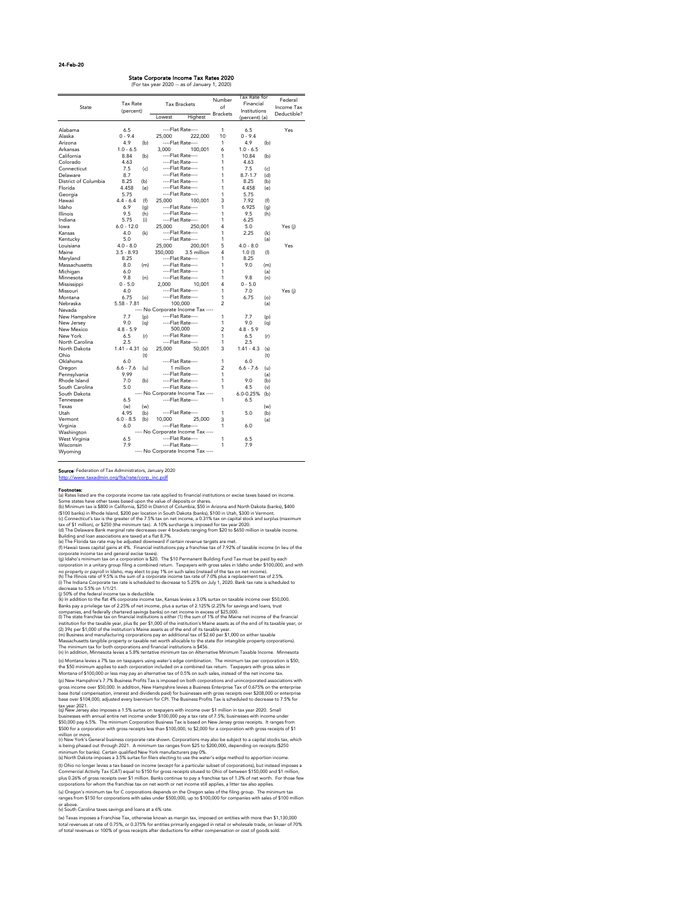24-Feb-20

# State Corporate Income Tax Rates 2020

(For tax year 2020 -- as of January 1, 2020)

| State | Tax Rate (percent) | | Tax Brackets Lowest | Tax Brackets Highest | Number of Brackets | Tax Rate for Financial Institutions (percent) (a) | | Federal Income Tax Deductible? |
|---|---|---|---|---|---|---|---|---|
| Alabama | 6.5 | | ----Flat Rate---- | | 1 | 6.5 | | Yes |
| Alaska | 0 - 9.4 | | 25,000 | 222,000 | 10 | 0 - 9.4 | | |
| Arizona | 4.9 | (b) | ----Flat Rate---- | | 1 | 4.9 | (b) | |
| Arkansas | 1.0 - 6.5 | | 3,000 | 100,001 | 6 | 1.0 - 6.5 | | |
| California | 8.84 | (b) | ----Flat Rate---- | | 1 | 10.84 | (b) | |
| Colorado | 4.63 | | ----Flat Rate---- | | 1 | 4.63 | | |
| Connecticut | 7.5 | (c) | ----Flat Rate---- | | 1 | 7.5 | (c) | |
| Delaware | 8.7 | | ----Flat Rate---- | | 1 | 8.7-1.7 | (d) | |
| District of Columbia | 8.25 | (b) | ----Flat Rate---- | | 1 | 8.25 | (b) | |
| Florida | 4.458 | (e) | ----Flat Rate---- | | 1 | 4.458 | (e) | |
| Georgia | 5.75 | | ----Flat Rate---- | | 1 | 5.75 | | |
| Hawaii | 4.4 - 6.4 | (f) | 25,000 | 100,001 | 3 | 7.92 | (f) | |
| Idaho | 6.9 | (g) | ----Flat Rate---- | | 1 | 6.925 | (g) | |
| Illinois | 9.5 | (h) | ----Flat Rate---- | | 1 | 9.5 | (h) | |
| Indiana | 5.75 | (i) | ----Flat Rate---- | | 1 | 6.25 | | |
| Iowa | 6.0 - 12.0 | | 25,000 | 250,001 | 4 | 5.0 | | Yes (j) |
| Kansas | 4.0 | (k) | ----Flat Rate---- | | 1 | 2.25 | (k) | |
| Kentucky | 5.0 | | ----Flat Rate---- | | 1 | | (a) | |
| Louisiana | 4.0 - 8.0 | | 25,000 | 200,001 | 5 | 4.0 - 8.0 | | Yes |
| Maine | 3.5 - 8.93 | | 350,000 | 3.5 million | 4 | 1.0 (l) | (l) | |
| Maryland | 8.25 | | ----Flat Rate---- | | 1 | 8.25 | | |
| Massachusetts | 8.0 | (m) | ----Flat Rate---- | | 1 | 9.0 | (m) | |
| Michigan | 6.0 | | ----Flat Rate---- | | 1 | | (a) | |
| Minnesota | 9.8 | (n) | ----Flat Rate---- | | 1 | 9.8 | (n) | |
| Mississippi | 0 - 5.0 | | 2,000 | 10,001 | 4 | 0 - 5.0 | | |
| Missouri | 4.0 | | ----Flat Rate---- | | 1 | 7.0 | | Yes (j) |
| Montana | 6.75 | (o) | ----Flat Rate---- | | 1 | 6.75 | (o) | |
| Nebraska | 5.58 - 7.81 | | 100,000 | | 2 | | (a) | |
| Nevada | ---- No Corporate Income Tax ---- | | | | | | | |
| New Hampshire | 7.7 | (p) | ----Flat Rate---- | | 1 | 7.7 | (p) | |
| New Jersey | 9.0 | (q) | ----Flat Rate---- | | 1 | 9.0 | (q) | |
| New Mexico | 4.8 - 5.9 | | 500,000 | | 2 | 4.8 - 5.9 | | |
| New York | 6.5 | (r) | ----Flat Rate---- | | 1 | 6.5 | (r) | |
| North Carolina | 2.5 | | ----Flat Rate---- | | 1 | 2.5 | | |
| North Dakota | 1.41 - 4.31 | (s) | 25,000 | 50,001 | 3 | 1.41 - 4.3 | (s) | |
| Ohio | | (t) | | | | | (t) | |
| Oklahoma | 6.0 | | ----Flat Rate---- | | 1 | 6.0 | | |
| Oregon | 6.6 - 7.6 | (u) | 1 million | | 2 | 6.6 - 7.6 | (u) | |
| Pennsylvania | 9.99 | | ----Flat Rate---- | | 1 | | (a) | |
| Rhode Island | 7.0 | (b) | ----Flat Rate---- | | 1 | 9.0 | (b) | |
| South Carolina | 5.0 | | ----Flat Rate---- | | 1 | 4.5 | (v) | |
| South Dakota | ---- No Corporate Income Tax ---- | | | | | 6.0-0.25% | (b) | |
| Tennessee | 6.5 | | ----Flat Rate---- | | 1 | 6.5 | | |
| Texas | (w) | (w) | | | | | (w) | |
| Utah | 4.95 | (b) | ----Flat Rate---- | | 1 | 5.0 | (b) | |
| Vermont | 6.0 - 8.5 | (b) | 10,000 | 25,000 | 3 | | (a) | |
| Virginia | 6.0 | | ----Flat Rate---- | | 1 | 6.0 | | |
| Washington | ---- No Corporate Income Tax ---- | | | | | | | |
| West Virginia | 6.5 | | ----Flat Rate---- | | 1 | 6.5 | | |
| Wisconsin | 7.9 | | ----Flat Rate---- | | 1 | 7.9 | | |
| Wyoming | ---- No Corporate Income Tax ---- | | | | | | | |

**Source**: Federation of Tax Administrators, January 2020
http://www.taxadmin.org/fta/rate/corp_inc.pdf

**Footnotes:**

(a) Rates listed are the corporate income tax rate applied to financial institutions or excise taxes based on income. Some states have other taxes based upon the value of deposits or shares.

(b) Minimum tax is $800 in California, $250 in District of Columbia, $50 in Arizona and North Dakota (banks), $400 ($100 banks) in Rhode Island, $200 per location in South Dakota (banks), $100 in Utah, $300 in Vermont.

(c) Connecticut's tax is the greater of the 7.5% tax on net income, a 0.31% tax on capital stock and surplus (maximum tax of $1 million), or $250 (the minimum tax). A 10% surcharge is imposed for tax year 2020.

(d) The Delaware Bank marginal rate decreases over 4 brackets ranging from $20 to $650 million in taxable income. Building and loan associations are taxed at a flat 8.7%.

(e) The Florida tax rate may be adjusted downward if certain revenue targets are met.

(f) Hawaii taxes capital gains at 4%. Financial institutions pay a franchise tax of 7.92% of taxable income (in lieu of the corporate income tax and general excise taxes).

(g) Idaho's minimum tax on a corporation is $20. The $10 Permanent Building Fund Tax must be paid by each corporation in a unitary group filing a combined return. Taxpayers with gross sales in Idaho under $100,000, and with no property or payroll in Idaho, may elect to pay 1% on such sales (instead of the tax on net income).

(h) The Illinois rate of 9.5% is the sum of a corporate income tax rate of 7.0% plus a replacement tax of 2.5%.

(i) The Indiana Corporate tax rate is scheduled to decrease to 5.25% on July 1, 2020. Bank tax rate is scheduled to decrease to 5.5% on 1/1/21.

(j) 50% of the federal income tax is deductible.

(k) In addition to the flat 4% corporate income tax, Kansas levies a 3.0% surtax on taxable income over $50,000. Banks pay a privilege tax of 2.25% of net income, plus a surtax of 2.125% (2.25% for savings and loans, trust companies, and federally chartered savings banks) on net income in excess of $25,000.

(l) The state franchise tax on financial institutions is either (1) the sum of 1% of the Maine net income of the financial institution for the taxable year, plus 8¢ per $1,000 of the institution's Maine assets as of the end of its taxable year, or (2) 39¢ per $1,000 of the institution's Maine assets as of the end of its taxable year.

(m) Business and manufacturing corporations pay an additional tax of $2.60 per $1,000 on either taxable Massachusetts tangible property or taxable net worth allocable to the state (for intangible property corporations). The minimum tax for both corporations and financial institutions is $456.

(n) In addition, Minnesota levies a 5.8% tentative minimum tax on Alternative Minimum Taxable Income. Minnesota

(o) Montana levies a 7% tax on taxpayers using water's edge combination. The minimum tax per corporation is $50; the $50 minimum applies to each corporation included on a combined tax return. Taxpayers with gross sales in Montana of $100,000 or less may pay an alternative tax of 0.5% on such sales, instead of the net income tax.

(p) New Hampshire's 7.7% Business Profits Tax is imposed on both corporations and unincorporated associations with gross income over $50,000. In addition, New Hampshire levies a Business Enterprise Tax of 0.675% on the enterprise base (total compensation, interest and dividends paid) for businesses with gross receipts over $208,000 or enterprise base over $104,000, adjusted every biennium for CPI. The Business Profits Tax is scheduled to decrease to 7.5% for tax year 2021.

(q) New Jersey also imposes a 1.5% surtax on taxpayers with income over $1 million in tax year 2020. Small businesses with annual entire net income under $100,000 pay a tax rate of 7.5%; businesses with income under $50,000 pay 6.5%. The minimum Corporation Business Tax is based on New Jersey gross receipts. It ranges from $500 for a corporation with gross receipts less than $100,000, to $2,000 for a corporation with gross receipts of $1 million or more.

(r) New York's General business corporate rate are shown. Corporations may also be subject to a capital stocks tax, which is being phased out through 2021. A minimum tax ranges from $25 to $200,000, depending on receipts ($250 minimum for banks). Certain qualified New York manufacturers pay 0%.

(s) North Dakota imposes a 3.5% surtax for filers electing to use the water's edge method to apportion income.

(t) Ohio no longer levies a tax based on income (except for a particular subset of corporations), but instead imposes a Commercial Activity Tax (CAT) equal to $150 for gross receipts sitused to Ohio of between $150,000 and $1 million, plus 0.26% of gross receipts over $1 million. Banks continue to pay a franchise tax of 1.3% of net worth. For those few corporations for whom the franchise tax on net worth or net income still applies, a litter tax also applies.

(u) Oregon's minimum tax for C corporations depends on the Oregon sales of the filing group. The minimum tax ranges from $150 for corporations with sales under $500,000, up to $100,000 for companies with sales of $100 million or above.

(v) South Carolina taxes savings and loans at a 6% rate.

(w) Texas imposes a Franchise Tax, otherwise known as margin tax, imposed on entities with more than $1,130,000 total revenues at rate of 0.75%, or 0.375% for entities primarily engaged in retail or wholesale trade, on lesser of 70% of total revenues or 100% of gross receipts after deductions for either compensation or cost of goods sold.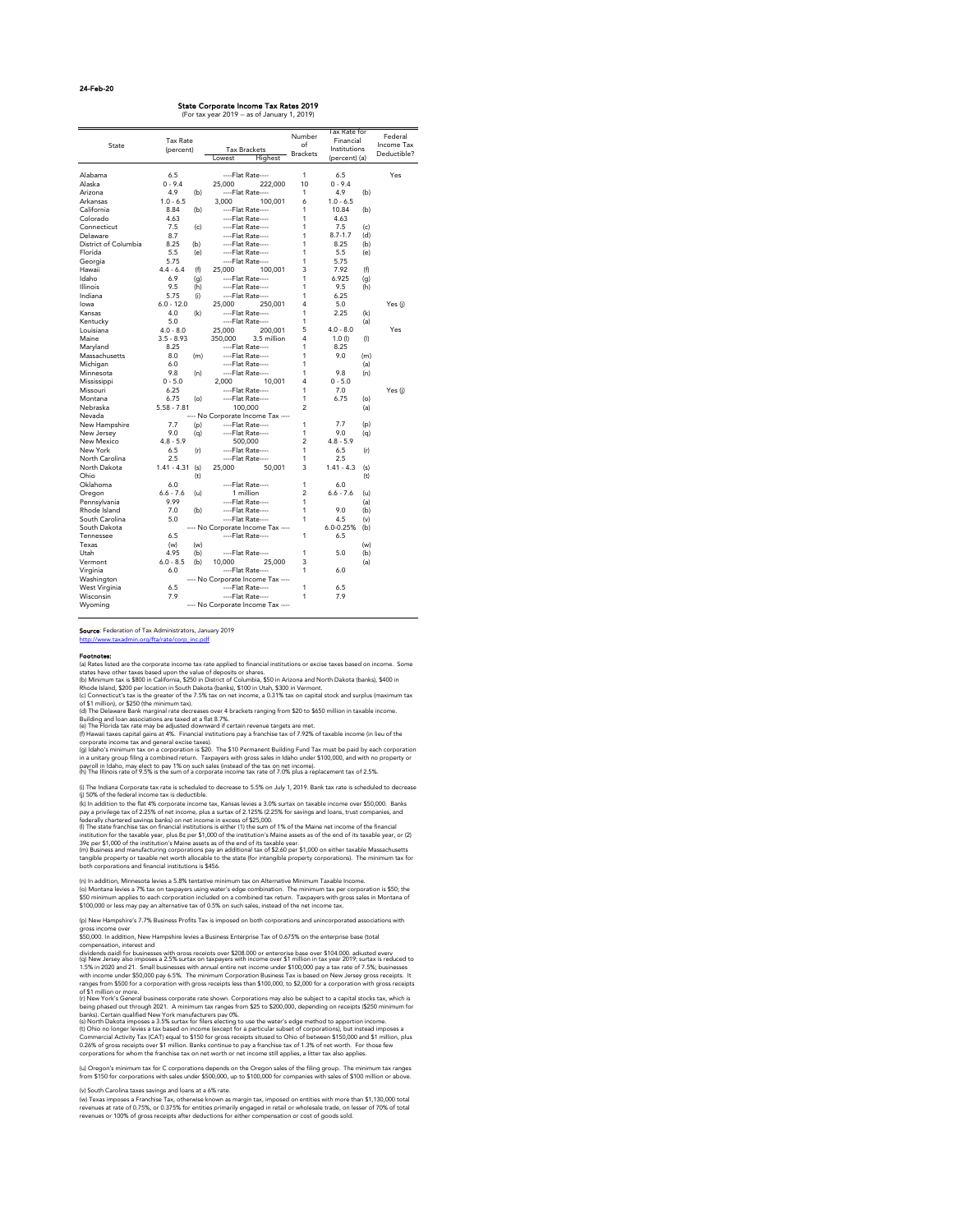24-Feb-20

# State Corporate Income Tax Rates 2019

(For tax year 2019 -- as of January 1, 2019)

| State | Tax Rate (percent) | | Tax Brackets Lowest | Tax Brackets Highest | Number of Brackets | Tax Rate for Financial Institutions (percent) (a) | | Federal Income Tax Deductible? |
|---|---|---|---|---|---|---|---|---|
| Alabama | 6.5 | | ----Flat Rate---- | | 1 | 6.5 | | Yes |
| Alaska | 0 - 9.4 | | 25,000 | 222,000 | 10 | 0 - 9.4 | | |
| Arizona | 4.9 | (b) | ----Flat Rate---- | | 1 | 4.9 | (b) | |
| Arkansas | 1.0 - 6.5 | | 3,000 | 100,001 | 6 | 1.0 - 6.5 | | |
| California | 8.84 | (b) | ----Flat Rate---- | | 1 | 10.84 | (b) | |
| Colorado | 4.63 | | ----Flat Rate---- | | 1 | 4.63 | | |
| Connecticut | 7.5 | (c) | ----Flat Rate---- | | 1 | 7.5 | (c) | |
| Delaware | 8.7 | | ----Flat Rate---- | | 1 | 8.7-1.7 | (d) | |
| District of Columbia | 8.25 | (b) | ----Flat Rate---- | | 1 | 8.25 | (b) | |
| Florida | 5.5 | (e) | ----Flat Rate---- | | 1 | 5.5 | (e) | |
| Georgia | 5.75 | | ----Flat Rate---- | | 1 | 5.75 | | |
| Hawaii | 4.4 - 6.4 | (f) | 25,000 | 100,001 | 3 | 7.92 | (f) | |
| Idaho | 6.9 | (g) | ----Flat Rate---- | | 1 | 6.925 | (g) | |
| Illinois | 9.5 | (h) | ----Flat Rate---- | | 1 | 9.5 | (h) | |
| Indiana | 5.75 | (i) | ----Flat Rate---- | | 1 | 6.25 | | |
| Iowa | 6.0 - 12.0 | | 25,000 | 250,001 | 4 | 5.0 | | Yes (j) |
| Kansas | 4.0 | (k) | ----Flat Rate---- | | 1 | 2.25 | (k) | |
| Kentucky | 5.0 | | ----Flat Rate---- | | 1 | | (a) | |
| Louisiana | 4.0 - 8.0 | | 25,000 | 200,001 | 5 | 4.0 - 8.0 | | Yes |
| Maine | 3.5 - 8.93 | | 350,000 | 3.5 million | 4 | 1.0 (l) | (l) | |
| Maryland | 8.25 | | ----Flat Rate---- | | 1 | 8.25 | | |
| Massachusetts | 8.0 | (m) | ----Flat Rate---- | | 1 | 9.0 | (m) | |
| Michigan | 6.0 | | ----Flat Rate---- | | 1 | | (a) | |
| Minnesota | 9.8 | (n) | ----Flat Rate---- | | 1 | 9.8 | (n) | |
| Mississippi | 0 - 5.0 | | 2,000 | 10,001 | 4 | 0 - 5.0 | | |
| Missouri | 6.25 | | ----Flat Rate---- | | 1 | 7.0 | | Yes (j) |
| Montana | 6.75 | (o) | ----Flat Rate---- | | 1 | 6.75 | (o) | |
| Nebraska | 5.58 - 7.81 | | 100,000 | | 2 | | (a) | |
| Nevada | ---- No Corporate Income Tax ---- | | | | | | | |
| New Hampshire | 7.7 | (p) | ----Flat Rate---- | | 1 | 7.7 | (p) | |
| New Jersey | 9.0 | (q) | ----Flat Rate---- | | 1 | 9.0 | (q) | |
| New Mexico | 4.8 - 5.9 | | 500,000 | | 2 | 4.8 - 5.9 | | |
| New York | 6.5 | (r) | ----Flat Rate---- | | 1 | 6.5 | (r) | |
| North Carolina | 2.5 | | ----Flat Rate---- | | 1 | 2.5 | | |
| North Dakota | 1.41 - 4.31 | (s) | 25,000 | 50,001 | 3 | 1.41 - 4.3 | (s) | |
| Ohio | | (t) | | | | | (t) | |
| Oklahoma | 6.0 | | ----Flat Rate---- | | 1 | 6.0 | | |
| Oregon | 6.6 - 7.6 | (u) | 1 million | | 2 | 6.6 - 7.6 | (u) | |
| Pennsylvania | 9.99 | | ----Flat Rate---- | | 1 | | (a) | |
| Rhode Island | 7.0 | (b) | ----Flat Rate---- | | 1 | 9.0 | (b) | |
| South Carolina | 5.0 | | ----Flat Rate---- | | 1 | 4.5 | (v) | |
| South Dakota | ---- No Corporate Income Tax ---- | | | | | 6.0-0.25% | (b) | |
| Tennessee | 6.5 | | ----Flat Rate---- | | 1 | 6.5 | | |
| Texas | (w) | (w) | | | | | (w) | |
| Utah | 4.95 | (b) | ----Flat Rate---- | | 1 | 5.0 | (b) | |
| Vermont | 6.0 - 8.5 | (b) | 10,000 | 25,000 | 3 | | (a) | |
| Virginia | 6.0 | | ----Flat Rate---- | | 1 | 6.0 | | |
| Washington | ---- No Corporate Income Tax ---- | | | | | | | |
| West Virginia | 6.5 | | ----Flat Rate---- | | 1 | 6.5 | | |
| Wisconsin | 7.9 | | ----Flat Rate---- | | 1 | 7.9 | | |
| Wyoming | ---- No Corporate Income Tax ---- | | | | | | | |

**Source**: Federation of Tax Administrators, January 2019
http://www.taxadmin.org/fta/rate/corp_inc.pdf

**Footnotes:**

(a) Rates listed are the corporate income tax rate applied to financial institutions or excise taxes based on income. Some states have other taxes based upon the value of deposits or shares.
(b) Minimum tax is $800 in California, $250 in District of Columbia, $50 in Arizona and North Dakota (banks), $400 in Rhode Island, $200 per location in South Dakota (banks), $100 in Utah, $300 in Vermont.
(c) Connecticut's tax is the greater of the 7.5% tax on net income, a 0.31% tax on capital stock and surplus (maximum tax of $1 million), or $250 (the minimum tax).
(d) The Delaware Bank marginal rate decreases over 4 brackets ranging from $20 to $650 million in taxable income. Building and loan associations are taxed at a flat 8.7%.
(e) The Florida tax rate may be adjusted downward if certain revenue targets are met.
(f) Hawaii taxes capital gains at 4%. Financial institutions pay a franchise tax of 7.92% of taxable income (in lieu of the corporate income tax and general excise taxes).
(g) Idaho's minimum tax on a corporation is $20. The $10 Permanent Building Fund Tax must be paid by each corporation in a unitary group filing a combined return. Taxpayers with gross sales in Idaho under $100,000, and with no property or payroll in Idaho, may elect to pay 1% on such sales (instead of the tax on net income).
(h) The Illinois rate of 9.5% is the sum of a corporate income tax rate of 7.0% plus a replacement tax of 2.5%.

(i) The Indiana Corporate tax rate is scheduled to decrease to 5.5% on July 1, 2019. Bank tax rate is scheduled to decrease
(j) 50% of the federal income tax is deductible.
(k) In addition to the flat 4% corporate income tax, Kansas levies a 3.0% surtax on taxable income over $50,000. Banks pay a privilege tax of 2.25% of net income, plus a surtax of 2.125% (2.25% for savings and loans, trust companies, and federally chartered savings banks) on net income in excess of $25,000.
(l) The state franchise tax on financial institutions is either (1) the sum of 1% of the Maine net income of the financial institution for the taxable year, plus 8¢ per $1,000 of the institution's Maine assets as of the end of its taxable year, or (2) 39¢ per $1,000 of the institution's Maine assets as of the end of its taxable year.
(m) Business and manufacturing corporations pay an additional tax of $2.60 per $1,000 on either taxable Massachusetts tangible property or taxable net worth allocable to the state (for intangible property corporations). The minimum tax for both corporations and financial institutions is $456.

(n) In addition, Minnesota levies a 5.8% tentative minimum tax on Alternative Minimum Taxable Income.
(o) Montana levies a 7% tax on taxpayers using water's edge combination. The minimum tax per corporation is $50; the $50 minimum applies to each corporation included on a combined tax return. Taxpayers with gross sales in Montana of $100,000 or less may pay an alternative tax of 0.5% on such sales, instead of the net income tax.

(p) New Hampshire's 7.7% Business Profits Tax is imposed on both corporations and unincorporated associations with gross income over $50,000. In addition, New Hampshire levies a Business Enterprise Tax of 0.675% on the enterprise base (total compensation, interest and dividends paid) for businesses with gross receipts over $208,000 or enterprise base over $104,000, adjusted every
(q) New Jersey also imposes a 2.5% surtax on taxpayers with income over $1 million in tax year 2019; surtax is reduced to 1.5% in 2020 and 21. Small businesses with annual entire net income under $100,000 pay a tax rate of 7.5%; businesses with income under $50,000 pay 6.5%. The minimum Corporation Business Tax is based on New Jersey gross receipts. It ranges from $500 for a corporation with gross receipts less than $100,000, to $2,000 for a corporation with gross receipts of $1 million or more.
(r) New York's General business corporate rate shown. Corporations may also be subject to a capital stocks tax, which is being phased out through 2021. A minimum tax ranges from $25 to $200,000, depending on receipts ($250 minimum for banks). Certain qualified New York manufacturers pay 0%.
(s) North Dakota imposes a 3.5% surtax for filers electing to use the water's edge method to apportion income.
(t) Ohio no longer levies a tax based on income (except for a particular subset of corporations), but instead imposes a Commercial Activity Tax (CAT) equal to $150 for gross receipts situsd to Ohio of between $150,000 and $1 million, plus 0.26% of gross receipts over $1 million. Banks continue to pay a franchise tax of 1.3% of net worth. For those few corporations for whom the franchise tax on net worth or net income still applies, a litter tax also applies.

(u) Oregon's minimum tax for C corporations depends on the Oregon sales of the filing group. The minimum tax ranges from $150 for corporations with sales under $500,000, up to $100,000 for companies with sales of $100 million or above.

(v) South Carolina taxes savings and loans at a 6% rate.
(w) Texas imposes a Franchise Tax, otherwise known as margin tax, imposed on entities with more than $1,130,000 total revenues at rate of 0.75%, or 0.375% for entities primarily engaged in retail or wholesale trade, on lesser of 70% of total revenues or 100% of gross receipts after deductions for either compensation or cost of goods sold.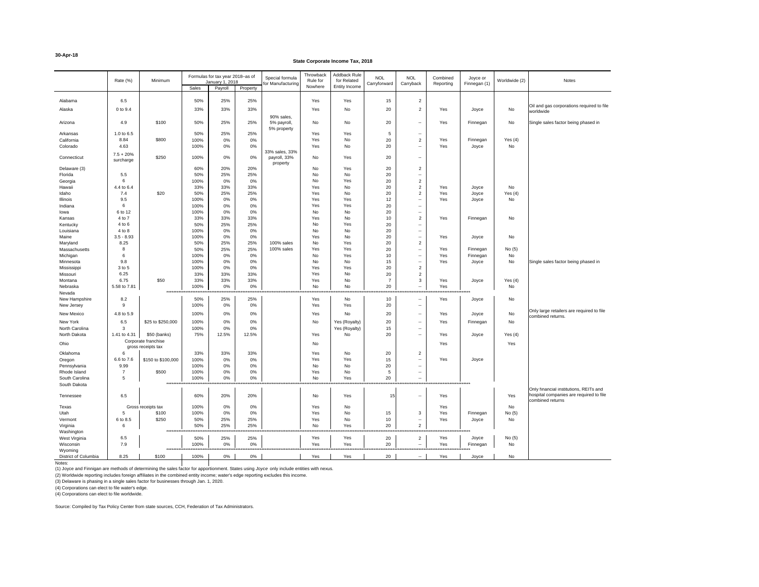30-Apr-18

## State Corporate Income Tax, 2018

| | Rate (%) | Minimum | Formulas for tax year 2018--as of January 1, 2018 | | | Special formula for Manufacturing | Throwback Rule for Nowhere | Addback Rule for Related Entity Income | NOL Carryforward | NOL Carryback | Combined Reporting | Joyce or Finnegan (1) | Worldwide (2) | Notes |
|---|---|---|---|---|---|---|---|---|---|---|---|---|---|---|
| | | | Sales | Payroll | Property | | | | | | | | | |
| Alabama | 6.5 | | 50% | 25% | 25% | | Yes | Yes | 15 | 2 | | | | |
| Alaska | 0 to 9.4 | | 33% | 33% | 33% | | Yes | No | 20 | 2 | Yes | Joyce | No | Oil and gas corporations required to file worldwide |
| Arizona | 4.9 | $100 | 50% | 25% | 25% | 90% sales, 5% payroll, 5% property | No | No | 20 | -- | Yes | Finnegan | No | Single sales factor being phased in |
| Arkansas | 1.0 to 6.5 | | 50% | 25% | 25% | | Yes | Yes | 5 | -- | | | | |
| California | 8.84 | $800 | 100% | 0% | 0% | | Yes | No | 20 | 2 | Yes | Finnegan | Yes (4) | |
| Colorado | 4.63 | | 100% | 0% | 0% | | Yes | No | 20 | -- | Yes | Joyce | No | |
| Connecticut | 7.5 + 20% surcharge | $250 | 100% | 0% | 0% | 33% sales, 33% payroll, 33% property | No | Yes | 20 | -- | | | | |
| Delaware (3) | | | 60% | 20% | 20% | | No | Yes | 20 | 2 | | | | |
| Florida | 5.5 | | 50% | 25% | 25% | | No | No | 20 | -- | | | | |
| Georgia | 6 | | 100% | 0% | 0% | | No | Yes | 20 | 2 | | | | |
| Hawaii | 4.4 to 6.4 | | 33% | 33% | 33% | | Yes | No | 20 | 2 | Yes | Joyce | No | |
| Idaho | 7.4 | $20 | 50% | 25% | 25% | | Yes | No | 20 | 2 | Yes | Joyce | Yes (4) | |
| Illinois | 9.5 | | 100% | 0% | 0% | | Yes | Yes | 12 | -- | Yes | Joyce | No | |
| Indiana | 6 | | 100% | 0% | 0% | | Yes | Yes | 20 | -- | | | | |
| Iowa | 6 to 12 | | 100% | 0% | 0% | | No | No | 20 | -- | | | | |
| Kansas | 4 to 7 | | 33% | 33% | 33% | | Yes | No | 10 | 2 | Yes | Finnegan | No | |
| Kentucky | 4 to 6 | | 50% | 25% | 25% | | No | Yes | 20 | -- | | | | |
| Louisiana | 4 to 8 | | 100% | 0% | 0% | | No | No | 20 | -- | | | | |
| Maine | 3.5 - 8.93 | | 100% | 0% | 0% | | Yes | No | 20 | -- | Yes | Joyce | No | |
| Maryland | 8.25 | | 50% | 25% | 25% | 100% sales | No | Yes | 20 | 2 | | | | |
| Massachusetts | 8 | | 50% | 25% | 25% | 100% sales | Yes | Yes | 20 | -- | Yes | Finnegan | No (5) | |
| Michigan | 6 | | 100% | 0% | 0% | | No | Yes | 10 | -- | Yes | Finnegan | No | |
| Minnesota | 9.8 | | 100% | 0% | 0% | | No | No | 15 | -- | Yes | Joyce | No | Single sales factor being phased in |
| Mississippi | 3 to 5 | | 100% | 0% | 0% | | Yes | Yes | 20 | 2 | | | | |
| Missouri | 6.25 | | 33% | 33% | 33% | | Yes | No | 20 | 2 | | | | |
| Montana | 6.75 | $50 | 33% | 33% | 33% | | Yes | No | 7 | 3 | Yes | Joyce | Yes (4) | |
| Nebraska | 5.58 to 7.81 | | 100% | 0% | 0% | | No | No | 20 | -- | Yes | | No | |
| Nevada | ****** | | | | | | | | | | | | | |
| New Hampshire | 8.2 | | 50% | 25% | 25% | | Yes | No | 10 | -- | Yes | Joyce | No | |
| New Jersey | 9 | | 100% | 0% | 0% | | Yes | Yes | 20 | -- | | | | |
| New Mexico | 4.8 to 5.9 | | 100% | 0% | 0% | | Yes | No | 20 | -- | Yes | Joyce | No | Only large retailers are required to file combined returns. |
| New York | 6.5 | $25 to $250,000 | 100% | 0% | 0% | | No | Yes (Royalty) | 20 | -- | Yes | Finnegan | No | |
| North Carolina | 3 | | 100% | 0% | 0% | | | Yes (Royalty) | 15 | -- | | | | |
| North Dakota | 1.41 to 4.31 | $50 (banks) | 75% | 12.5% | 12.5% | | Yes | No | 20 | -- | Yes | Joyce | Yes (4) | |
| Ohio | Corporate franchise gross receipts tax | | | | | | No | | | | Yes | | Yes | |
| Oklahoma | 6 | | 33% | 33% | 33% | | Yes | No | 20 | 2 | | | | |
| Oregon | 6.6 to 7.6 | $150 to $100,000 | 100% | 0% | 0% | | Yes | Yes | 15 | -- | Yes | Joyce | | |
| Pennsylvania | 9.99 | | 100% | 0% | 0% | | No | No | 20 | -- | | | | |
| Rhode Island | 7 | $500 | 100% | 0% | 0% | | Yes | No | 5 | -- | | | | |
| South Carolina | 5 | | 100% | 0% | 0% | | No | Yes | 20 | -- | | | | |
| South Dakota | ****** | | | | | | | | | | | | | |
| Tennessee | 6.5 | | 60% | 20% | 20% | | No | Yes | 15 | -- | Yes | | Yes | Only financial institutions, REITs and hospital companies are required to file combined returns |
| Texas | Gross receipts tax | | 100% | 0% | 0% | | Yes | No | | | Yes | | No | |
| Utah | 5 | $100 | 100% | 0% | 0% | | Yes | No | 15 | 3 | Yes | Finnegan | No (5) | |
| Vermont | 6 to 8.5 | $250 | 50% | 25% | 25% | | Yes | No | 10 | -- | Yes | Joyce | No | |
| Virginia | 6 | | 50% | 25% | 25% | | No | Yes | 20 | 2 | | | | |
| Washington | ****** | | | | | | | | | | | | | |
| West Virginia | 6.5 | | 50% | 25% | 25% | | Yes | Yes | 20 | 2 | Yes | Joyce | No (5) | |
| Wisconsin | 7.9 | | 100% | 0% | 0% | | Yes | Yes | 20 | -- | Yes | Finnegan | No | |
| Wyoming | ****** | | | | | | | | | | | | | |
| District of Columbia | 8.25 | $100 | 100% | 0% | 0% | | Yes | Yes | 20 | -- | Yes | Joyce | No | |

Notes:

(1) Joyce and Finnigan are methods of determining the sales factor for apportionment. States using *Joyce* only include entities with nexus.

(2) Worldwide reporting includes foreign affiliates in the combined entity income; water's edge reporting excludes this income.

(3) Delaware is phasing in a single sales factor for businesses through Jan. 1, 2020.

(4) Corporations can elect to file water's edge.

(4) Corporations can elect to file worldwide.

Source: Compiled by Tax Policy Center from state sources, CCH, Federation of Tax Administrators.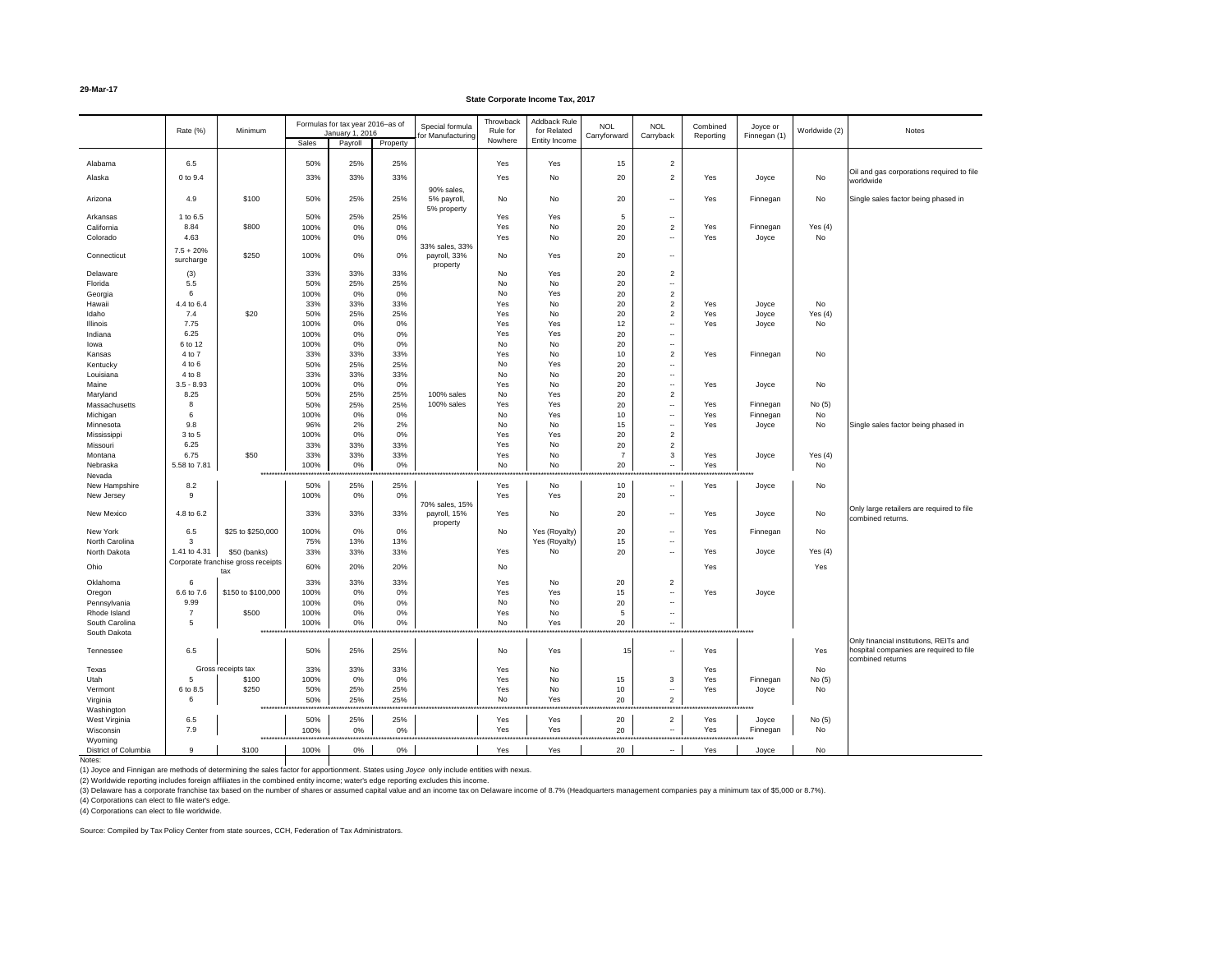29-Mar-17

## State Corporate Income Tax, 2017

| | Rate (%) | Minimum | Formulas for tax year 2016--as of January 1, 2016 | | | Special formula for Manufacturing | Throwback Rule for Nowhere | Addback Rule for Related Entity Income | NOL Carryforward | NOL Carryback | Combined Reporting | Joyce or Finnegan (1) | Worldwide (2) | Notes |
|---|---|---|---|---|---|---|---|---|---|---|---|---|---|---|
| | | | Sales | Payroll | Property | | | | | | | | | |
| Alabama | 6.5 | | 50% | 25% | 25% | | Yes | Yes | 15 | 2 | | | | |
| Alaska | 0 to 9.4 | | 33% | 33% | 33% | | Yes | No | 20 | 2 | Yes | Joyce | No | Oil and gas corporations required to file worldwide |
| Arizona | 4.9 | $100 | 50% | 25% | 25% | 90% sales, 5% payroll, 5% property | No | No | 20 | -- | Yes | Finnegan | No | Single sales factor being phased in |
| Arkansas | 1 to 6.5 | | 50% | 25% | 25% | | Yes | Yes | 5 | -- | | | | |
| California | 8.84 | $800 | 100% | 0% | 0% | | Yes | No | 20 | 2 | Yes | Finnegan | Yes (4) | |
| Colorado | 4.63 | | 100% | 0% | 0% | | Yes | No | 20 | -- | Yes | Joyce | No | |
| Connecticut | 7.5 + 20% surcharge | $250 | 100% | 0% | 0% | 33% sales, 33% payroll, 33% property | No | Yes | 20 | -- | | | | |
| Delaware | (3) | | 33% | 33% | 33% | | No | Yes | 20 | 2 | | | | |
| Florida | 5.5 | | 50% | 25% | 25% | | No | No | 20 | -- | | | | |
| Georgia | 6 | | 100% | 0% | 0% | | No | Yes | 20 | 2 | | | | |
| Hawaii | 4.4 to 6.4 | | 33% | 33% | 33% | | Yes | No | 20 | 2 | Yes | Joyce | No | |
| Idaho | 7.4 | $20 | 50% | 25% | 25% | | Yes | No | 20 | 2 | Yes | Joyce | Yes (4) | |
| Illinois | 7.75 | | 100% | 0% | 0% | | Yes | Yes | 12 | -- | Yes | Joyce | No | |
| Indiana | 6.25 | | 100% | 0% | 0% | | Yes | Yes | 20 | -- | | | | |
| Iowa | 6 to 12 | | 100% | 0% | 0% | | No | No | 20 | -- | | | | |
| Kansas | 4 to 7 | | 33% | 33% | 33% | | Yes | No | 10 | 2 | Yes | Finnegan | No | |
| Kentucky | 4 to 6 | | 50% | 25% | 25% | | No | Yes | 20 | -- | | | | |
| Louisiana | 4 to 8 | | 33% | 33% | 33% | | No | No | 20 | -- | | | | |
| Maine | 3.5 - 8.93 | | 100% | 0% | 0% | | Yes | No | 20 | -- | Yes | Joyce | No | |
| Maryland | 8.25 | | 50% | 25% | 25% | 100% sales | No | Yes | 20 | 2 | | | | |
| Massachusetts | 8 | | 50% | 25% | 25% | 100% sales | Yes | Yes | 20 | -- | Yes | Finnegan | No (5) | |
| Michigan | 6 | | 100% | 0% | 0% | | No | Yes | 10 | -- | Yes | Finnegan | No | |
| Minnesota | 9.8 | | 96% | 2% | 2% | | No | No | 15 | -- | Yes | Joyce | No | Single sales factor being phased in |
| Mississippi | 3 to 5 | | 100% | 0% | 0% | | Yes | Yes | 20 | 2 | | | | |
| Missouri | 6.25 | | 33% | 33% | 33% | | Yes | No | 20 | 2 | | | | |
| Montana | 6.75 | $50 | 33% | 33% | 33% | | Yes | No | 7 | 3 | Yes | Joyce | Yes (4) | |
| Nebraska | 5.58 to 7.81 | | 100% | 0% | 0% | | No | No | 20 | -- | Yes | | No | |
| Nevada | ******** | | | | | | | | | | | | | |
| New Hampshire | 8.2 | | 50% | 25% | 25% | | Yes | No | 10 | -- | Yes | Joyce | No | |
| New Jersey | 9 | | 100% | 0% | 0% | | Yes | Yes | 20 | -- | | | | |
| New Mexico | 4.8 to 6.2 | | 33% | 33% | 33% | 70% sales, 15% payroll, 15% property | Yes | No | 20 | -- | Yes | Joyce | No | Only large retailers are required to file combined returns. |
| New York | 6.5 | $25 to $250,000 | 100% | 0% | 0% | | No | Yes (Royalty) | 20 | -- | Yes | Finnegan | No | |
| North Carolina | 3 | | 75% | 13% | 13% | | | Yes (Royalty) | 15 | -- | | | | |
| North Dakota | 1.41 to 4.31 | $50 (banks) | 33% | 33% | 33% | | Yes | No | 20 | -- | Yes | Joyce | Yes (4) | |
| Ohio | Corporate franchise gross receipts tax | | 60% | 20% | 20% | | No | | | | Yes | | Yes | |
| Oklahoma | 6 | | 33% | 33% | 33% | | Yes | No | 20 | 2 | | | | |
| Oregon | 6.6 to 7.6 | $150 to $100,000 | 100% | 0% | 0% | | Yes | Yes | 15 | -- | Yes | Joyce | | |
| Pennsylvania | 9.99 | | 100% | 0% | 0% | | No | No | 20 | -- | | | | |
| Rhode Island | 7 | $500 | 100% | 0% | 0% | | Yes | No | 5 | -- | | | | |
| South Carolina | 5 | | 100% | 0% | 0% | | No | Yes | 20 | -- | | | | |
| South Dakota | ******** | | | | | | | | | | | | | |
| Tennessee | 6.5 | | 50% | 25% | 25% | | No | Yes | 15 | -- | Yes | | Yes | Only financial institutions, REITs and hospital companies are required to file combined returns |
| Texas | Gross receipts tax | | 33% | 33% | 33% | | Yes | No | | | Yes | | No | |
| Utah | 5 | $100 | 100% | 0% | 0% | | Yes | No | 15 | 3 | Yes | Finnegan | No (5) | |
| Vermont | 6 to 8.5 | $250 | 50% | 25% | 25% | | Yes | No | 10 | -- | Yes | Joyce | No | |
| Virginia | 6 | | 50% | 25% | 25% | | No | Yes | 20 | 2 | | | | |
| Washington | ******** | | | | | | | | | | | | | |
| West Virginia | 6.5 | | 50% | 25% | 25% | | Yes | Yes | 20 | 2 | Yes | Joyce | No (5) | |
| Wisconsin | 7.9 | | 100% | 0% | 0% | | Yes | Yes | 20 | -- | Yes | Finnegan | No | |
| Wyoming | ******** | | | | | | | | | | | | | |
| District of Columbia | 9 | $100 | 100% | 0% | 0% | | Yes | Yes | 20 | -- | Yes | Joyce | No | |

Notes:

(1) Joyce and Finnigan are methods of determining the sales factor for apportionment. States using *Joyce* only include entities with nexus.

(2) Worldwide reporting includes foreign affiliates in the combined entity income; water's edge reporting excludes this income.

(3) Delaware has a corporate franchise tax based on the number of shares or assumed capital value and an income tax on Delaware income of 8.7% (Headquarters management companies pay a minimum tax of $5,000 or 8.7%).

(4) Corporations can elect to file water's edge.

(4) Corporations can elect to file worldwide.

Source: Compiled by Tax Policy Center from state sources, CCH, Federation of Tax Administrators.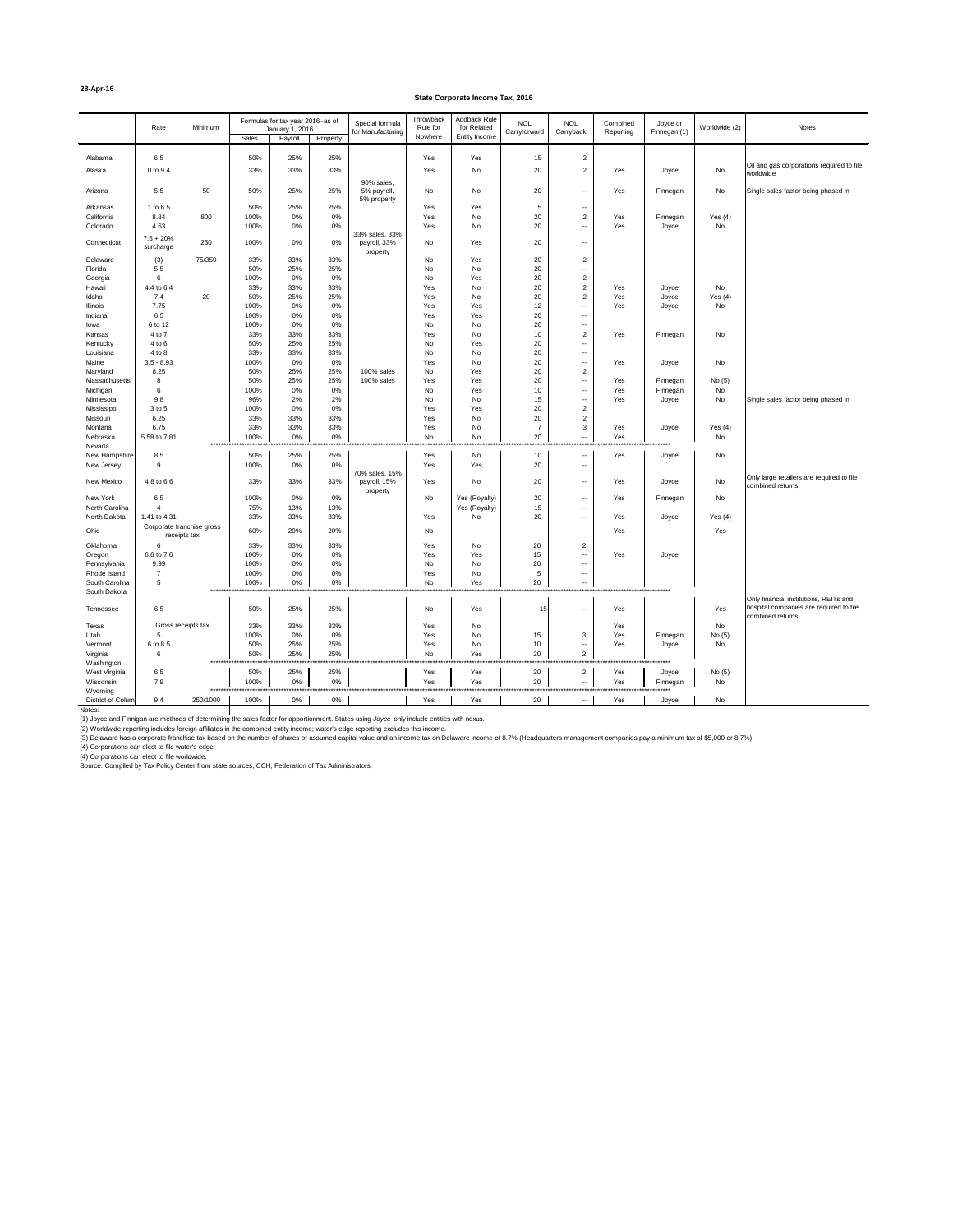28-Apr-16

## State Corporate Income Tax, 2016

| | Rate | Minimum | Formulas for tax year 2016--as of January 1, 2016 | | | Special formula for Manufacturing | Throwback Rule for Nowhere | Addback Rule for Related Entity Income | NOL Carryforward | NOL Carryback | Combined Reporting | Joyce or Finnegan (1) | Worldwide (2) | Notes |
|---|---|---|---|---|---|---|---|---|---|---|---|---|---|---|
| | | | Sales | Payroll | Property | | | | | | | | | |
| Alabama | 6.5 | | 50% | 25% | 25% | | Yes | Yes | 15 | 2 | | | | |
| Alaska | 0 to 9.4 | | 33% | 33% | 33% | | Yes | No | 20 | 2 | Yes | Joyce | No | Oil and gas corporations required to file worldwide |
| Arizona | 5.5 | 50 | 50% | 25% | 25% | 90% sales, 5% payroll, 5% property | No | No | 20 | -- | Yes | Finnegan | No | Single sales factor being phased in |
| Arkansas | 1 to 6.5 | | 50% | 25% | 25% | | Yes | Yes | 5 | -- | | | | |
| California | 8.84 | 800 | 100% | 0% | 0% | | Yes | No | 20 | 2 | Yes | Finnegan | Yes (4) | |
| Colorado | 4.63 | | 100% | 0% | 0% | | Yes | No | 20 | -- | Yes | Joyce | No | |
| Connecticut | 7.5 + 20% surcharge | 250 | 100% | 0% | 0% | 33% sales, 33% payroll, 33% property | No | Yes | 20 | -- | | | | |
| Delaware | (3) | 75/350 | 33% | 33% | 33% | | No | Yes | 20 | 2 | | | | |
| Florida | 5.5 | | 50% | 25% | 25% | | No | No | 20 | -- | | | | |
| Georgia | 6 | | 100% | 0% | 0% | | No | Yes | 20 | 2 | | | | |
| Hawaii | 4.4 to 6.4 | | 33% | 33% | 33% | | Yes | No | 20 | 2 | Yes | Joyce | No | |
| Idaho | 7.4 | 20 | 50% | 25% | 25% | | Yes | No | 20 | 2 | Yes | Joyce | Yes (4) | |
| Illinois | 7.75 | | 100% | 0% | 0% | | Yes | Yes | 12 | -- | Yes | Joyce | No | |
| Indiana | 6.5 | | 100% | 0% | 0% | | Yes | Yes | 20 | -- | | | | |
| Iowa | 6 to 12 | | 100% | 0% | 0% | | No | No | 20 | -- | | | | |
| Kansas | 4 to 7 | | 33% | 33% | 33% | | Yes | No | 10 | 2 | Yes | Finnegan | No | |
| Kentucky | 4 to 6 | | 50% | 25% | 25% | | No | Yes | 20 | -- | | | | |
| Louisiana | 4 to 8 | | 33% | 33% | 33% | | No | No | 20 | -- | | | | |
| Maine | 3.5 - 8.93 | | 100% | 0% | 0% | | Yes | No | 20 | -- | Yes | Joyce | No | |
| Maryland | 8.25 | | 50% | 25% | 25% | 100% sales | No | Yes | 20 | 2 | | | | |
| Massachusetts | 8 | | 50% | 25% | 25% | 100% sales | Yes | Yes | 20 | -- | Yes | Finnegan | No (5) | |
| Michigan | 6 | | 100% | 0% | 0% | | No | Yes | 10 | -- | Yes | Finnegan | No | |
| Minnesota | 9.8 | | 96% | 2% | 2% | | No | No | 15 | -- | Yes | Joyce | No | Single sales factor being phased in |
| Mississippi | 3 to 5 | | 100% | 0% | 0% | | Yes | Yes | 20 | 2 | | | | |
| Missouri | 6.25 | | 33% | 33% | 33% | | Yes | No | 20 | 2 | | | | |
| Montana | 6.75 | | 33% | 33% | 33% | | Yes | No | 7 | 3 | Yes | Joyce | Yes (4) | |
| Nebraska | 5.58 to 7.81 | | 100% | 0% | 0% | | No | No | 20 | -- | Yes | | No | |
| Nevada | ****** | | | | | | | | | | | | | |
| New Hampshire | 8.5 | | 50% | 25% | 25% | | Yes | No | 10 | -- | Yes | Joyce | No | |
| New Jersey | 9 | | 100% | 0% | 0% | | Yes | Yes | 20 | -- | | | | |
| New Mexico | 4.8 to 6.6 | | 33% | 33% | 33% | 70% sales, 15% payroll, 15% property | Yes | No | 20 | -- | Yes | Joyce | No | Only large retailers are required to file combined returns. |
| New York | 6.5 | | 100% | 0% | 0% | | No | Yes (Royalty) | 20 | -- | Yes | Finnegan | No | |
| North Carolina | 4 | | 75% | 13% | 13% | | | Yes (Royalty) | 15 | -- | | | | |
| North Dakota | 1.41 to 4.31 | | 33% | 33% | 33% | | Yes | No | 20 | -- | Yes | Joyce | Yes (4) | |
| Ohio | Corporate franchise gross receipts tax | | 60% | 20% | 20% | | No | | | | Yes | | Yes | |
| Oklahoma | 6 | | 33% | 33% | 33% | | Yes | No | 20 | 2 | | | | |
| Oregon | 6.6 to 7.6 | | 100% | 0% | 0% | | Yes | Yes | 15 | -- | Yes | Joyce | | |
| Pennsylvania | 9.99 | | 100% | 0% | 0% | | No | No | 20 | -- | | | | |
| Rhode Island | 7 | | 100% | 0% | 0% | | Yes | No | 5 | -- | | | | |
| South Carolina | 5 | | 100% | 0% | 0% | | No | Yes | 20 | -- | | | | |
| South Dakota | ****** | | | | | | | | | | | | | |
| Tennessee | 6.5 | | 50% | 25% | 25% | | No | Yes | 15 | -- | Yes | | Yes | Only financial institutions, REITs and hospital companies are required to file combined returns |
| Texas | Gross receipts tax | | 33% | 33% | 33% | | Yes | No | | | Yes | | No | |
| Utah | 5 | | 100% | 0% | 0% | | Yes | No | 15 | 3 | Yes | Finnegan | No (5) | |
| Vermont | 6 to 8.5 | | 50% | 25% | 25% | | Yes | No | 10 | -- | Yes | Joyce | No | |
| Virginia | 6 | | 50% | 25% | 25% | | No | Yes | 20 | 2 | | | | |
| Washington | ****** | | | | | | | | | | | | | |
| West Virginia | 6.5 | | 50% | 25% | 25% | | Yes | Yes | 20 | 2 | Yes | Joyce | No (5) | |
| Wisconsin | 7.9 | | 100% | 0% | 0% | | Yes | Yes | 20 | -- | Yes | Finnegan | No | |
| Wyoming | ****** | | | | | | | | | | | | | |
| District of Columbia | 9.4 | 250/1000 | 100% | 0% | 0% | | Yes | Yes | 20 | -- | Yes | Joyce | No | |

Notes:

(1) Joyce and Finnigan are methods of determining the sales factor for apportionment. States using *Joyce* only include entities with nexus.

(2) Worldwide reporting includes foreign affiliates in the combined entity income; water's edge reporting excludes this income.

(3) Delaware has a corporate franchise tax based on the number of shares or assumed capital value and an income tax on Delaware income of 8.7% (Headquarters management companies pay a minimum tax of $5,000 or 8.7%).

(4) Corporations can elect to file water's edge.

(4) Corporations can elect to file worldwide.

Source: Compiled by Tax Policy Center from state sources, CCH, Federation of Tax Administrators.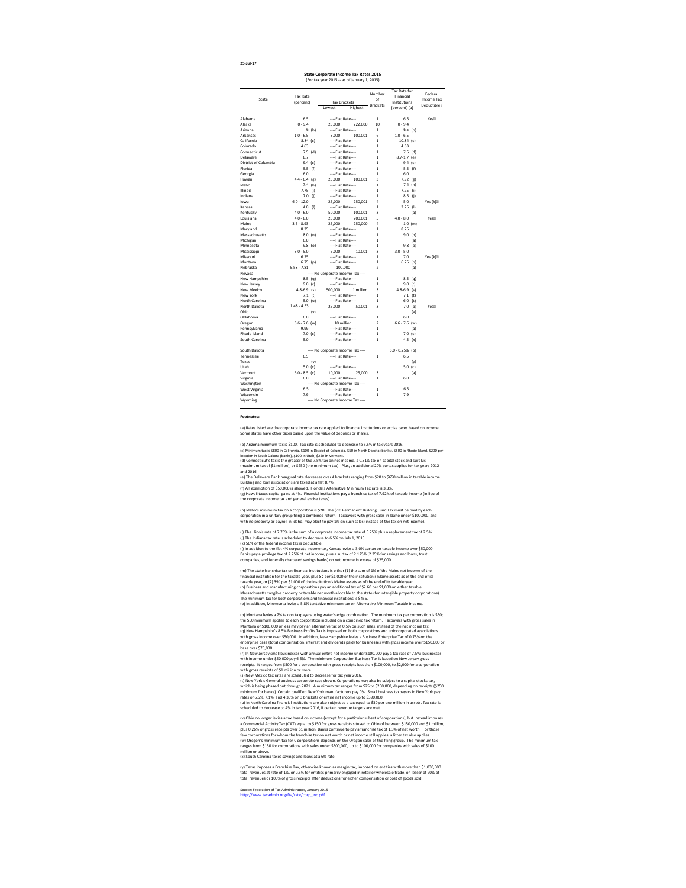25-Jul-17

## State Corporate Income Tax Rates 2015
(For tax year 2015 -- as of January 1, 2015)

| State | Tax Rate (percent) | Tax Brackets Lowest | Tax Brackets Highest | Number of Brackets | Tax Rate for Financial Institutions (percent) (a) | Federal Income Tax Deductible? |
|---|---|---|---|---|---|---|
| Alabama | 6.5 | ----Flat Rate---- | | 1 | 6.5 | Yes |
| Alaska | 0 - 9.4 | 25,000 | 222,000 | 10 | 0 - 9.4 | |
| Arizona | 6 (b) | ----Flat Rate---- | | 1 | 6.5 (b) | |
| Arkansas | 1.0 - 6.5 | 3,000 | 100,001 | 6 | 1.0 - 6.5 | |
| California | 8.84 (c) | ----Flat Rate---- | | 1 | 10.84 (c) | |
| Colorado | 4.63 | ----Flat Rate---- | | 1 | 4.63 | |
| Connecticut | 7.5 (d) | ----Flat Rate---- | | 1 | 7.5 (d) | |
| Delaware | 8.7 | ----Flat Rate---- | | 1 | 8.7-1.7 (e) | |
| District of Columbia | 9.4 (c) | ----Flat Rate---- | | 1 | 9.4 (c) | |
| Florida | 5.5 (f) | ----Flat Rate---- | | 1 | 5.5 (f) | |
| Georgia | 6.0 | ----Flat Rate---- | | 1 | 6.0 | |
| Hawaii | 4.4 - 6.4 (g) | 25,000 | 100,001 | 3 | 7.92 (g) | |
| Idaho | 7.4 (h) | ----Flat Rate---- | | 1 | 7.4 (h) | |
| Illinois | 7.75 (i) | ----Flat Rate---- | | 1 | 7.75 (i) | |
| Indiana | 7.0 (j) | ----Flat Rate---- | | 1 | 8.5 (j) | |
| Iowa | 6.0 - 12.0 | 25,000 | 250,001 | 4 | 5.0 | Yes (k) |
| Kansas | 4.0 (l) | ----Flat Rate---- | | 1 | 2.25 (l) | |
| Kentucky | 4.0 - 6.0 | 50,000 | 100,001 | 3 | (a) | |
| Louisiana | 4.0 - 8.0 | 25,000 | 200,001 | 5 | 4.0 - 8.0 | Yes |
| Maine | 3.5 - 8.93 | 25,000 | 250,000 | 4 | 1.0 (m) | |
| Maryland | 8.25 | ----Flat Rate---- | | 1 | 8.25 | |
| Massachusetts | 8.0 (n) | ----Flat Rate---- | | 1 | 9.0 (n) | |
| Michigan | 6.0 | ----Flat Rate---- | | 1 | (a) | |
| Minnesota | 9.8 (o) | ----Flat Rate---- | | 1 | 9.8 (o) | |
| Mississippi | 3.0 - 5.0 | 5,000 | 10,001 | 3 | 3.0 - 5.0 | |
| Missouri | 6.25 | ----Flat Rate---- | | 1 | 7.0 | Yes (k) |
| Montana | 6.75 (p) | ----Flat Rate---- | | 1 | 6.75 (p) | |
| Nebraska | 5.58 - 7.81 | 100,000 | | 2 | (a) | |
| Nevada | ---- No Corporate Income Tax ---- | | | | | |
| New Hampshire | 8.5 (q) | ----Flat Rate---- | | 1 | 8.5 (q) | |
| New Jersey | 9.0 (r) | ----Flat Rate---- | | 1 | 9.0 (r) | |
| New Mexico | 4.8-6.9 (s) | 500,000 | 1 million | 3 | 4.8-6.9 (s) | |
| New York | 7.1 (t) | ----Flat Rate---- | | 1 | 7.1 (t) | |
| North Carolina | 5.0 (u) | ----Flat Rate---- | | 1 | 6.0 (t) | |
| North Dakota | 1.48 - 4.53 | 25,000 | 50,001 | 3 | 7.0 (b) | Yes |
| Ohio | (v) | | | | (v) | |
| Oklahoma | 6.0 | ----Flat Rate---- | | 1 | 6.0 | |
| Oregon | 6.6 - 7.6 (w) | 10 million | | 2 | 6.6 - 7.6 (w) | |
| Pennsylvania | 9.99 | ----Flat Rate---- | | 1 | (a) | |
| Rhode Island | 7.0 (c) | ----Flat Rate---- | | 1 | 7.0 (c) | |
| South Carolina | 5.0 | ----Flat Rate---- | | 1 | 4.5 (x) | |
| South Dakota | ---- No Corporate Income Tax ---- | | | | 6.0 - 0.25% (b) | |
| Tennessee | 6.5 | ----Flat Rate---- | | 1 | 6.5 | |
| Texas | (y) | | | | (y) | |
| Utah | 5.0 (c) | ----Flat Rate---- | | 1 | 5.0 (c) | |
| Vermont | 6.0 - 8.5 (c) | 10,000 | 25,000 | 3 | (a) | |
| Virginia | 6.0 | ----Flat Rate---- | | 1 | 6.0 | |
| Washington | ---- No Corporate Income Tax ---- | | | | | |
| West Virginia | 6.5 | ----Flat Rate---- | | 1 | 6.5 | |
| Wisconsin | 7.9 | ----Flat Rate---- | | 1 | 7.9 | |
| Wyoming | ---- No Corporate Income Tax ---- | | | | | |

**Footnotes:**

(a) Rates listed are the corporate income tax rate applied to financial institutions or excise taxes based on income. Some states have other taxes based upon the value of deposits or shares.

(b) Arizona minimum tax is $100. Tax rate is scheduled to decrease to 5.5% in tax years 2016.
(c) Minimum tax is $800 in California, $100 in District of Columbia, $50 in North Dakota (banks), $500 in Rhode Island, $200 per location in South Dakota (banks), $100 in Utah, $250 in Vermont.
(d) Connecticut's tax is the greater of the 7.5% tax on net income, a 0.31% tax on capital stock and surplus (maximum tax of $1 million), or $250 (the minimum tax). Plus, an additional 20% surtax applies for tax years 2012 and 2016.
(e) The Delaware Bank marginal rate decreases over 4 brackets ranging from $20 to $650 million in taxable income. Building and loan associations are taxed at a flat 8.7%.
(f) An exemption of $50,000 is allowed. Florida's Alternative Minimum Tax rate is 3.3%.
(g) Hawaii taxes capital gains at 4%. Financial institutions pay a franchise tax of 7.92% of taxable income (in lieu of the corporate income tax and general excise taxes).

(h) Idaho's minimum tax on a corporation is $20. The $10 Permanent Building Fund Tax must be paid by each corporation in a unitary group filing a combined return. Taxpayers with gross sales in Idaho under $100,000, and with no property or payroll in Idaho, may elect to pay 1% on such sales (instead of the tax on net income).

(i) The Illinois rate of 7.75% is the sum of a corporate income tax rate of 5.25% plus a replacement tax of 2.5%.
(j) The Indiana tax rate is scheduled to decrease to 6.5% on July 1, 2015.
(k) 50% of the federal income tax is deductible.
(l) In addition to the flat 4% corporate income tax, Kansas levies a 3.0% surtax on taxable income over $50,000. Banks pay a privilege tax of 2.25% of net income, plus a surtax of 2.125% (2.25% for savings and loans, trust companies, and federally chartered savings banks) on net income in excess of $25,000.

(m) The state franchise tax on financial institutions is either (1) the sum of 1% of the Maine net income of the financial institution for the taxable year, plus 8¢ per $1,000 of the institution's Maine assets as of the end of its taxable year, or (2) 39¢ per $1,000 of the institution's Maine assets as of the end of its taxable year.
(n) Business and manufacturing corporations pay an additional tax of $2.60 per $1,000 on either taxable Massachusetts tangible property or taxable net worth allocable to the state (for intangible property corporations). The minimum tax for both corporations and financial institutions is $456.
(o) In addition, Minnesota levies a 5.8% tentative minimum tax on Alternative Minimum Taxable Income.

(p) Montana levies a 7% tax on taxpayers using water's edge combination. The minimum tax per corporation is $50; the $50 minimum applies to each corporation included on a combined tax return. Taxpayers with gross sales in Montana of $100,000 or less may pay an alternative tax of 0.5% on such sales, instead of the net income tax.
(q) New Hampshire's 8.5% Business Profits Tax is imposed on both corporations and unincorporated associations with gross income over $50,000. In addition, New Hampshire levies a Business Enterprise Tax of 0.75% on the enterprise base (total compensation, interest and dividends paid) for businesses with gross income over $150,000 or base over $75,000.
(r) In New Jersey small businesses with annual entire net income under $100,000 pay a tax rate of 7.5%; businesses with income under $50,000 pay 6.5%. The minimum Corporation Business Tax is based on New Jersey gross receipts. It ranges from $500 for a corporation with gross receipts less than $100,000, to $2,000 for a corporation with gross receipts of $1 million or more.
(s) New Mexico tax rates are scheduled to decrease for tax year 2016.
(t) New York's General business corporate rate shown. Corporations may also be subject to a capital stocks tax, which is being phased out through 2021. A minimum tax ranges from $25 to $200,000, depending on receipts ($250 minimum for banks). Certain qualified New York manufacturers pay 0%. Small business taxpayers in New York pay rates of 6.5%, 7.1%, and 4.35% on 3 brackets of entire net income up to $390,000.
(u) In North Carolina financial institutions are also subject to a tax equal to $30 per one million in assets. Tax rate is scheduled to decrease to 4% in tax year 2016, if certain revenue targets are met.

(v) Ohio no longer levies a tax based on income (except for a particular subset of corporations), but instead imposes a Commercial Activity Tax (CAT) equal to $150 for gross receipts sitused to Ohio of between $150,000 and $1 million, plus 0.26% of gross receipts over $1 million. Banks continue to pay a franchise tax of 1.3% of net worth. For those few corporations for whom the franchise tax on net worth or net income still applies, a litter tax also applies.
(w) Oregon's minimum tax for C corporations depends on the Oregon sales of the filing group. The minimum tax ranges from $150 for corporations with sales under $500,000, up to $100,000 for companies with sales of $100 million or above.
(x) South Carolina taxes savings and loans at a 6% rate.

(y) Texas imposes a Franchise Tax, otherwise known as margin tax, imposed on entities with more than $1,030,000 total revenues at rate of 1%, or 0.5% for entities primarily engaged in retail or wholesale trade, on lesser of 70% of total revenues or 100% of gross receipts after deductions for either compensation or cost of goods sold.

Source: Federation of Tax Administrators, January 2015
http://www.taxadmin.org/fta/rate/corp_inc.pdf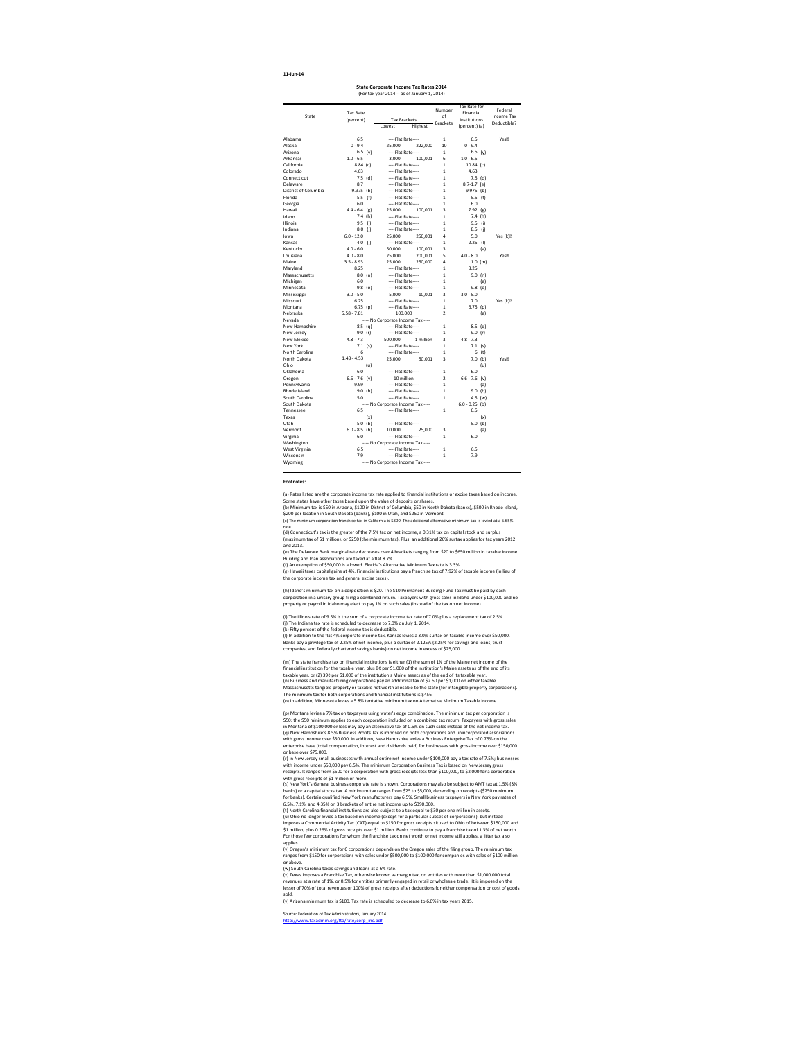11-Jun-14

## State Corporate Income Tax Rates 2014

(For tax year 2014 -- as of January 1, 2014)

| State | Tax Rate (percent) | Tax Brackets Lowest | Tax Brackets Highest | Number of Brackets | Tax Rate for Financial Institutions (percent) (a) | Federal Income Tax Deductible? |
|---|---|---|---|---|---|---|
| Alabama | 6.5 | ----Flat Rate---- | | 1 | 6.5 | Yes!! |
| Alaska | 0 - 9.4 | 25,000 | 222,000 | 10 | 0 - 9.4 | |
| Arizona | 6.5 (y) | ----Flat Rate---- | | 1 | 6.5 (y) | |
| Arkansas | 1.0 - 6.5 | 3,000 | 100,001 | 6 | 1.0 - 6.5 | |
| California | 8.84 (c) | ----Flat Rate---- | | 1 | 10.84 (c) | |
| Colorado | 4.63 | ----Flat Rate---- | | 1 | 4.63 | |
| Connecticut | 7.5 (d) | ----Flat Rate---- | | 1 | 7.5 (d) | |
| Delaware | 8.7 | ----Flat Rate---- | | 1 | 8.7-1.7 (e) | |
| District of Columbia | 9.975 (b) | ----Flat Rate---- | | 1 | 9.975 (b) | |
| Florida | 5.5 (f) | ----Flat Rate---- | | 1 | 5.5 (f) | |
| Georgia | 6.0 | ----Flat Rate---- | | 1 | 6.0 | |
| Hawaii | 4.4 - 6.4 (g) | 25,000 | 100,001 | 3 | 7.92 (g) | |
| Idaho | 7.4 (h) | ----Flat Rate---- | | 1 | 7.4 (h) | |
| Illinois | 9.5 (i) | ----Flat Rate---- | | 1 | 9.5 (i) | |
| Indiana | 8.0 (j) | ----Flat Rate---- | | 1 | 8.5 (j) | |
| Iowa | 6.0 - 12.0 | 25,000 | 250,001 | 4 | 5.0 | Yes (k)!! |
| Kansas | 4.0 (l) | ----Flat Rate---- | | 1 | 2.25 (l) | |
| Kentucky | 4.0 - 6.0 | 50,000 | 100,001 | 3 | (a) | |
| Louisiana | 4.0 - 8.0 | 25,000 | 200,001 | 5 | 4.0 - 8.0 | Yes!! |
| Maine | 3.5 - 8.93 | 25,000 | 250,000 | 4 | 1.0 (m) | |
| Maryland | 8.25 | ----Flat Rate---- | | 1 | 8.25 | |
| Massachusetts | 8.0 (n) | ----Flat Rate---- | | 1 | 9.0 (n) | |
| Michigan | 6.0 | ----Flat Rate---- | | 1 | (a) | |
| Minnesota | 9.8 (o) | ----Flat Rate---- | | 1 | 9.8 (o) | |
| Mississippi | 3.0 - 5.0 | 5,000 | 10,001 | 3 | 3.0 - 5.0 | |
| Missouri | 6.25 | ----Flat Rate---- | | 1 | 7.0 | Yes (k)!! |
| Montana | 6.75 (p) | ----Flat Rate---- | | 1 | 6.75 (p) | |
| Nebraska | 5.58 - 7.81 | 100,000 | | 2 | (a) | |
| Nevada | ---- No Corporate Income Tax ---- | | | | | |
| New Hampshire | 8.5 (q) | ----Flat Rate---- | | 1 | 8.5 (q) | |
| New Jersey | 9.0 (r) | ----Flat Rate---- | | 1 | 9.0 (r) | |
| New Mexico | 4.8 - 7.3 | 500,000 | 1 million | 3 | 4.8 - 7.3 | |
| New York | 7.1 (s) | ----Flat Rate---- | | 1 | 7.1 (s) | |
| North Carolina | 6 | ----Flat Rate---- | | 1 | 6 (t) | |
| North Dakota | 1.48 - 4.53 | 25,000 | 50,001 | 3 | 7.0 (b) | Yes!! |
| Ohio | (u) | | | | (u) | |
| Oklahoma | 6.0 | ----Flat Rate---- | | 1 | 6.0 | |
| Oregon | 6.6 - 7.6 (v) | 10 million | | 2 | 6.6 - 7.6 (v) | |
| Pennsylvania | 9.99 | ----Flat Rate---- | | 1 | (a) | |
| Rhode Island | 9.0 (b) | ----Flat Rate---- | | 1 | 9.0 (b) | |
| South Carolina | 5.0 | ----Flat Rate---- | | 1 | 4.5 (w) | |
| South Dakota | ---- No Corporate Income Tax ---- | | | | 6.0 - 0.25 (b) | |
| Tennessee | 6.5 | ----Flat Rate---- | | 1 | 6.5 | |
| Texas | (x) | | | | (x) | |
| Utah | 5.0 (b) | ----Flat Rate---- | | | 5.0 (b) | |
| Vermont | 6.0 - 8.5 (b) | 10,000 | 25,000 | 3 | (a) | |
| Virginia | 6.0 | ----Flat Rate---- | | 1 | 6.0 | |
| Washington | ---- No Corporate Income Tax ---- | | | | | |
| West Virginia | 6.5 | ----Flat Rate---- | | 1 | 6.5 | |
| Wisconsin | 7.9 | ----Flat Rate---- | | 1 | 7.9 | |
| Wyoming | ---- No Corporate Income Tax ---- | | | | | |

**Footnotes:**

(a) Rates listed are the corporate income tax rate applied to financial institutions or excise taxes based on income. Some states have other taxes based upon the value of deposits or shares.

(b) Minimum tax is $50 in Arizona, $100 in District of Columbia, $50 in North Dakota (banks), $500 in Rhode Island, $200 per location in South Dakota (banks), $100 in Utah, and $250 in Vermont.

(c) The minimum corporation franchise tax in California is $800. The additional alternative minimum tax is levied at a 6.65% rate.

(d) Connecticut's tax is the greater of the 7.5% tax on net income, a 0.31% tax on capital stock and surplus (maximum tax of $1 million), or $250 (the minimum tax). Plus, an additional 20% surtax applies for tax years 2012 and 2013.

(e) The Delaware Bank marginal rate decreases over 4 brackets ranging from $20 to $650 million in taxable income. Building and loan associations are taxed at a flat 8.7%.

(f) An exemption of $50,000 is allowed. Florida's Alternative Minimum Tax rate is 3.3%.

(g) Hawaii taxes capital gains at 4%. Financial institutions pay a franchise tax of 7.92% of taxable income (in lieu of the corporate income tax and general excise taxes).

(h) Idaho's minimum tax on a corporation is $20. The $10 Permanent Building Fund Tax must be paid by each corporation in a unitary group filing a combined return. Taxpayers with gross sales in Idaho under $100,000 and no property or payroll in Idaho may elect to pay 1% on such sales (instead of the tax on net income).

(i) The Illinois rate of 9.5% is the sum of a corporate income tax rate of 7.0% plus a replacement tax of 2.5%.

(j) The Indiana tax rate is scheduled to decrease to 7.0% on July 1, 2014.

(k) Fifty percent of the federal income tax is deductible.

(l) In addition to the flat 4% corporate income tax, Kansas levies a 3.0% surtax on taxable income over $50,000. Banks pay a privilege tax of 2.25% of net income, plus a surtax of 2.125% (2.25% for savings and loans, trust companies, and federally chartered savings banks) on net income in excess of $25,000.

(m) The state franchise tax on financial institutions is either (1) the sum of 1% of the Maine net income of the financial institution for the taxable year, plus 8¢ per $1,000 of the institution's Maine assets as of the end of its taxable year, or (2) 39¢ per $1,000 of the institution's Maine assets as of the end of its taxable year.

(n) Business and manufacturing corporations pay an additional tax of $2.60 per $1,000 on either taxable Massachusetts tangible property or taxable net worth allocable to the state (for intangible property corporations). The minimum tax for both corporations and financial institutions is $456.

(o) In addition, Minnesota levies a 5.8% tentative minimum tax on Alternative Minimum Taxable Income.

(p) Montana levies a 7% tax on taxpayers using water's edge combination. The minimum tax per corporation is $50; the $50 minimum applies to each corporation included on a combined tax return. Taxpayers with gross sales in Montana of $100,000 or less may pay an alternative tax of 0.5% on such sales instead of the net income tax.

(q) New Hampshire's 8.5% Business Profits Tax is imposed on both corporations and unincorporated associations with gross income over $50,000. In addition, New Hampshire levies a Business Enterprise Tax of 0.75% on the enterprise base (total compensation, interest and dividends paid) for businesses with gross income over $150,000 or base over $75,000.

(r) In New Jersey small businesses with annual entire net income under $100,000 pay a tax rate of 7.5%; businesses with income under $50,000 pay 6.5%. The minimum Corporation Business Tax is based on New Jersey gross receipts. It ranges from $500 for a corporation with gross receipts less than $100,000, to $2,000 for a corporation with gross receipts of $1 million or more.

(s) New York's General business corporate rate is shown. Corporations may also be subject to AMT tax at 1.5% (3% banks) or a capital stocks tax. A minimum tax ranges from $25 to $5,000, depending on receipts ($250 minimum for banks). Certain qualified New York manufacturers pay 6.5%. Small business taxpayers in New York pay rates of 6.5%, 7.1%, and 4.35% on 3 brackets of entire net income up to $390,000.

(t) North Carolina financial institutions are also subject to a tax equal to $30 per one million in assets.

(u) Ohio no longer levies a tax based on income (except for a particular subset of corporations), but instead imposes a Commercial Activity Tax (CAT) equal to $150 for gross receipts sitused to Ohio of between $150,000 and $1 million, plus 0.26% of gross receipts over $1 million. Banks continue to pay a franchise tax of 1.3% of net worth. For those few corporations for whom the franchise tax on net worth or net income still applies, a litter tax also applies.

(v) Oregon's minimum tax for C corporations depends on the Oregon sales of the filing group. The minimum tax ranges from $150 for corporations with sales under $500,000 to $100,000 for companies with sales of $100 million or above.

(w) South Carolina taxes savings and loans at a 6% rate.

(x) Texas imposes a Franchise Tax, otherwise known as margin tax, on entities with more than $1,000,000 total revenues at a rate of 1%, or 0.5% for entities primarily engaged in retail or wholesale trade. It is imposed on the lesser of 70% of total revenues or 100% of gross receipts after deductions for either compensation or cost of goods sold.

(y) Arizona minimum tax is $100. Tax rate is scheduled to decrease to 6.0% in tax years 2015.

Source: Federation of Tax Administrators, January 2014
http://www.taxadmin.org/fta/rate/corp_inc.pdf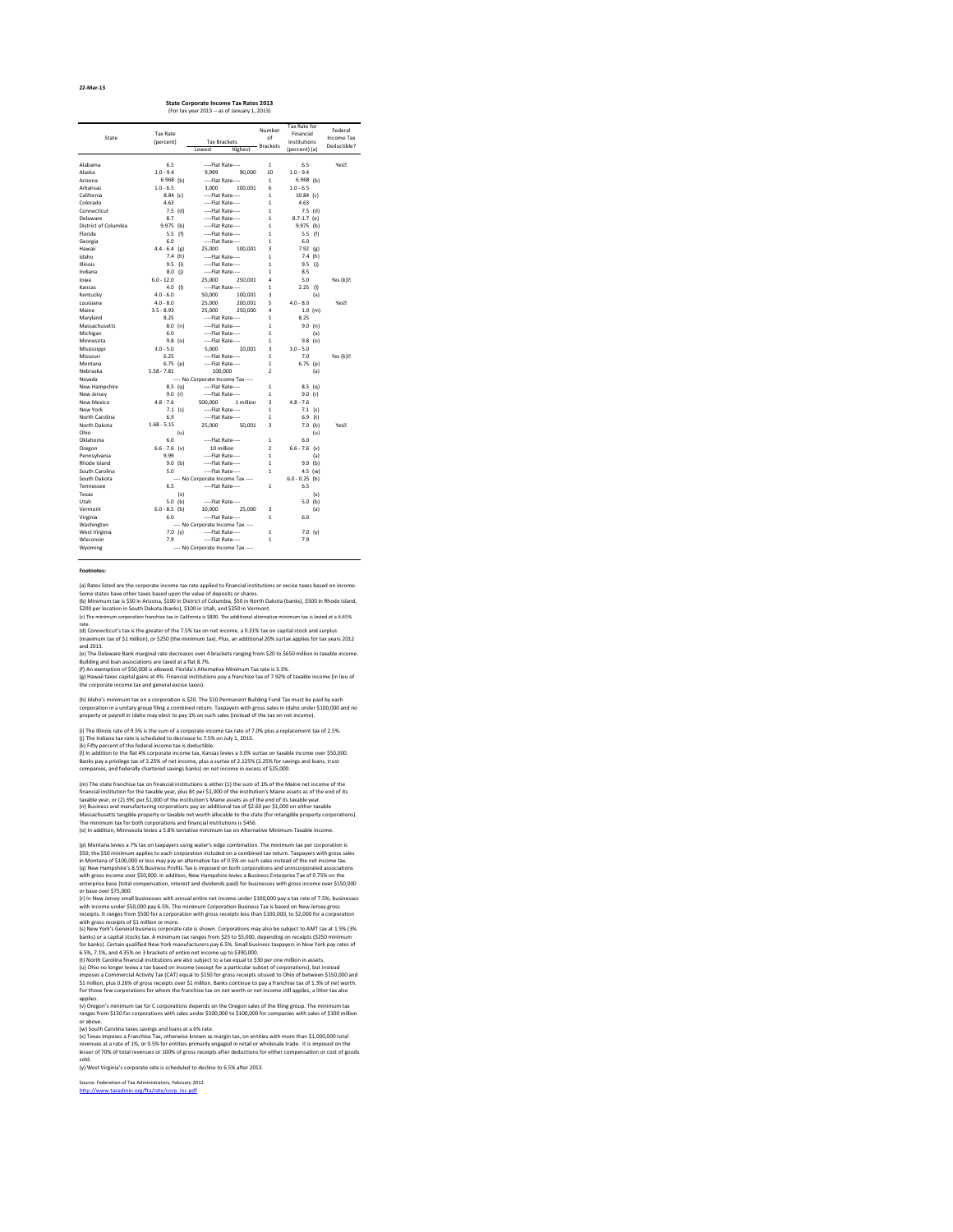22-Mar-13

## State Corporate Income Tax Rates 2013

(For tax year 2013 -- as of January 1, 2013)

| State | Tax Rate (percent) | Tax Brackets Lowest | Tax Brackets Highest | Number of Brackets | Tax Rate for Financial Institutions (percent) (a) | Federal Income Tax Deductible? |
|---|---|---|---|---|---|---|
| Alabama | 6.5 | ----Flat Rate---- | | 1 | 6.5 | Yes |
| Alaska | 1.0 - 9.4 | 9,999 | 90,000 | 10 | 1.0 - 9.4 | |
| Arizona | 6.968 (b) | ----Flat Rate---- | | 1 | 6.968 (b) | |
| Arkansas | 1.0 - 6.5 | 3,000 | 100,001 | 6 | 1.0 - 6.5 | |
| California | 8.84 (c) | ----Flat Rate---- | | 1 | 10.84 (c) | |
| Colorado | 4.63 | ----Flat Rate---- | | 1 | 4.63 | |
| Connecticut | 7.5 (d) | ----Flat Rate---- | | 1 | 7.5 (d) | |
| Delaware | 8.7 | ----Flat Rate---- | | 1 | 8.7-1.7 (e) | |
| District of Columbia | 9.975 (b) | ----Flat Rate---- | | 1 | 9.975 (b) | |
| Florida | 5.5 (f) | ----Flat Rate---- | | 1 | 5.5 (f) | |
| Georgia | 6.0 | ----Flat Rate---- | | 1 | 6.0 | |
| Hawaii | 4.4 - 6.4 (g) | 25,000 | 100,001 | 3 | 7.92 (g) | |
| Idaho | 7.4 (h) | ----Flat Rate---- | | 1 | 7.4 (h) | |
| Illinois | 9.5 (i) | ----Flat Rate---- | | 1 | 9.5 (i) | |
| Indiana | 8.0 (j) | ----Flat Rate---- | | 1 | 8.5 | |
| Iowa | 6.0 - 12.0 | 25,000 | 250,001 | 4 | 5.0 | Yes (k) |
| Kansas | 4.0 (l) | ----Flat Rate---- | | 1 | 2.25 (l) | |
| Kentucky | 4.0 - 6.0 | 50,000 | 100,001 | 3 | (a) | |
| Louisiana | 4.0 - 8.0 | 25,000 | 200,001 | 5 | 4.0 - 8.0 | Yes |
| Maine | 3.5 - 8.93 | 25,000 | 250,000 | 4 | 1.0 (m) | |
| Maryland | 8.25 | ----Flat Rate---- | | 1 | 8.25 | |
| Massachusetts | 8.0 (n) | ----Flat Rate---- | | 1 | 9.0 (n) | |
| Michigan | 6.0 | ----Flat Rate---- | | 1 | (a) | |
| Minnesota | 9.8 (o) | ----Flat Rate---- | | 1 | 9.8 (o) | |
| Mississippi | 3.0 - 5.0 | 5,000 | 10,001 | 3 | 3.0 - 5.0 | |
| Missouri | 6.25 | ----Flat Rate---- | | 1 | 7.0 | Yes (k) |
| Montana | 6.75 (p) | ----Flat Rate---- | | 1 | 6.75 (p) | |
| Nebraska | 5.58 - 7.81 | 100,000 | | 2 | (a) | |
| Nevada | ---- No Corporate Income Tax ---- | | | | | |
| New Hampshire | 8.5 (q) | ----Flat Rate---- | | 1 | 8.5 (q) | |
| New Jersey | 9.0 (r) | ----Flat Rate---- | | 1 | 9.0 (r) | |
| New Mexico | 4.8 - 7.6 | 500,000 | 1 million | 3 | 4.8 - 7.6 | |
| New York | 7.1 (s) | ----Flat Rate---- | | 1 | 7.1 (s) | |
| North Carolina | 6.9 | ----Flat Rate---- | | 1 | 6.9 (t) | |
| North Dakota | 1.68 - 5.15 | 25,000 | 50,001 | 3 | 7.0 (b) | Yes |
| Ohio | (u) | | | | (u) | |
| Oklahoma | 6.0 | ----Flat Rate---- | | 1 | 6.0 | |
| Oregon | 6.6 - 7.6 (v) | 10 million | | 2 | 6.6 - 7.6 (v) | |
| Pennsylvania | 9.99 | ----Flat Rate---- | | 1 | (a) | |
| Rhode Island | 9.0 (b) | ----Flat Rate---- | | 1 | 9.0 (b) | |
| South Carolina | 5.0 | ----Flat Rate---- | | 1 | 4.5 (w) | |
| South Dakota | ---- No Corporate Income Tax ---- | | | | 6.0 - 0.25 (b) | |
| Tennessee | 6.5 | ----Flat Rate---- | | 1 | 6.5 | |
| Texas | (x) | | | | (x) | |
| Utah | 5.0 (b) | ----Flat Rate---- | | 1 | 5.0 (b) | |
| Vermont | 6.0 - 8.5 (b) | 10,000 | 25,000 | 3 | (a) | |
| Virginia | 6.0 | ----Flat Rate---- | | 1 | 6.0 | |
| Washington | ---- No Corporate Income Tax ---- | | | | | |
| West Virginia | 7.0 (y) | ----Flat Rate---- | | 1 | 7.0 (y) | |
| Wisconsin | 7.9 | ----Flat Rate---- | | 1 | 7.9 | |
| Wyoming | ---- No Corporate Income Tax ---- | | | | | |

**Footnotes:**

(a) Rates listed are the corporate income tax rate applied to financial institutions or excise taxes based on income. Some states have other taxes based upon the value of deposits or shares.
(b) Minimum tax is $50 in Arizona, $100 in District of Columbia, $50 in North Dakota (banks), $500 in Rhode Island, $200 per location in South Dakota (banks), $100 in Utah, and $250 in Vermont.
(c) The minimum corporation franchise tax in California is $800. The additional alternative minimum tax is levied at a 6.65% rate.
(d) Connecticut's tax is the greater of the 7.5% tax on net income, a 0.31% tax on capital stock and surplus (maximum tax of $1 million), or $250 (the minimum tax). Plus, an additional 20% surtax applies for tax years 2012 and 2013.
(e) The Delaware Bank marginal rate decreases over 4 brackets ranging from $20 to $650 million in taxable income. Building and loan associations are taxed at a flat 8.7%.
(f) An exemption of $50,000 is allowed. Florida's Alternative Minimum Tax rate is 3.3%.
(g) Hawaii taxes capital gains at 4%. Financial institutions pay a franchise tax of 7.92% of taxable income (in lieu of the corporate income tax and general excise taxes).

(h) Idaho's minimum tax on a corporation is $20. The $10 Permanent Building Fund Tax must be paid by each corporation in a unitary group filing a combined return. Taxpayers with gross sales in Idaho under $100,000 and no property or payroll in Idaho may elect to pay 1% on such sales (instead of the tax on net income).

(i) The Illinois rate of 9.5% is the sum of a corporate income tax rate of 7.0% plus a replacement tax of 2.5%.
(j) The Indiana tax rate is scheduled to decrease to 7.5% on July 1, 2013.
(k) Fifty percent of the federal income tax is deductible.
(l) In addition to the flat 4% corporate income tax, Kansas levies a 3.0% surtax on taxable income over $50,000. Banks pay a privilege tax of 2.25% of net income, plus a surtax of 2.125% (2.25% for savings and loans, trust companies, and federally chartered savings banks) on net income in excess of $25,000.

(m) The state franchise tax on financial institutions is either (1) the sum of 1% of the Maine net income of the financial institution for the taxable year, plus 8¢ per $1,000 of the institution's Maine assets as of the end of its taxable year, or (2) 39¢ per $1,000 of the institution's Maine assets as of the end of its taxable year.
(n) Business and manufacturing corporations pay an additional tax of $2.60 per $1,000 on either taxable Massachusetts tangible property or taxable net worth allocable to the state (for intangible property corporations). The minimum tax for both corporations and financial institutions is $456.
(o) In addition, Minnesota levies a 5.8% tentative minimum tax on Alternative Minimum Taxable Income.

(p) Montana levies a 7% tax on taxpayers using water's edge combination. The minimum tax per corporation is $50; the $50 minimum applies to each corporation included on a combined tax return. Taxpayers with gross sales in Montana of $100,000 or less may pay an alternative tax of 0.5% on such sales instead of the net income tax.
(q) New Hampshire's 8.5% Business Profits Tax is imposed on both corporations and unincorporated associations with gross income over $50,000. In addition, New Hampshire levies a Business Enterprise Tax of 0.75% on the enterprise base (total compensation, interest and dividends paid) for businesses with gross income over $150,000 or base over $75,000.
(r) In New Jersey small businesses with annual entire net income under $100,000 pay a tax rate of 7.5%; businesses with income under $50,000 pay 6.5%. The minimum Corporation Business Tax is based on New Jersey gross receipts. It ranges from $500 for a corporation with gross receipts less than $100,000, to $2,000 for a corporation with gross receipts of $1 million or more.
(s) New York's General business corporate rate is shown. Corporations may also be subject to AMT tax at 1.5% (3% banks) or a capital stocks tax. A minimum tax ranges from $25 to $5,000, depending on receipts ($250 minimum for banks). Certain qualified New York manufacturers pay 6.5%. Small business taxpayers in New York pay rates of 6.5%, 7.1%, and 4.35% on 3 brackets of entire net income up to $390,000.
(t) North Carolina financial institutions are also subject to a tax equal to $30 per one million in assets.
(u) Ohio no longer levies a tax based on income (except for a particular subset of corporations), but instead imposes a Commercial Activity Tax (CAT) equal to $150 for gross receipts sitused to Ohio of between $150,000 and $1 million, plus 0.26% of gross receipts over $1 million. Banks continue to pay a franchise tax of 1.3% of net worth. For those few corporations for whom the franchise tax on net worth or net income still applies, a litter tax also applies.
(v) Oregon's minimum tax for C corporations depends on the Oregon sales of the filing group. The minimum tax ranges from $150 for corporations with sales under $500,000 to $100,000 for companies with sales of $100 million or above.
(w) South Carolina taxes savings and loans at a 6% rate.
(x) Texas imposes a Franchise Tax, otherwise known as margin tax, on entities with more than $1,000,000 total revenues at a rate of 1%, or 0.5% for entities primarily engaged in retail or wholesale trade. It is imposed on the lesser of 70% of total revenues or 100% of gross receipts after deductions for either compensation or cost of goods sold.
(y) West Virginia's corporate rate is scheduled to decline to 6.5% after 2013.

Source: Federation of Tax Administrators, February 2012.
http://www.taxadmin.org/fta/rate/corp_inc.pdf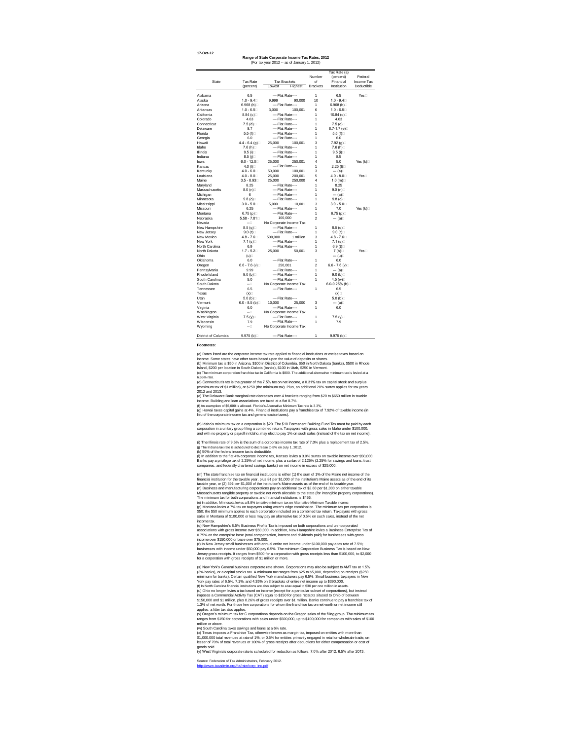17-Oct-12

## Range of State Corporate Income Tax Rates, 2012

(For tax year 2012 -- as of January 1, 2012)

| State | Tax Rate (percent) | Tax Brackets Lowest | Tax Brackets Highest | Number of Brackets | Tax Rate (a) (percent) Financial Institution | Federal Income Tax Deductible |
|---|---|---|---|---|---|---|
| Alabama | 6.5 | ----Flat Rate---- | | 1 | 6.5 | Yes |
| Alaska | 1.0 - 9.4 | 9,999 | 90,000 | 10 | 1.0 - 9.4 | |
| Arizona | 6.968 (b) | ----Flat Rate---- | | 1 | 6.968 (b) | |
| Arkansas | 1.0 - 6.5 | 3,000 | 100,001 | 6 | 1.0 - 6.5 | |
| California | 8.84 (c) | ----Flat Rate---- | | 1 | 10.84 (c) | |
| Colorado | 4.63 | ----Flat Rate---- | | 1 | 4.63 | |
| Connecticut | 7.5 (d) | ----Flat Rate---- | | 1 | 7.5 (d) | |
| Delaware | 8.7 | ----Flat Rate---- | | 1 | 8.7-1.7 (e) | |
| Florida | 5.5 (f) | ----Flat Rate---- | | 1 | 5.5 (f) | |
| Georgia | 6.0 | ----Flat Rate---- | | 1 | 6.0 | |
| Hawaii | 4.4 - 6.4 (g) | 25,000 | 100,001 | 3 | 7.92 (g) | |
| Idaho | 7.6 (h) | ----Flat Rate---- | | 1 | 7.6 (h) | |
| Illinois | 9.5 (i) | ----Flat Rate---- | | 1 | 9.5 (i) | |
| Indiana | 8.5 (j) | ----Flat Rate---- | | 1 | 8.5 | |
| Iowa | 6.0 - 12.0 | 25,000 | 250,001 | 4 | 5.0 | Yes (k) |
| Kansas | 4.0 (l) | ----Flat Rate---- | | 1 | 2.25 (l) | |
| Kentucky | 4.0 - 6.0 | 50,000 | 100,001 | 3 | --- (a) | |
| Louisiana | 4.0 - 8.0 | 25,000 | 200,001 | 5 | 4.0 - 8.0 | Yes |
| Maine | 3.5 - 8.93 | 25,000 | 250,000 | 4 | 1.0 (m) | |
| Maryland | 8.25 | ----Flat Rate---- | | 1 | 8.25 | |
| Massachusetts | 8.0 (n) | ----Flat Rate---- | | 1 | 9.0 (n) | |
| Michigan | 6 | ----Flat Rate---- | | 1 | --- (a) | |
| Minnesota | 9.8 (o) | ----Flat Rate---- | | 1 | 9.8 (o) | |
| Mississippi | 3.0 - 5.0 | 5,000 | 10,001 | 3 | 3.0 - 5.0 | |
| Missouri | 6.25 | ----Flat Rate---- | | 1 | 7.0 | Yes (k) |
| Montana | 6.75 (p) | ----Flat Rate---- | | 1 | 6.75 (p) | |
| Nebraska | 5.58 - 7.81 | 100,000 | | 2 | --- (a) | |
| Nevada | -- | No Corporate Income Tax | | | | |
| New Hampshire | 8.5 (q) | ----Flat Rate---- | | 1 | 8.5 (q) | |
| New Jersey | 9.0 (r) | ----Flat Rate---- | | 1 | 9.0 (r) | |
| New Mexico | 4.8 - 7.6 | 500,000 | 1 million | 3 | 4.8 - 7.6 | |
| New York | 7.1 (s) | ----Flat Rate---- | | 1 | 7.1 (s) | |
| North Carolina | 6.9 | ----Flat Rate---- | | 1 | 6.9 (t) | |
| North Dakota | 1.7 - 5.2 | 25,000 | 50,001 | 3 | 7 (b) | Yes |
| Ohio | (u) | | | | --- (u) | |
| Oklahoma | 6.0 | ----Flat Rate---- | | 1 | 6.0 | |
| Oregon | 6.6 - 7.6 (v) | 250,001 | | 2 | 6.6 - 7.6 (v) | |
| Pennsylvania | 9.99 | ----Flat Rate---- | | 1 | --- (a) | |
| Rhode Island | 9.0 (b) | ----Flat Rate---- | | 1 | 9.0 (b) | |
| South Carolina | 5.0 | ----Flat Rate---- | | 1 | 4.5 (w) | |
| South Dakota | -- | No Corporate Income Tax | | | 6.0-0.25% (b) | |
| Tennessee | 6.5 | ----Flat Rate---- | | 1 | 6.5 | |
| Texas | (x) | | | | (x) | |
| Utah | 5.0 (b) | ----Flat Rate---- | | | 5.0 (b) | |
| Vermont | 6.0 - 8.5 (b) | 10,000 | 25,000 | 3 | --- (a) | |
| Virginia | 6.0 | ----Flat Rate---- | | 1 | 6.0 | |
| Washington | -- | No Corporate Income Tax | | | | |
| West Virginia | 7.5 (y) | ----Flat Rate---- | | 1 | 7.5 (y) | |
| Wisconsin | 7.9 | ----Flat Rate---- | | 1 | 7.9 | |
| Wyoming | -- | No Corporate Income Tax | | | | |
| District of Columbia | 9.975 (b) | ----Flat Rate---- | | 1 | 9.975 (b) | |

**Footnotes:**

(a) Rates listed are the corporate income tax rate applied to financial institutions or excise taxes based on income. Some states have other taxes based upon the value of deposits or shares.
(b) Minimum tax is $50 in Arizona, $100 in District of Columbia, $50 in North Dakota (banks), $500 in Rhode Island, $200 per location in South Dakota (banks), $100 in Utah, $250 in Vermont.
(c) The minimum corporation franchise tax in California is $800. The additional alternative minimum tax is levied at a 6.65% rate.
(d) Connecticut's tax is the greater of the 7.5% tax on net income, a 0.31% tax on capital stock and surplus (maximum tax of $1 million), or $250 (the minimum tax). Plus, an additional 20% surtax applies for tax years 2012 and 2013.
(e) The Delaware Bank marginal rate decreases over 4 brackets ranging from $20 to $650 million in taxable income. Building and loan associations are taxed at a flat 8.7%.
(f) An exemption of $5,000 is allowed. Florida's Alternative Minimum Tax rate is 3.3%.
(g) Hawaii taxes capital gains at 4%. Financial institutions pay a franchise tax of 7.92% of taxable income (in lieu of the corporate income tax and general excise taxes).

(h) Idaho's minimum tax on a corporation is $20. The $10 Permanent Building Fund Tax must be paid by each corporation in a unitary group filing a combined return. Taxpayers with gross sales in Idaho under $100,000, and with no property or payroll in Idaho, may elect to pay 1% on such sales (instead of the tax on net income).

(i) The Illinois rate of 9.5% is the sum of a corporate income tax rate of 7.0% plus a replacement tax of 2.5%.
(j) The Indiana tax rate is scheduled to decrease to 8% on July 1, 2012.
(k) 50% of the federal income tax is deductible.
(l) In addition to the flat 4% corporate income tax, Kansas levies a 3.0% surtax on taxable income over $50,000. Banks pay a privilege tax of 2.25% of net income, plus a surtax of 2.125% (2.25% for savings and loans, trust companies, and federally chartered savings banks) on net income in excess of $25,000.

(m) The state franchise tax on financial institutions is either (1) the sum of 1% of the Maine net income of the financial institution for the taxable year, plus 8¢ per $1,000 of the institution's Maine assets as of the end of its taxable year, or (2) 39¢ per $1,000 of the institution's Maine assets as of the end of its taxable year.
(n) Business and manufacturing corporations pay an additional tax of $2.60 per $1,000 on either taxable Massachusetts tangible property or taxable net worth allocable to the state (for intangible property corporations). The minimum tax for both corporations and financial institutions is $456.
(o) In addition, Minnesota levies a 5.8% tentative minimum tax on Alternative Minimum Taxable Income.
(p) Montana levies a 7% tax on taxpayers using water's edge combination. The minimum tax per corporation is $50; the $50 minimum applies to each corporation included on a combined tax return. Taxpayers with gross sales in Montana of $100,000 or less may pay an alternative tax of 0.5% on such sales, instead of the net income tax.
(q) New Hampshire's 8.5% Business Profits Tax is imposed on both corporations and unincorporated associations with gross income over $50,000. In addition, New Hampshire levies a Business Enterprise Tax of 0.75% on the enterprise base (total compensation, interest and dividends paid) for businesses with gross income over $150,000 or base over $75,000.
(r) In New Jersey small businesses with annual entire net income under $100,000 pay a tax rate of 7.5%; businesses with income under $50,000 pay 6.5%. The minimum Corporation Business Tax is based on New Jersey gross receipts. It ranges from $500 for a corporation with gross receipts less than $100,000, to $2,000 for a corporation with gross receipts of $1 million or more.

(s) New York's General business corporate rate shown. Corporations may also be subject to AMT tax at 1.5% (3% banks), or a capital stocks tax. A minimum tax ranges from $25 to $5,000, depending on receipts ($250 minimum for banks). Certain qualified New York manufacturers pay 6.5%. Small business taxpayers in New York pay rates of 6.5%, 7.1%, and 4.35% on 3 brackets of entire net income up to $390,000.
(t) In North Carolina financial institutions are also subject to a tax equal to $30 per one million in assets.
(u) Ohio no longer levies a tax based on income (except for a particular subset of corporations), but instead imposes a Commercial Activity Tax (CAT) equal to $150 for gross receipts sitused to Ohio of between $150,000 and $1 million, plus 0.26% of gross receipts over $1 million. Banks continue to pay a franchise tax of 1.3% of net worth. For those few corporations for whom the franchise tax on net worth or net income still applies, a litter tax also applies.
(v) Oregon's minimum tax for C corporations depends on the Oregon sales of the filing group. The minimum tax ranges from $150 for corporations with sales under $500,000, up to $100,000 for companies with sales of $100 million or above.
(w) South Carolina taxes savings and loans at a 6% rate.
(x) Texas imposes a Franchise Tax, otherwise known as margin tax, imposed on entities with more than $1,000,000 total revenues at rate of 1%, or 0.5% for entities primarily engaged in retail or wholesale trade, on lesser of 70% of total revenues or 100% of gross receipts after deductions for either compensation or cost of goods sold.
(y) West Virginia's corporate rate is scheduled for reduction as follows: 7.0% after 2012, 6.5% after 2013.

Source: Federation of Tax Administrators, February 2012.
http://www.taxadmin.org/fta/rate/corp_inc.pdf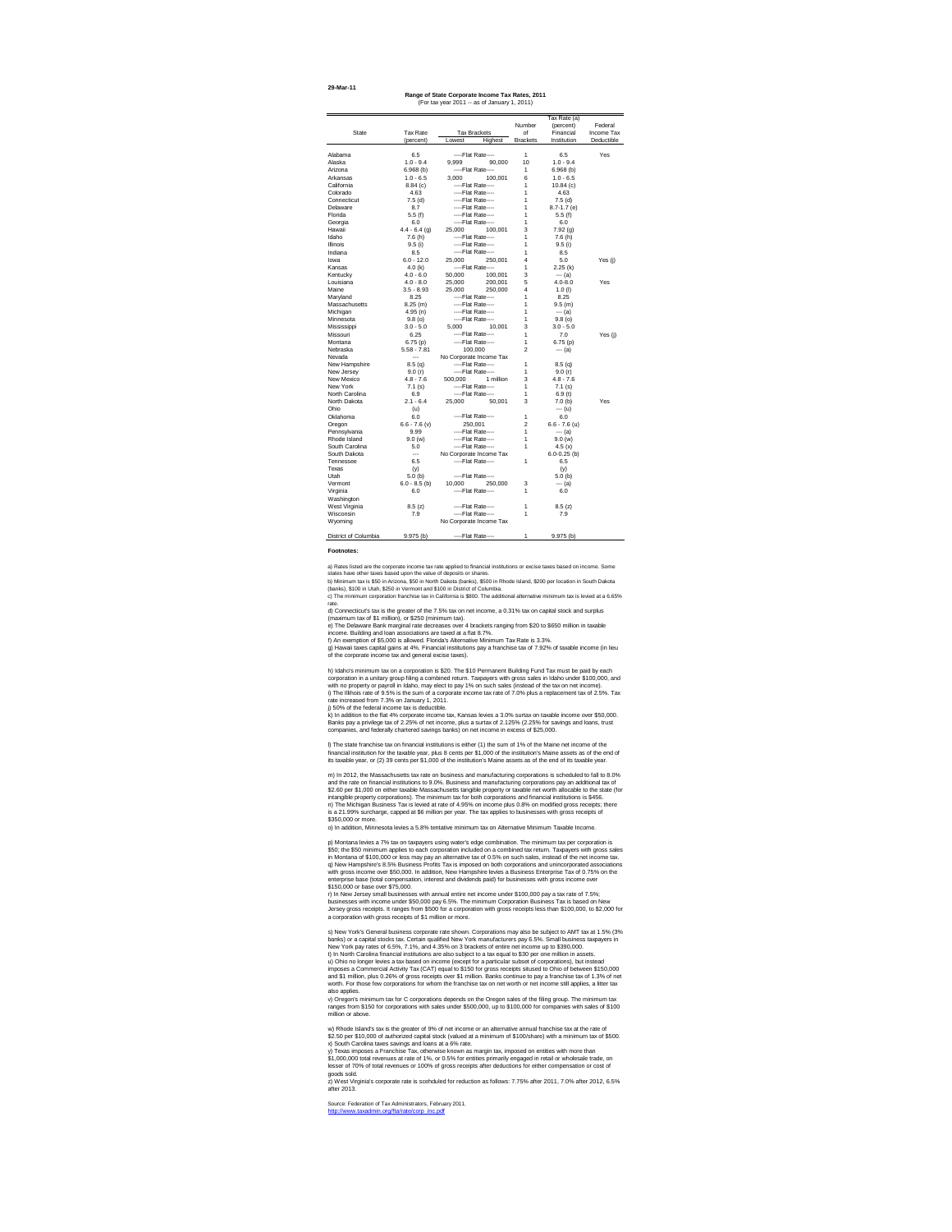29-Mar-11

# Range of State Corporate Income Tax Rates, 2011
(For tax year 2011 -- as of January 1, 2011)

| State | Tax Rate (percent) | Tax Brackets Lowest | Tax Brackets Highest | Number of Brackets | Tax Rate (a) (percent) Financial Institution | Federal Income Tax Deductible |
|---|---|---|---|---|---|---|
| Alabama | 6.5 | ----Flat Rate---- | | 1 | 6.5 | Yes |
| Alaska | 1.0 - 9.4 | 9,999 | 90,000 | 10 | 1.0 - 9.4 | |
| Arizona | 6.968 (b) | ----Flat Rate---- | | 1 | 6.968 (b) | |
| Arkansas | 1.0 - 6.5 | 3,000 | 100,001 | 6 | 1.0 - 6.5 | |
| California | 8.84 (c) | ----Flat Rate---- | | 1 | 10.84 (c) | |
| Colorado | 4.63 | ----Flat Rate---- | | 1 | 4.63 | |
| Connecticut | 7.5 (d) | ----Flat Rate---- | | 1 | 7.5 (d) | |
| Delaware | 8.7 | ----Flat Rate---- | | 1 | 8.7-1.7 (e) | |
| Florida | 5.5 (f) | ----Flat Rate---- | | 1 | 5.5 (f) | |
| Georgia | 6.0 | ----Flat Rate---- | | 1 | 6.0 | |
| Hawaii | 4.4 - 6.4 (g) | 25,000 | 100,001 | 3 | 7.92 (g) | |
| Idaho | 7.6 (h) | ----Flat Rate---- | | 1 | 7.6 (h) | |
| Illinois | 9.5 (i) | ----Flat Rate---- | | 1 | 9.5 (i) | |
| Indiana | 8.5 | ----Flat Rate---- | | 1 | 8.5 | |
| Iowa | 6.0 - 12.0 | 25,000 | 250,001 | 4 | 5.0 | Yes (j) |
| Kansas | 4.0 (k) | ----Flat Rate---- | | 1 | 2.25 (k) | |
| Kentucky | 4.0 - 6.0 | 50,000 | 100,001 | 3 | --- (a) | |
| Louisiana | 4.0 - 8.0 | 25,000 | 200,001 | 5 | 4.0-8.0 | Yes |
| Maine | 3.5 - 8.93 | 25,000 | 250,000 | 4 | 1.0 (l) | |
| Maryland | 8.25 | ----Flat Rate---- | | 1 | 8.25 | |
| Massachusetts | 8.25 (m) | ----Flat Rate---- | | 1 | 9.5 (m) | |
| Michigan | 4.95 (n) | ----Flat Rate---- | | 1 | --- (a) | |
| Minnesota | 9.8 (o) | ----Flat Rate---- | | 1 | 9.8 (o) | |
| Mississippi | 3.0 - 5.0 | 5,000 | 10,001 | 3 | 3.0 - 5.0 | |
| Missouri | 6.25 | ----Flat Rate---- | | 1 | 7.0 | Yes (j) |
| Montana | 6.75 (p) | ----Flat Rate---- | | 1 | 6.75 (p) | |
| Nebraska | 5.58 - 7.81 | 100,000 | | 2 | --- (a) | |
| Nevada | --- | No Corporate Income Tax | | | | |
| New Hampshire | 8.5 (q) | ----Flat Rate---- | | 1 | 8.5 (q) | |
| New Jersey | 9.0 (r) | ----Flat Rate---- | | 1 | 9.0 (r) | |
| New Mexico | 4.8 - 7.6 | 500,000 | 1 million | 3 | 4.8 - 7.6 | |
| New York | 7.1 (s) | ----Flat Rate---- | | 1 | 7.1 (s) | |
| North Carolina | 6.9 | ----Flat Rate---- | | 1 | 6.9 (t) | |
| North Dakota | 2.1 - 6.4 | 25,000 | 50,001 | 3 | 7.0 (b) | Yes |
| Ohio | (u) | | | | --- (u) | |
| Oklahoma | 6.0 | ----Flat Rate---- | | 1 | 6.0 | |
| Oregon | 6.6 - 7.6 (v) | 250,001 | | 2 | 6.6 - 7.6 (u) | |
| Pennsylvania | 9.99 | ----Flat Rate---- | | 1 | --- (a) | |
| Rhode Island | 9.0 (w) | ----Flat Rate---- | | 1 | 9.0 (w) | |
| South Carolina | 5.0 | ----Flat Rate---- | | 1 | 4.5 (x) | |
| South Dakota | --- | No Corporate Income Tax | | | 6.0-0.25 (b) | |
| Tennessee | 6.5 | ----Flat Rate---- | | 1 | 6.5 | |
| Texas | (y) | | | | (y) | |
| Utah | 5.0 (b) | ----Flat Rate---- | | 1 | 5.0 (b) | |
| Vermont | 6.0 - 8.5 (b) | 10,000 | 250,000 | 3 | --- (a) | |
| Virginia | 6.0 | ----Flat Rate---- | | 1 | 6.0 | |
| Washington | | | | | | |
| West Virginia | 8.5 (z) | ----Flat Rate---- | | 1 | 8.5 (z) | |
| Wisconsin | 7.9 | ----Flat Rate---- | | 1 | 7.9 | |
| Wyoming | | No Corporate Income Tax | | | | |
| District of Columbia | 9.975 (b) | ----Flat Rate---- | | 1 | 9.975 (b) | |

**Footnotes:**

a) Rates listed are the corporate income tax rate applied to financial institutions or excise taxes based on income. Some states have other taxes based upon the value of deposits or shares.
b) Minimum tax is $50 in Arizona, $50 in North Dakota (banks), $500 in Rhode Island, $200 per location in South Dakota (banks), $100 in Utah, $250 in Vermont and $100 in District of Columbia.
c) The minimum corporation franchise tax in California is $800. The additional alternative minimum tax is levied at a 6.65% rate.
d) Connecticut's tax is the greater of the 7.5% tax on net income, a 0.31% tax on capital stock and surplus (maximum tax of $1 million), or $250 (minimum tax).
e) The Delaware Bank marginal rate decreases over 4 brackets ranging from $20 to $650 million in taxable income. Building and loan associations are taxed at a flat 8.7%.
f) An exemption of $5,000 is allowed. Florida's Alternative Minimum Tax Rate is 3.3%.
g) Hawaii taxes capital gains at 4%. Financial institutions pay a franchise tax of 7.92% of taxable income (in lieu of the corporate income tax and general excise taxes).

h) Idaho's minimum tax on a corporation is $20. The $10 Permanent Building Fund Tax must be paid by each corporation in a unitary group filing a combined return. Taxpayers with gross sales in Idaho under $100,000, and with no property or payroll in Idaho, may elect to pay 1% on such sales (instead of the tax on net income).
i) The Illinois rate of 9.5% is the sum of a corporate income tax rate of 7.0% plus a replacement tax of 2.5%. Tax rate increased from 7.3% on January 1, 2011.
j) 50% of the federal income tax is deductible.
k) In addition to the flat 4% corporate income tax, Kansas levies a 3.0% surtax on taxable income over $50,000. Banks pay a privilege tax of 2.25% of net income, plus a surtax of 2.125% (2.25% for savings and loans, trust companies, and federally chartered savings banks) on net income in excess of $25,000.

l) The state franchise tax on financial institutions is either (1) the sum of 1% of the Maine net income of the financial institution for the taxable year, plus 8 cents per $1,000 of the institution's Maine assets as of the end of its taxable year, or (2) 39 cents per $1,000 of the institution's Maine assets as of the end of its taxable year.

m) In 2012, the Massachusetts tax rate on business and manufacturing corporations is scheduled to fall to 8.0% and the rate on financial institutions to 9.0%. Business and manufacturing corporations pay an additional tax of $2.60 per $1,000 on either taxable Massachusetts tangible property or taxable net worth allocable to the state (for intangible property corporations). The minimum tax for both corporations and financial institutions is $456.
n) The Michigan Business Tax is levied at rate of 4.95% on income plus 0.8% on modified gross receipts; there is a 21.99% surcharge, capped at $6 million per year. The tax applies to businesses with gross receipts of $350,000 or more.
o) In addition, Minnesota levies a 5.8% tentative minimum tax on Alternative Minimum Taxable Income.

p) Montana levies a 7% tax on taxpayers using water's edge combination. The minimum tax per corporation is $50; the $50 minimum applies to each corporation included on a combined tax return. Taxpayers with gross sales in Montana of $100,000 or less may pay an alternative tax of 0.5% on such sales, instead of the net income tax.
q) New Hampshire's 8.5% Business Profits Tax is imposed on both corporations and unincorporated associations with gross income over $50,000. In addition, New Hampshire levies a Business Enterprise Tax of 0.75% on the enterprise base (total compensation, interest and dividends paid) for businesses with gross income over $150,000 or base over $75,000.
r) In New Jersey small businesses with annual entire net income under $100,000 pay a tax rate of 7.5%; businesses with income under $50,000 pay 6.5%. The minimum Corporation Business Tax is based on New Jersey gross receipts. It ranges from $500 for a corporation with gross receipts less than $100,000, to $2,000 for a corporation with gross receipts of $1 million or more.

s) New York's General business corporate rate shown. Corporations may also be subject to AMT tax at 1.5% (3% banks) or a capital stocks tax. Certain qualified New York manufacturers pay 6.5%. Small business taxpayers in New York pay rates of 6.5%, 7.1%, and 4.35% on 3 brackets of entire net income up to $390,000.
t) In North Carolina financial institutions are also subject to a tax equal to $30 per one million in assets.
u) Ohio no longer levies a tax based on income (except for a particular subset of corporations), but instead imposes a Commercial Activity Tax (CAT) equal to $150 for gross receipts sitused to Ohio of between $150,000 and $1 million, plus 0.26% of gross receipts over $1 million. Banks continue to pay a franchise tax of 1.3% of net worth. For those few corporations for whom the franchise tax on net worth or net income still applies, a litter tax also applies.
v) Oregon's minimum tax for C corporations depends on the Oregon sales of the filing group. The minimum tax ranges from $150 for corporations with sales under $500,000, up to $100,000 for companies with sales of $100 million or above.

w) Rhode Island's tax is the greater of 9% of net income or an alternative annual franchise tax at the rate of $2.50 per $10,000 of authorized capital stock (valued at a minimum of $100/share) with a minimum tax of $500.
x) South Carolina taxes savings and loans at a 6% rate.
y) Texas imposes a Franchise Tax, otherwise known as margin tax, imposed on entities with more than $1,000,000 total revenues at rate of 1%, or 0.5% for entities primarily engaged in retail or wholesale trade, on lesser of 70% of total revenues or 100% of gross receipts after deductions for either compensation or cost of goods sold.
z) West Virginia's corporate rate is scehduled for reduction as follows: 7.75% after 2011, 7.0% after 2012, 6.5% after 2013.

Source: Federation of Tax Administrators, February 2011.
http://www.taxadmin.org/fta/rate/corp_inc.pdf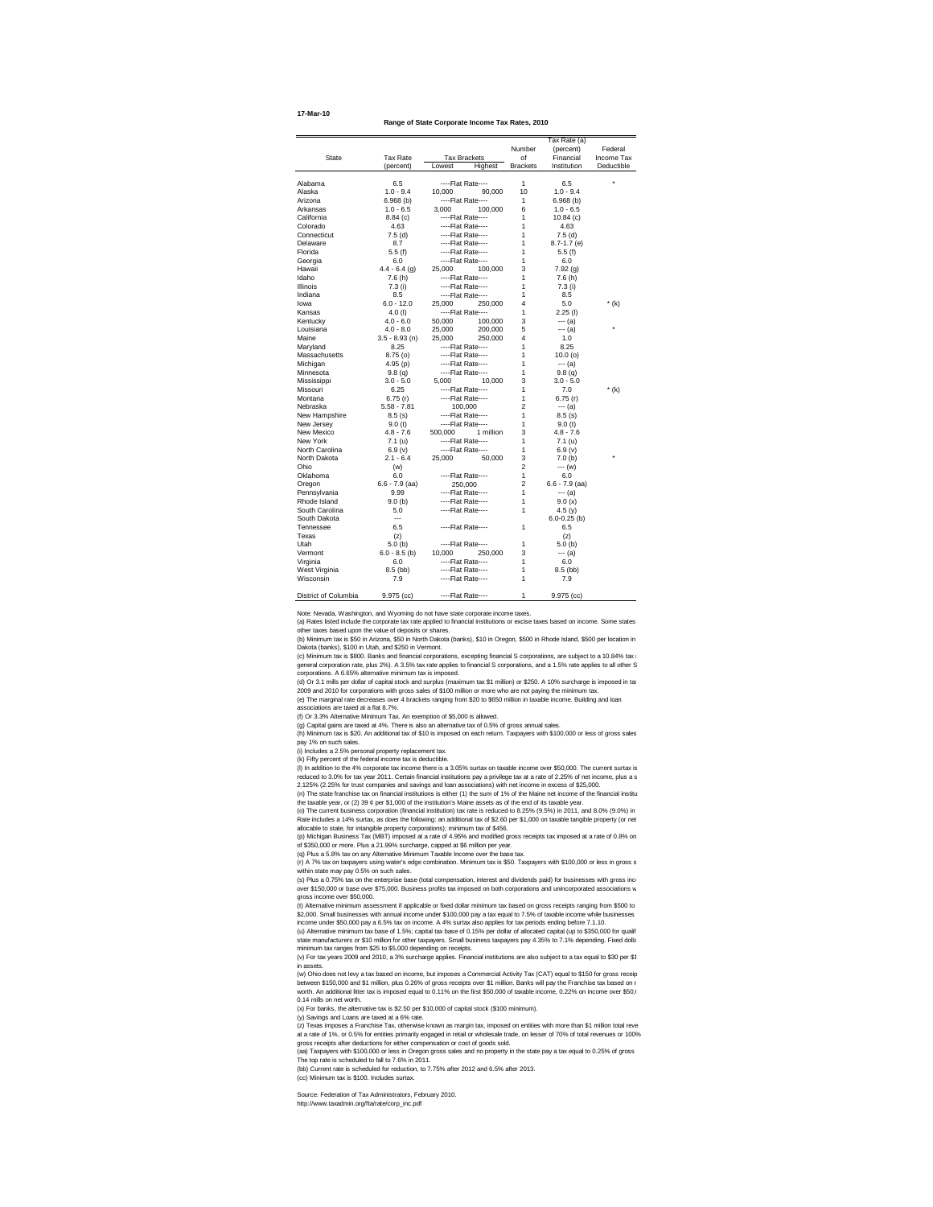17-Mar-10

# Range of State Corporate Income Tax Rates, 2010

| State | Tax Rate (percent) | Tax Brackets Lowest | Tax Brackets Highest | Number of Brackets | Tax Rate (a) (percent) Financial Institution | Federal Income Tax Deductible |
|---|---|---|---|---|---|---|
| Alabama | 6.5 | ----Flat Rate---- | | 1 | 6.5 | * |
| Alaska | 1.0 - 9.4 | 10,000 | 90,000 | 10 | 1.0 - 9.4 | |
| Arizona | 6.968 (b) | ----Flat Rate---- | | 1 | 6.968 (b) | |
| Arkansas | 1.0 - 6.5 | 3,000 | 100,000 | 6 | 1.0 - 6.5 | |
| California | 8.84 (c) | ----Flat Rate---- | | 1 | 10.84 (c) | |
| Colorado | 4.63 | ----Flat Rate---- | | 1 | 4.63 | |
| Connecticut | 7.5 (d) | ----Flat Rate---- | | 1 | 7.5 (d) | |
| Delaware | 8.7 | ----Flat Rate---- | | 1 | 8.7-1.7 (e) | |
| Florida | 5.5 (f) | ----Flat Rate---- | | 1 | 5.5 (f) | |
| Georgia | 6.0 | ----Flat Rate---- | | 1 | 6.0 | |
| Hawaii | 4.4 - 6.4 (g) | 25,000 | 100,000 | 3 | 7.92 (g) | |
| Idaho | 7.6 (h) | ----Flat Rate---- | | 1 | 7.6 (h) | |
| Illinois | 7.3 (i) | ----Flat Rate---- | | 1 | 7.3 (i) | |
| Indiana | 8.5 | ----Flat Rate---- | | 1 | 8.5 | |
| Iowa | 6.0 - 12.0 | 25,000 | 250,000 | 4 | 5.0 | * (k) |
| Kansas | 4.0 (l) | ----Flat Rate---- | | 1 | 2.25 (l) | |
| Kentucky | 4.0 - 6.0 | 50,000 | 100,000 | 3 | --- (a) | |
| Louisiana | 4.0 - 8.0 | 25,000 | 200,000 | 5 | --- (a) | * |
| Maine | 3.5 - 8.93 (n) | 25,000 | 250,000 | 4 | 1.0 | |
| Maryland | 8.25 | ----Flat Rate---- | | 1 | 8.25 | |
| Massachusetts | 8.75 (o) | ----Flat Rate---- | | 1 | 10.0 (o) | |
| Michigan | 4.95 (p) | ----Flat Rate---- | | 1 | --- (a) | |
| Minnesota | 9.8 (q) | ----Flat Rate---- | | 1 | 9.8 (q) | |
| Mississippi | 3.0 - 5.0 | 5,000 | 10,000 | 3 | 3.0 - 5.0 | |
| Missouri | 6.25 | ----Flat Rate---- | | 1 | 7.0 | * (k) |
| Montana | 6.75 (r) | ----Flat Rate---- | | 1 | 6.75 (r) | |
| Nebraska | 5.58 - 7.81 | 100,000 | | 2 | --- (a) | |
| New Hampshire | 8.5 (s) | ----Flat Rate---- | | 1 | 8.5 (s) | |
| New Jersey | 9.0 (t) | ----Flat Rate---- | | 1 | 9.0 (t) | |
| New Mexico | 4.8 - 7.6 | 500,000 | 1 million | 3 | 4.8 - 7.6 | |
| New York | 7.1 (u) | ----Flat Rate---- | | 1 | 7.1 (u) | |
| North Carolina | 6.9 (v) | ----Flat Rate---- | | 1 | 6.9 (v) | |
| North Dakota | 2.1 - 6.4 | 25,000 | 50,000 | 3 | 7.0 (b) | * |
| Ohio | (w) | | | 2 | --- (w) | |
| Oklahoma | 6.0 | ----Flat Rate---- | | 1 | 6.0 | |
| Oregon | 6.6 - 7.9 (aa) | 250,000 | | 2 | 6.6 - 7.9 (aa) | |
| Pennsylvania | 9.99 | ----Flat Rate---- | | 1 | --- (a) | |
| Rhode Island | 9.0 (b) | ----Flat Rate---- | | 1 | 9.0 (x) | |
| South Carolina | 5.0 | ----Flat Rate---- | | 1 | 4.5 (y) | |
| South Dakota | --- | | | | 6.0-0.25 (b) | |
| Tennessee | 6.5 | ----Flat Rate---- | | 1 | 6.5 | |
| Texas | (z) | | | | (z) | |
| Utah | 5.0 (b) | ----Flat Rate---- | | 1 | 5.0 (b) | |
| Vermont | 6.0 - 8.5 (b) | 10,000 | 250,000 | 3 | --- (a) | |
| Virginia | 6.0 | ----Flat Rate---- | | 1 | 6.0 | |
| West Virginia | 8.5 (bb) | ----Flat Rate---- | | 1 | 8.5 (bb) | |
| Wisconsin | 7.9 | ----Flat Rate---- | | 1 | 7.9 | |
| District of Columbia | 9.975 (cc) | ----Flat Rate---- | | 1 | 9.975 (cc) | |

Note: Nevada, Washington, and Wyoming do not have state corporate income taxes.

(a) Rates listed include the corporate tax rate applied to financial institutions or excise taxes based on income. Some states other taxes based upon the value of deposits or shares.

(b) Minimum tax is $50 in Arizona, $50 in North Dakota (banks), $10 in Oregon, $500 in Rhode Island, $500 per location in Dakota (banks), $100 in Utah, and $250 in Vermont.

(c) Minimum tax is $800. Banks and financial corporations, excepting financial S corporations, are subject to a 10.84% tax general corporation rate, plus 2%). A 3.5% tax rate applies to financial S corporations, and a 1.5% rate applies to all other S corporations. A 6.65% alternative minimum tax is imposed.

(d) Or 3.1 mills per dollar of capital stock and surplus (maximum tax $1 million) or $250. A 10% surcharge is imposed in ta 2009 and 2010 for corporations with gross sales of $100 million or more who are not paying the minimum tax.

(e) The marginal rate decreases over 4 brackets ranging from $20 to $650 million in taxable income. Building and loan associations are taxed at a flat 8.7%.

(f) Or 3.3% Alternative Minimum Tax. An exemption of $5,000 is allowed.

(g) Capital gains are taxed at 4%. There is also an alternative tax of 0.5% of gross annual sales.

(h) Minimum tax is $20. An additional tax of $10 is imposed on each return. Taxpayers with $100,000 or less of gross sales pay 1% on such sales.

(i) Includes a 2.5% personal property replacement tax.

(k) Fifty percent of the federal income tax is deductible.

(l) In addition to the 4% corporate tax income there is a 3.05% surtax on taxable income over $50,000. The current surtax is reduced to 3.0% for tax year 2011. Certain financial institutions pay a privilege tax at a rate of 2.25% of net income, plus a s 2.125% (2.25% for trust companies and savings and loan associations) with net income in excess of $25,000.

(n) The state franchise tax on financial institutions is either (1) the sum of 1% of the Maine net income of the financial institu the taxable year, or (2) 39 ¢ per $1,000 of the institution's Maine assets as of the end of its taxable year.

(o) The current business corporation (financial institution) tax rate is reduced to 8.25% (9.5%) in 2011, and 8.0% (9.0%) in Rate includes a 14% surtax, as does the following: an additional tax of $2.60 per $1,000 on taxable tangible property (or net allocable to state, for intangible property corporations); minimum tax of $456.

(p) Michigan Business Tax (MBT) imposed at a rate of 4.95% and modified gross receipts tax imposed at a rate of 0.8% on of $350,000 or more. Plus a 21.99% surcharge, capped at $6 million per year.

(q) Plus a 5.8% tax on any Alternative Minimum Taxable Income over the base tax.

(r) A 7% tax on taxpayers using water's edge combination. Minimum tax is $50. Taxpayers with $100,000 or less in gross s within state may pay 0.5% on such sales.

(s) Plus a 0.75% tax on the enterprise base (total compensation, interest and dividends paid) for businesses with gross inc over $150,000 or base over $75,000. Business profits tax imposed on both corporations and unincorporated associations w gross income over $50,000.

(t) Alternative minimum assessment if applicable or fixed dollar minimum tax based on gross receipts ranging from $500 to $2,000. Small businesses with annual income under $100,000 pay a tax equal to 7.5% of taxable income while businesses income under $50,000 pay a 6.5% tax on income. A 4% surtax also applies for tax periods ending before 7.1.10.

(u) Alternative minimum tax base of 1.5%; capital tax base of 0.15% per dollar of allocated capital (up to $350,000 for qualif state manufacturers or $10 million for other taxpayers. Small business taxpayers pay 4.35% to 7.1% depending. Fixed dolla minimum tax ranges from $25 to $5,000 depending on receipts.

(v) For tax years 2009 and 2010, a 3% surcharge applies. Financial institutions are also subject to a tax equal to $30 per $1 in assets.

(w) Ohio does not levy a tax based on income, but imposes a Commercial Activity Tax (CAT) equal to $150 for gross receip between $150,000 and $1 million, plus 0.26% of gross receipts over $1 million. Banks will pay the Franchise tax based on r worth. An additional litter tax is imposed equal to 0.11% on the first $50,000 of taxable income, 0.22% on income over $50,( 0.14 mills on net worth.

(x) For banks, the alternative tax is $2.50 per $10,000 of capital stock ($100 minimum).

(y) Savings and Loans are taxed at a 6% rate.

(z) Texas imposes a Franchise Tax, otherwise known as margin tax, imposed on entities with more than $1 million total reve at a rate of 1%, or 0.5% for entities primarily engaged in retail or wholesale trade, on lesser of 70% of total revenues or 100% gross receipts after deductions for either compensation or cost of goods sold.

(aa) Taxpayers with $100,000 or less in Oregon gross sales and no property in the state pay a tax equal to 0.25% of gross The top rate is scheduled to fall to 7.6% in 2011.

(bb) Current rate is scheduled for reduction, to 7.75% after 2012 and 6.5% after 2013.

(cc) Minimum tax is $100. Includes surtax.

Source: Federation of Tax Administrators, February 2010.
http://www.taxadmin.org/fta/rate/corp_inc.pdf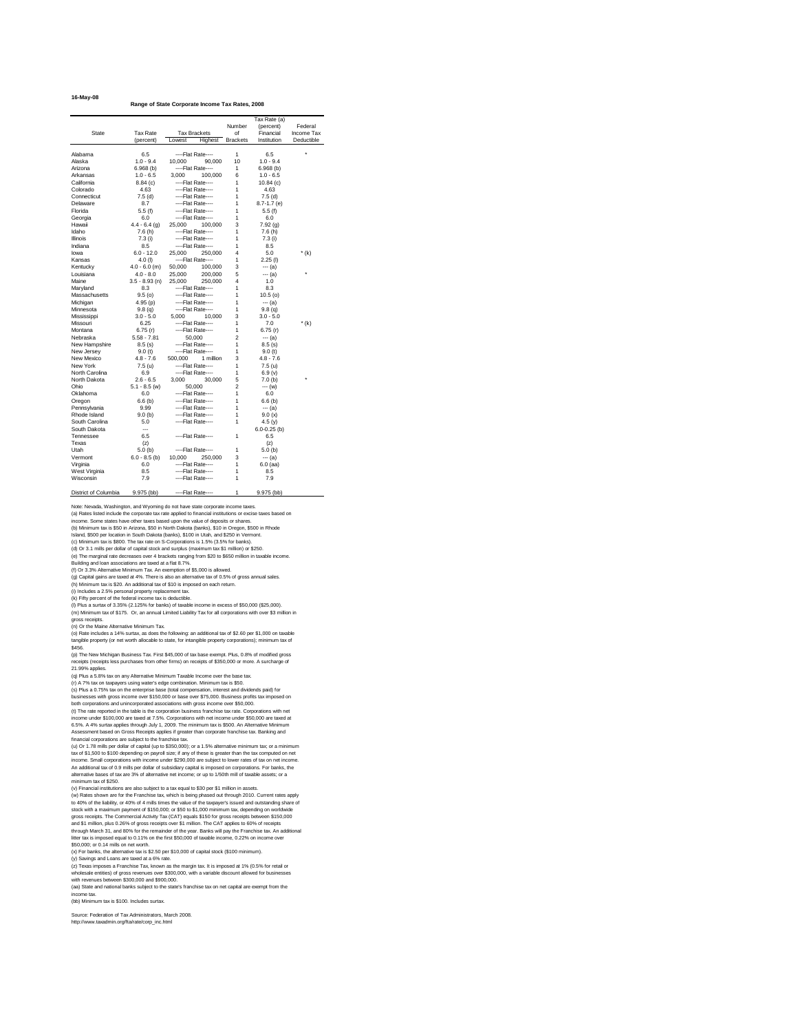16-May-08

## Range of State Corporate Income Tax Rates, 2008

| State | Tax Rate (percent) | Tax Brackets Lowest | Tax Brackets Highest | Number of Brackets | Tax Rate (a) (percent) Financial Institution | Federal Income Tax Deductible |
|---|---|---|---|---|---|---|
| Alabama | 6.5 | ----Flat Rate---- | | 1 | 6.5 | * |
| Alaska | 1.0 - 9.4 | 10,000 | 90,000 | 10 | 1.0 - 9.4 | |
| Arizona | 6.968 (b) | ----Flat Rate---- | | 1 | 6.968 (b) | |
| Arkansas | 1.0 - 6.5 | 3,000 | 100,000 | 6 | 1.0 - 6.5 | |
| California | 8.84 (c) | ----Flat Rate---- | | 1 | 10.84 (c) | |
| Colorado | 4.63 | ----Flat Rate---- | | 1 | 4.63 | |
| Connecticut | 7.5 (d) | ----Flat Rate---- | | 1 | 7.5 (d) | |
| Delaware | 8.7 | ----Flat Rate---- | | 1 | 8.7-1.7 (e) | |
| Florida | 5.5 (f) | ----Flat Rate---- | | 1 | 5.5 (f) | |
| Georgia | 6.0 | ----Flat Rate---- | | 1 | 6.0 | |
| Hawaii | 4.4 - 6.4 (g) | 25,000 | 100,000 | 3 | 7.92 (g) | |
| Idaho | 7.6 (h) | ----Flat Rate---- | | 1 | 7.6 (h) | |
| Illinois | 7.3 (i) | ----Flat Rate---- | | 1 | 7.3 (i) | |
| Indiana | 8.5 | ----Flat Rate---- | | 1 | 8.5 | |
| Iowa | 6.0 - 12.0 | 25,000 | 250,000 | 4 | 5.0 | * (k) |
| Kansas | 4.0 (l) | ----Flat Rate---- | | 1 | 2.25 (l) | |
| Kentucky | 4.0 - 6.0 (m) | 50,000 | 100,000 | 3 | --- (a) | |
| Louisiana | 4.0 - 8.0 | 25,000 | 200,000 | 5 | --- (a) | * |
| Maine | 3.5 - 8.93 (n) | 25,000 | 250,000 | 4 | 1.0 | |
| Maryland | 8.3 | ----Flat Rate---- | | 1 | 8.3 | |
| Massachusetts | 9.5 (o) | ----Flat Rate---- | | 1 | 10.5 (o) | |
| Michigan | 4.95 (p) | ----Flat Rate---- | | 1 | --- (a) | |
| Minnesota | 9.8 (q) | ----Flat Rate---- | | 1 | 9.8 (q) | |
| Mississippi | 3.0 - 5.0 | 5,000 | 10,000 | 3 | 3.0 - 5.0 | |
| Missouri | 6.25 | ----Flat Rate---- | | 1 | 7.0 | * (k) |
| Montana | 6.75 (r) | ----Flat Rate---- | | 1 | 6.75 (r) | |
| Nebraska | 5.58 - 7.81 | 50,000 | | 2 | --- (a) | |
| New Hampshire | 8.5 (s) | ----Flat Rate---- | | 1 | 8.5 (s) | |
| New Jersey | 9.0 (t) | ----Flat Rate---- | | 1 | 9.0 (t) | |
| New Mexico | 4.8 - 7.6 | 500,000 | 1 million | 3 | 4.8 - 7.6 | |
| New York | 7.5 (u) | ----Flat Rate---- | | 1 | 7.5 (u) | |
| North Carolina | 6.9 | ----Flat Rate---- | | 1 | 6.9 (v) | |
| North Dakota | 2.6 - 6.5 | 3,000 | 30,000 | 5 | 7.0 (b) | * |
| Ohio | 5.1 - 8.5 (w) | 50,000 | | 2 | --- (w) | |
| Oklahoma | 6.0 | ----Flat Rate---- | | 1 | 6.0 | |
| Oregon | 6.6 (b) | ----Flat Rate---- | | 1 | 6.6 (b) | |
| Pennsylvania | 9.99 | ----Flat Rate---- | | 1 | --- (a) | |
| Rhode Island | 9.0 (b) | ----Flat Rate---- | | 1 | 9.0 (x) | |
| South Carolina | 5.0 | ----Flat Rate---- | | 1 | 4.5 (y) | |
| South Dakota | --- | | | | 6.0-0.25 (b) | |
| Tennessee | 6.5 | ----Flat Rate---- | | 1 | 6.5 | |
| Texas | (z) | | | | (z) | |
| Utah | 5.0 (b) | ----Flat Rate---- | | 1 | 5.0 (b) | |
| Vermont | 6.0 - 8.5 (b) | 10,000 | 250,000 | 3 | --- (a) | |
| Virginia | 6.0 | ----Flat Rate---- | | 1 | 6.0 (aa) | |
| West Virginia | 8.5 | ----Flat Rate---- | | 1 | 8.5 | |
| Wisconsin | 7.9 | ----Flat Rate---- | | 1 | 7.9 | |
| District of Columbia | 9.975 (bb) | ----Flat Rate---- | | 1 | 9.975 (bb) | |

Note: Nevada, Washington, and Wyoming do not have state corporate income taxes.

(a) Rates listed include the corporate tax rate applied to financial institutions or excise taxes based on income. Some states have other taxes based upon the value of deposits or shares.

(b) Minimum tax is $50 in Arizona, $50 in North Dakota (banks), $10 in Oregon, $500 in Rhode Island, $500 per location in South Dakota (banks), $100 in Utah, and $250 in Vermont.

(c) Minimum tax is $800. The tax rate on S-Corporations is 1.5% (3.5% for banks).

(d) Or 3.1 mills per dollar of capital stock and surplus (maximum tax $1 million) or $250.

(e) The marginal rate decreases over 4 brackets ranging from $20 to $650 million in taxable income. Building and loan associations are taxed at a flat 8.7%.

(f) Or 3.3% Alternative Minimum Tax. An exemption of $5,000 is allowed.

(g) Capital gains are taxed at 4%. There is also an alternative tax of 0.5% of gross annual sales.

(h) Minimum tax is $20. An additional tax of $10 is imposed on each return.

(i) Includes a 2.5% personal property replacement tax.

(k) Fifty percent of the federal income tax is deductible.

(l) Plus a surtax of 3.35% (2.125% for banks) of taxable income in excess of $50,000 ($25,000).

(m) Minimum tax of $175. Or, an annual Limited Liability Tax for all corporations with over $3 million in gross receipts.

(n) Or the Maine Alternative Minimum Tax.

(o) Rate includes a 14% surtax, as does the following: an additional tax of $2.60 per $1,000 on taxable tangible property (or net worth allocable to state, for intangible property corporations); minimum tax of $456.

(p) The New Michigan Business Tax. First $45,000 of tax base exempt. Plus, 0.8% of modified gross receipts (receipts less purchases from other firms) on receipts of $350,000 or more. A surcharge of 21.99% applies.

(q) Plus a 5.8% tax on any Alternative Minimum Taxable Income over the base tax.

(r) A 7% tax on taxpayers using water's edge combination. Minimum tax is $50.

(s) Plus a 0.75% tax on the enterprise base (total compensation, interest and dividends paid) for businesses with gross income over $150,000 or base over $75,000. Business profits tax imposed on both corporations and unincorporated associations with gross income over $50,000.

(t) The rate reported in the table is the corporation business franchise tax rate. Corporations with net income under $100,000 are taxed at 7.5%. Corporations with net income under $50,000 are taxed at 6.5%. A 4% surtax applies through July 1, 2009. The minimum tax is $500. An Alternative Minimum Assessment based on Gross Receipts applies if greater than corporate franchise tax. Banking and financial corporations are subject to the franchise tax.

(u) Or 1.78 mills per dollar of capital (up to $350,000); or a 1.5% alternative minimum tax; or a minimum tax of $1,500 to $100 depending on payroll size; if any of these is greater than the tax computed on net income. Small corporations with income under $290,000 are subject to lower rates of tax on net income. An additional tax of 0.9 mills per dollar of subsidiary capital is imposed on corporations. For banks, the alternative bases of tax are 3% of alternative net income; or up to 1/50th mill of taxable assets; or a minimum tax of $250.

(v) Financial institutions are also subject to a tax equal to $30 per $1 million in assets.

(w) Rates shown are for the Franchise tax, which is being phased out through 2010. Current rates apply to 40% of the liability, or 40% of 4 mills times the value of the taxpayer's issued and outstanding share of stock with a maximum payment of $150,000; or $50 to $1,000 minimum tax, depending on worldwide gross receipts. The Commercial Activity Tax (CAT) equals $150 for gross receipts between $150,000 and $1 million, plus 0.26% of gross receipts over $1 million. The CAT applies to 60% of receipts through March 31, and 80% for the remainder of the year. Banks will pay the Franchise tax. An additional litter tax is imposed equal to 0.11% on the first $50,000 of taxable income, 0.22% on income over $50,000; or 0.14 mills on net worth.

(x) For banks, the alternative tax is $2.50 per $10,000 of capital stock ($100 minimum).

(y) Savings and Loans are taxed at a 6% rate.

(z) Texas imposes a Franchise Tax, known as the margin tax. It is imposed at 1% (0.5% for retail or wholesale entities) of gross revenues over $300,000, with a variable discount allowed for businesses with revenues between $300,000 and $900,000.

(aa) State and national banks subject to the state's franchise tax on net capital are exempt from the income tax.

(bb) Minimum tax is $100. Includes surtax.

Source: Federation of Tax Administrators, March 2008.
http://www.taxadmin.org/fta/rate/corp_inc.html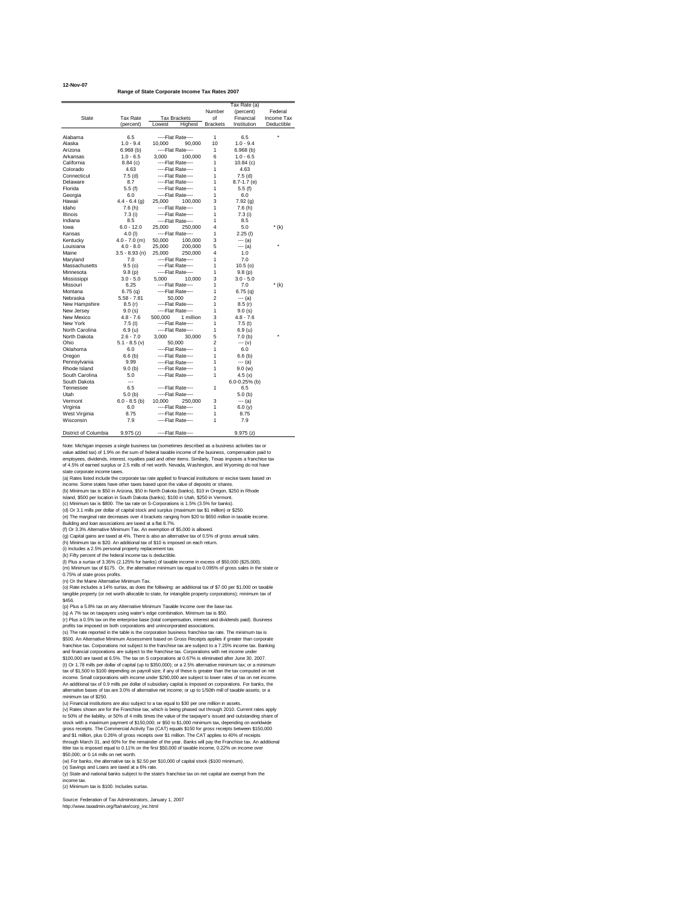12-Nov-07

## Range of State Corporate Income Tax Rates 2007

| State | Tax Rate (percent) | Tax Brackets Lowest | Tax Brackets Highest | Number of Brackets | Tax Rate (a) (percent) Financial Institution | Federal Income Tax Deductible |
|---|---|---|---|---|---|---|
| Alabama | 6.5 | ----Flat Rate---- | | 1 | 6.5 | * |
| Alaska | 1.0 - 9.4 | 10,000 | 90,000 | 10 | 1.0 - 9.4 | |
| Arizona | 6.968 (b) | ----Flat Rate---- | | 1 | 6.968 (b) | |
| Arkansas | 1.0 - 6.5 | 3,000 | 100,000 | 6 | 1.0 - 6.5 | |
| California | 8.84 (c) | ----Flat Rate---- | | 1 | 10.84 (c) | |
| Colorado | 4.63 | ----Flat Rate---- | | 1 | 4.63 | |
| Connecticut | 7.5 (d) | ----Flat Rate---- | | 1 | 7.5 (d) | |
| Delaware | 8.7 | ----Flat Rate---- | | 1 | 8.7-1.7 (e) | |
| Florida | 5.5 (f) | ----Flat Rate---- | | 1 | 5.5 (f) | |
| Georgia | 6.0 | ----Flat Rate---- | | 1 | 6.0 | |
| Hawaii | 4.4 - 6.4 (g) | 25,000 | 100,000 | 3 | 7.92 (g) | |
| Idaho | 7.6 (h) | ----Flat Rate---- | | 1 | 7.6 (h) | |
| Illinois | 7.3 (i) | ----Flat Rate---- | | 1 | 7.3 (i) | |
| Indiana | 8.5 | ----Flat Rate---- | | 1 | 8.5 | |
| Iowa | 6.0 - 12.0 | 25,000 | 250,000 | 4 | 5.0 | * (k) |
| Kansas | 4.0 (l) | ----Flat Rate---- | | 1 | 2.25 (l) | |
| Kentucky | 4.0 - 7.0 (m) | 50,000 | 100,000 | 3 | --- (a) | |
| Louisiana | 4.0 - 8.0 | 25,000 | 200,000 | 5 | --- (a) | * |
| Maine | 3.5 - 8.93 (n) | 25,000 | 250,000 | 4 | 1.0 | |
| Maryland | 7.0 | ----Flat Rate---- | | 1 | 7.0 | |
| Massachusetts | 9.5 (o) | ----Flat Rate---- | | 1 | 10.5 (o) | |
| Minnesota | 9.8 (p) | ----Flat Rate---- | | 1 | 9.8 (p) | |
| Mississippi | 3.0 - 5.0 | 5,000 | 10,000 | 3 | 3.0 - 5.0 | |
| Missouri | 6.25 | ----Flat Rate---- | | 1 | 7.0 | * (k) |
| Montana | 6.75 (q) | ----Flat Rate---- | | 1 | 6.75 (q) | |
| Nebraska | 5.58 - 7.81 | 50,000 | | 2 | --- (a) | |
| New Hampshire | 8.5 (r) | ----Flat Rate---- | | 1 | 8.5 (r) | |
| New Jersey | 9.0 (s) | ----Flat Rate---- | | 1 | 9.0 (s) | |
| New Mexico | 4.8 - 7.6 | 500,000 | 1 million | 3 | 4.8 - 7.6 | |
| New York | 7.5 (t) | ----Flat Rate---- | | 1 | 7.5 (t) | |
| North Carolina | 6.9 (u) | ----Flat Rate---- | | 1 | 6.9 (u) | |
| North Dakota | 2.6 - 7.0 | 3,000 | 30,000 | 5 | 7.0 (b) | * |
| Ohio | 5.1 - 8.5 (v) | 50,000 | | 2 | --- (v) | |
| Oklahoma | 6.0 | ----Flat Rate---- | | 1 | 6.0 | |
| Oregon | 6.6 (b) | ----Flat Rate---- | | 1 | 6.6 (b) | |
| Pennsylvania | 9.99 | ----Flat Rate---- | | 1 | --- (a) | |
| Rhode Island | 9.0 (b) | ----Flat Rate---- | | 1 | 9.0 (w) | |
| South Carolina | 5.0 | ----Flat Rate---- | | 1 | 4.5 (x) | |
| South Dakota | --- | | | | 6.0-0.25% (b) | |
| Tennessee | 6.5 | ----Flat Rate---- | | 1 | 6.5 | |
| Utah | 5.0 (b) | ----Flat Rate---- | | | 5.0 (b) | |
| Vermont | 6.0 - 8.5 (b) | 10,000 | 250,000 | 3 | --- (a) | |
| Virginia | 6.0 | ----Flat Rate---- | | 1 | 6.0 (y) | |
| West Virginia | 8.75 | ----Flat Rate---- | | 1 | 8.75 | |
| Wisconsin | 7.9 | ----Flat Rate---- | | 1 | 7.9 | |
| District of Columbia | 9.975 (z) | ----Flat Rate---- | | | 9.975 (z) | |

Note: Michigan imposes a single business tax (sometimes described as a business activities tax or value added tax) of 1.9% on the sum of federal taxable income of the business, compensation paid to employees, dividends, interest, royalties paid and other items. Similarly, Texas imposes a franchise tax of 4.5% of earned surplus or 2.5 mills of net worth. Nevada, Washington, and Wyoming do not have state corporate income taxes.

(a) Rates listed include the corporate tax rate applied to financial institutions or excise taxes based on income. Some states have other taxes based upon the value of deposits or shares.
(b) Minimum tax is $50 in Arizona, $50 in North Dakota (banks), $10 in Oregon, $250 in Rhode Island, $500 per location in South Dakota (banks), $100 in Utah, $250 in Vermont.
(c) Minimum tax is $800. The tax rate on S-Corporations is 1.5% (3.5% for banks).
(d) Or 3.1 mills per dollar of capital stock and surplus (maximum tax $1 million) or $250.
(e) The marginal rate decreases over 4 brackets ranging from $20 to $650 million in taxable income. Building and loan associations are taxed at a flat 8.7%.
(f) Or 3.3% Alternative Minimum Tax. An exemption of $5,000 is allowed.
(g) Capital gains are taxed at 4%. There is also an alternative tax of 0.5% of gross annual sales.
(h) Minimum tax is $20. An additional tax of $10 is imposed on each return.
(i) Includes a 2.5% personal property replacement tax.
(k) Fifty percent of the federal income tax is deductible.
(l) Plus a surtax of 3.35% (2.125% for banks) of taxable income in excess of $50,000 ($25,000).
(m) Minimum tax of $175. Or, the alternative minimum tax equal to 0.095% of gross sales in the state or 0.75% of state gross profits.
(n) Or the Maine Alternative Minimum Tax.
(o) Rate includes a 14% surtax, as does the following: an additional tax of $7.00 per $1,000 on taxable tangible property (or net worth allocable to state, for intangible property corporations); minimum tax of $456.
(p) Plus a 5.8% tax on any Alternative Minimum Taxable Income over the base tax.
(q) A 7% tax on taxpayers using water's edge combination. Minimum tax is $50.
(r) Plus a 0.5% tax on the enterprise base (total compensation, interest and dividends paid). Business profits tax imposed on both corporations and unincorporated associations.
(s) The rate reported in the table is the corporation business franchise tax rate. The minimum tax is $500. An Alternative Minimum Assessment based on Gross Receipts applies if greater than corporate franchise tax. Corporations not subject to the franchise tax are subject to a 7.25% income tax. Banking and financial corporations are subject to the franchise tax. Corporations with net income under $100,000 are taxed at 6.5%. The tax on S corporations at 0.67% is eliminated after June 30, 2007.
(t) Or 1.78 mills per dollar of capital (up to $350,000); or a 2.5% alternative minimum tax; or a minimum tax of $1,500 to $100 depending on payroll size; if any of these is greater than the tax computed on net income. Small corporations with income under $290,000 are subject to lower rates of tax on net income. An additional tax of 0.9 mills per dollar of subsidiary capital is imposed on corporations. For banks, the alternative bases of tax are 3.0% of alternative net income; or up to 1/50th mill of taxable assets; or a minimum tax of $250.
(u) Financial institutions are also subject to a tax equal to $30 per one million in assets.
(v) Rates shown are for the Franchise tax, which is being phased out through 2010. Current rates apply to 50% of the liability, or 50% of 4 mills times the value of the taxpayer's issued and outstanding share of stock with a maximum payment of $150,000; or $50 to $1,000 minimum tax, depending on worldwide gross receipts. The Commercial Activity Tax (CAT) equals $150 for gross receipts between $150,000 and $1 million, plus 0.26% of gross receipts over $1 million. The CAT applies to 40% of receipts through March 31, and 60% for the remainder of the year. Banks will pay the Franchise tax. An additional litter tax is imposed equal to 0.11% on the first $50,000 of taxable income, 0.22% on income over $50,000; or 0.14 mills on net worth.
(w) For banks, the alternative tax is $2.50 per $10,000 of capital stock ($100 minimum).
(x) Savings and Loans are taxed at a 6% rate.
(y) State and national banks subject to the state's franchise tax on net capital are exempt from the income tax.
(z) Minimum tax is $100. Includes surtax.

Source: Federation of Tax Administrators, January 1, 2007
http://www.taxadmin.org/fta/rate/corp_inc.html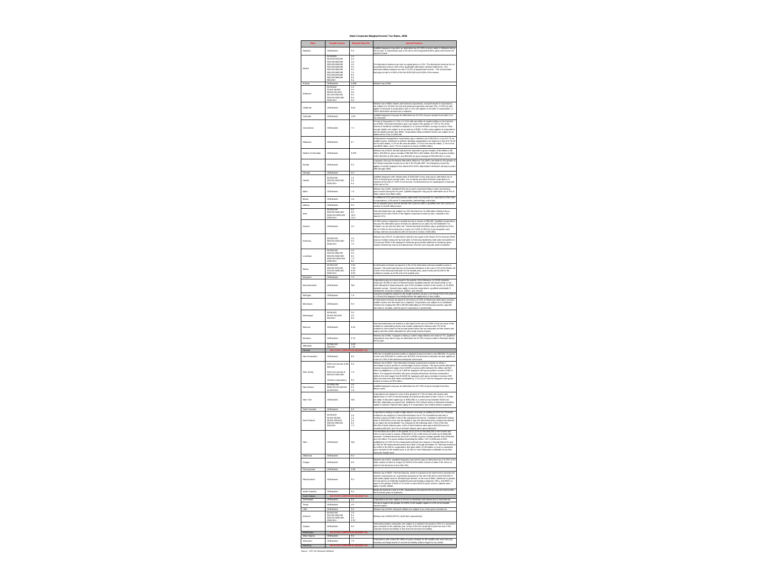# State Corporate Marginal Income Tax Rates, 2006

| State | Taxable Income | Marginal Rate (%) | Special Features |
|---|---|---|---|
| Alabama | All Brackets | 6.5 | Qualified taxpayers may elect an alternative tax of 0.25% of gross sales in Alabama during the tax year. S corporations pay a 5% tax on net recognized built-in gains and excess net passive income. |
| Alaska | $0-$9,999 | 1.0 | The alternative minimum tax rate on capital gains is 4.5%. The alternative minimum tax on tax preference items is 18% of the applicable alternative minimum tax. The alternative holding company tax rate is 12.6% of apportioned income. The accumulated earnings tax rate is 4.95% of the first $100,000 and 6.93% of the excess. |
| | $10,000-$19,999 | 2.0 | |
| | $20,000-$29,999 | 3.0 | |
| | $30,000-$39,999 | 4.0 | |
| | $40,000-$49,999 | 5.0 | |
| | $50,000-$59,999 | 6.0 | |
| | $60,000-$69,999 | 7.0 | |
| | $70,000-$79,999 | 8.0 | |
| | $80,000-$89,999 | 9.0 | |
| | $90,000+ | 9.4 | |
| Arizona | All Brackets | 6.968 | Minimum tax of $50. |
| Arkansas | $0-$3,000 | 1.0 | |
| | $3,001-$6,000 | 2.0 | |
| | $6,001-$11,000 | 3.0 | |
| | $11,001-$25,000 | 5.0 | |
| | $25,001-$100,000 | 6.0 | |
| | $100,001+ | 6.5 | |
| California | All Brackets | 8.84 | Minimum tax of $800. Banks and financial corporations, except financial S corporations, are subject to a 10.84% tax rate (the general corporation rate plus 2%). A 3.5% tax rate applies to financial S corporations and a 1.5% rate applies to all other S corporations. A 6.65% alternative minimum tax is imposed. |
| Colorado | All Brackets | 4.63 | Qualified taxpayers may pay an alternative tax of 0.5% of gross receipts from sales in Colorado. |
| Connecticut | All Brackets | 7.5 | The tax is the greater of 7.5% or 3 1/10 mills per dollar of capital holding or the minimum tax of $250. Financial institutions pay a tax equal to the greater of 7.5% or 4% of the interest of dividends credited to depositors' or account holders' savings accounts. Pass-through entities are subject to an annual tax of $250. A 20% surtax applies to corporations with tax liability greater than $250. Corporations filing combined returns are subject to an additional tax of up to $250,000. |
| Delaware | All Brackets | 8.7 | Headquarters management corporations pay a minimum tax of $5,000 or a tax of 8.7% on taxable income, whichever is greater. Banking organizations are taxed at a rate of 8.7% for the first $20 million, 6.7% for the next $5 million, 4.7% for the next $5 million, 2.7% for the next $620 million, and 1.7% for income in excess of $650 million. |
| District of Columbia | All Brackets | 9.975 | Minimum tax of $100. $5,500 ball park fee imposed on gross receipts of $5 million to $8 million, $10,800 on gross receipts of $8,000,001 to $12 million, $14,000 on gross receipts of $12,000,001 to $16 million, and $16,500 on gross receipts of $16,000,001 or more. |
| Florida | All Brackets | 5.5 | Taxpayers who pay the federal Alternative Minimum Tax (AMT) are liable for the greater of the Florida corporate income tax or the 3.3% Florida AMT. An emergency excise tax applies to certain taxpayers that claimed the ACRS depreciation deduction during tax years 1980 through 1986. |
| Georgia | All Brackets | 6.0 | |
| Hawaii | $0-$25,000 | 4.4 | Qualified taxpayers with Hawaii sales of $100,000 or less may pay an alternative tax of 0.5% of Hawaii gross annual sales. Tax on banks and other financial corporations is imposed at the rate of 7.92% of net income. An alternative tax on capital gains is imposed at the rate of 4%. |
| | $25,001-$100,000 | 5.4 | |
| | $100,001+ | 6.4 | |
| Idaho | All Brackets | 7.6 | Minimum tax of $20. Additional $10 tax on each corporation filing a return and having gross income during the tax year. Qualified taxpayers may pay an alternative tax of 1% of dollar volume from Idaho sales. |
| Illinois | All Brackets | 4.8 | An additional 2.5% personal property replacement tax imposed for corporations other than S corporations; 1.5% tax for S corporations, partnerships, and trusts. |
| Indiana | All Brackets | 8.5 | 8% on adjusted gross income derived from sources within a qualified area that contain an inactive or closed military base. |
| Iowa | $0-$25,000 | 6.0 | Financial institutions are subject to a 5% franchise tax. An alternative minimum tax is imposed at the rate of 60% of the highest corporate income tax rate, rounded to the nearest 0.1%. |
| | $25,001-$100,000 | 8.0 | |
| | $100,001-$250,000 | 10.0 | |
| | $250,001+ | 12.0 | |
| Kansas | All Brackets | 4.0 | A 3.35% surtax is imposed on taxable income in excess of $50,000. Qualified corporations may pay the alternative gross receipts tax allowed as an option by the Multistate Tax Compact; no tax rate has been set. Certain financial institutions pay a privilege tax at the rate of 2.25% of net income plus a surtax of 2.125% (2.25% for trust companies and savings and loan associations) with net income in excess of $25,000. |
| Kentucky | $0-$50,000 | 4.0 | Minimum tax of $175. An alternative minimum tax equal to the lesser of 9.5 cents per $100 of gross receipts measured by total sales in Kentucky divided by total sales everywhere or 75 cents per $100 of the taxpayer's Kentucky gross profits (defined as Kentucky gross receipts reduced by returns and allowances, less the cost of goods sold) is imposed. |
| | $50,001-$100,000 | 5.0 | |
| | $100,001+ | 7.0 | |
| Louisiana | $0-$25,000 | 4.0 | |
| | $25,001-$50,000 | 5.0 | |
| | $50,001-$100,000 | 6.0 | |
| | $100,001-$200,000 | 7.0 | |
| | $200,001+ | 8.0 | |
| Maine | $0-$25,000 | 3.50 | An alternative minimum tax equal to 5.4% of the alternative minimum taxable income is imposed. The state franchise tax on financial institutions is the sum of 1% of the Maine net income of the financial institution for the taxable year, plus 8 cents per $1,000 of the institution's assets as of the end of its taxable year. |
| | $25,001-$75,000 | 7.93 | |
| | $75,001-$250,000 | 8.33 | |
| | $250,001+ | 8.93 | |
| Maryland | All Brackets | 7.0 | |
| Massachusetts | All Brackets | N/A | Corporations pay an excise equal to the greater of the following: (1) $2.60 (includes surtax) per $1,000 of value of Massachusetts tangible property not taxed locally or net worth allocated to Massachusetts, plus 9.5% (includes surtax) of net income; or (2) $456 (includes surtax). Special rates apply to security corporations, qualified subchapter S subsidiaries, financial institutions, utilities, and vessels. |
| Michigan | All Brackets | 1.9 | Business corporations subject to the single business tax pay a surcharge that is the product of 1.2% and the taxpayer's tax liability before the application of any credits. |
| Minnesota | All Brackets | 9.8 | An alternative minimum tax equal to the excess of 5.8% of Minnesota alternative minimum taxable income over the basic tax is imposed. Corporations are subject to an additional minimum tax ranging from $0 to $5,000 depending on the Minnesota property, payrolls, and sales or receipts, and the type of corporation or partnership. |
| Mississippi | $0-$5,000 | 3.0 | |
| | $5,001-$10,000 | 4.0 | |
| | $10,001+ | 5.0 | |
| Missouri | All Brackets | 6.25 | Financial institutions are taxed at a rate equal to the sum of 0.08% of the par value of the institution's outstanding shares and surplus employed in Missouri and 7% of the institution's net income for the income period minus the tax computed on their shares and surplus and the credits allowable for other state and local taxes. |
| Montana | All Brackets | 6.75 | Minimum tax of $50. Taxpayers making a water's-edge election are taxed at 7%. Qualified corporations may elect to pay an alternative tax of 1/2% of gross sales in Montana during the tax year. |
| Nebraska | $0-$50,000 | 5.58 | |
| | $50,001+ | 7.81 | |
| Nevada | NO STATE CORPORATE INCOME TAX | | |
| New Hampshire | All Brackets | 8.5 | 0.5% tax on taxable business profits is imposed if gross income is over $50,000. For gross income over $150,000 or a base over $75,000, the business enterprise tax also applies at a rate of 0.75% of the business enterprise value base. |
| New Jersey | Entire net income of $0-$50,000 | 6.5 | Minimum tax of $500. The alternative minimum assessment is based on either a percentage of gross profits or a percentage of gross receipts. The gross profits alternative minimum assessment ranges from 0.0025 on gross profits between $1 million and $10 million (multiplied by 1.11111) to 0.005 for taxpayers with gross profits in excess of $37.5 million. For taxpayers that elect the gross receipts alternative minimum assessment method, the rate ranges from 0.00125 for taxpayers with gross receipts in excess of $2 million but less than $20 million (multiplied by 1.11111) to 0.004 for taxpayers with gross receipts in excess of $75 million. |
| | Entire net income of $50,001-$100,000 | 7.5 | |
| | All other corporations | 9.0 | |
| New Mexico | $0-$500,000 | 4.8 | Qualified taxpayers may pay an alternative tax of 0.75% of gross receipts from New Mexico sales. |
| | $500,001-$1,000,000 | 6.4 | |
| | $1,000,001+ | 7.6 | |
| New York | All Brackets | N/A | Corporations are subject to a tax on the greatest of 7.5% of entire net income with adjustments or 2.5% of minimum taxable income base allocated to New York or 1.78 mills per dollar of allocated capital (up to $350,000) or a minimum tax between $100 and $10,000, depending on payroll size. Additional 0.9 mill per dollar of allocated subsidiary capital is imposed. Special rates apply to S corporations and small business taxpayers. |
| North Carolina | All Brackets | 6.9 | |
| North Dakota | $0-$3,000 | 2.6 | Corporations making a water's edge election must pay an additional 3.5% tax. Financial institutions are subject to a financial institutions tax of 7% of taxable income with a minimum amount of $50 in lieu of the corporate income tax. Taxpayers with North Dakota sales of $100,000 or less may be eligible to pay the alternative gross receipts tax allowed as an option by the Multistate Tax Compact at the following rates: 0.5% of the first $25,000 of North Dakota sales, 0.8% of North Dakota sales above $25,000 and not exceeding $50,000, and 1% of all North Dakota sales above $50,000. |
| | $3,001-$8,000 | 4.1 | |
| | $8,001-$20,000 | 5.6 | |
| | $20,001-$30,000 | 6.4 | |
| | $30,001+ | 7.0 | |
| Ohio | All Brackets | N/A | The franchise tax is 80% of the greater of (1) 5.1% on the first $50,000 of net income and 8.5% on net income in excess of $50,000 or (2) 4 mills times net worth up to $150,000 maximum. Commercial activity tax (CAT) is $150 on gross receipts greater than $150,000 up to $1 million. For gross receipts exceeding $1 million, CAT is $150 plus 0.26% multiplied by (1) 23% for the measurement period from January 1 through March 31 and (2) 40% for the measurement period from April 1 through December 31. Minimum franchise tax is $50 or $1,000 for corporations that have either (1) $5 million or more in worldwide gross receipts for the taxable year or (2) 300 or more employees worldwide at any time during the taxable year. |
| Oklahoma | All Brackets | 6.0 | |
| Oregon | All Brackets | 6.6 | Minimum tax of $10. Qualified taxpayers may elect to pay an alternative tax of 0.25% of the dollar volume of sales in Oregon or 0.125% of the dollar volume of sales if the return on sales for the business is less than 5%. |
| Pennsylvania | All Brackets | 9.99 | |
| Rhode Island | All Brackets | 9.0 | Minimum tax of $500. The franchise tax, which is imposed to the extent that it exceeds the business corporation tax, is generally assessed at the rate of $2.50 for each $10,000 of authorized capital stock or fractional part thereof, or the sum of $500, whichever is greater. The annual tax on federally registered personal holding companies, RICs, and REITs is equal to the greater of $100 or 10 cents on each $100 of gross income. Special rates apply to public utilities. |
| South Carolina | All Brackets | 5.0 | Banks are taxed at a rate of 4.5%. Associations are taxed at 6% on most net income after the first three years of operation. |
| South Dakota | NO STATE CORPORATE INCOME TAX | | |
| Tennessee | All Brackets | 6.5 | Corporations are also subject to the tax on dividends and interest and a franchise tax. |
| Texas | All Brackets | 4.5 | The tax is equal to the greater of 0.25% of net taxable capital or 4.5% of net taxable earned surplus. |
| Utah | All Brackets | 5.0 | Minimum tax of $100. Nonprofit utilities are subject to an in lieu gross receipts tax. |
| Vermont | $0-$10,000 | 7.0 | Minimum tax of $250 ($75 for small farm corporations). |
| | $10,001-$25,000 | 8.1 | |
| | $25,001-$250,000 | 9.2 | |
| | $250,001+ | 9.75 | |
| Virginia | All Brackets | 6.0 | Telecommunication companies are subject to a minimum tax equal to 0.5% of a companies gross receipts for the calendar year, in lieu of the 6% corporate income tax rate, if the corporate income tax liability is less than the minimum tax liability. |
| Washington | NO STATE CORPORATE INCOME TAX | | |
| West Virginia | All Brackets | 9.0 | |
| Wisconsin | All Brackets | 7.9 | Corporations with at least $4 million in gross receipts for the taxable year must also pay recycling surcharge based on income tax liability without regard to tax credits. |
| Wyoming | NO STATE CORPORATE INCOME TAX | | |

*Source: CCH Tax Research NetWork*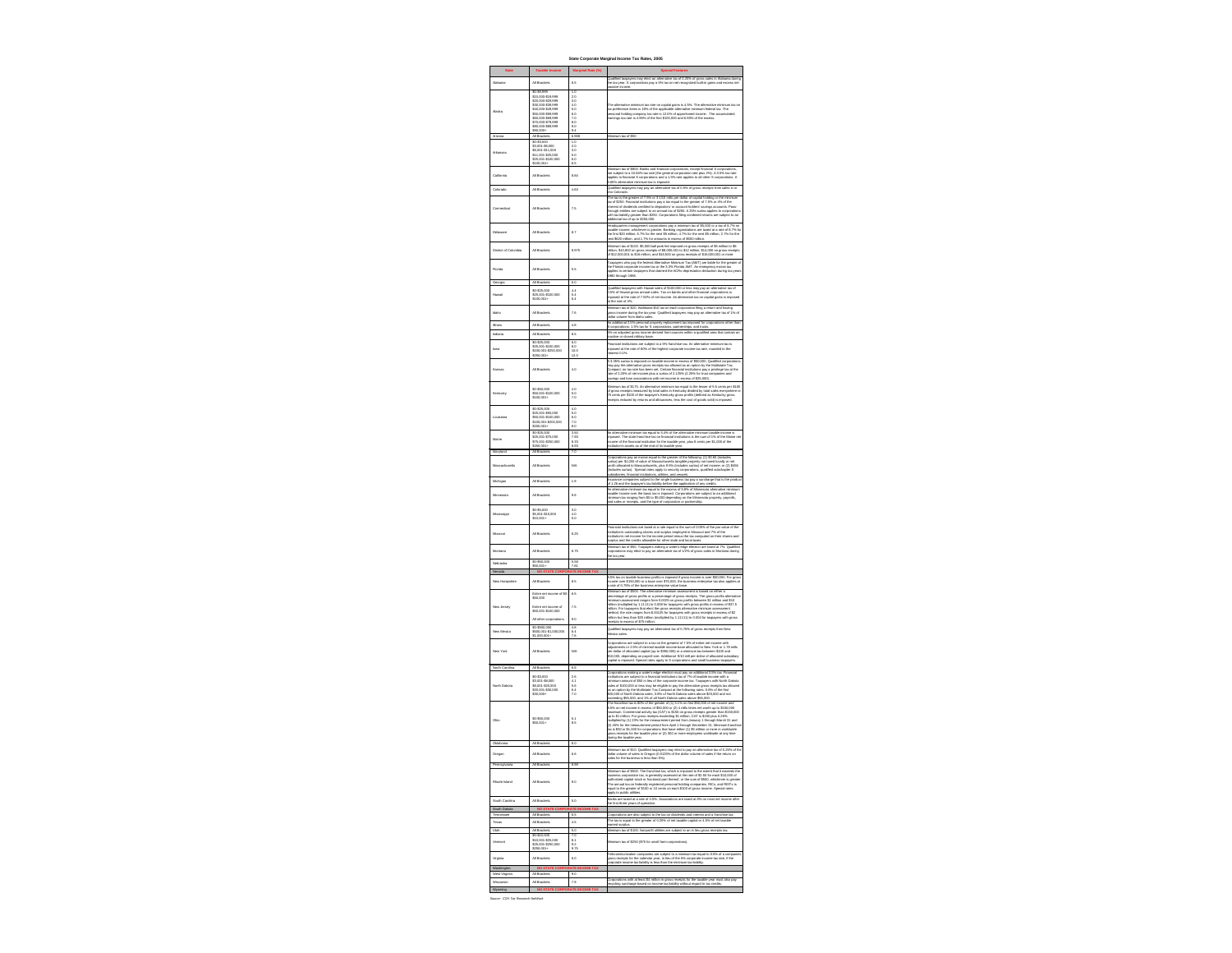# State Corporate Marginal Income Tax Rates, 2005

| State | Taxable Income | Marginal Rate (%) | Special Features |
|---|---|---|---|
| Alabama | All Brackets | 6.5 | Qualified taxpayers may elect an alternative tax of 0.25% of gross sales in Alabama during the tax year. S corporations pay a 5% tax on net recognized built-in gains and excess net passive income. |
| Alaska | $0-$9,999 | 1.0 | The alternative minimum tax rate on capital gains is 4.5%. The alternative minimum tax on tax preference items is 18% of the applicable alternative minimum federal tax. The personal holding company tax rate is 12.6% of apportioned income. The accumulated earnings tax rate is 4.95% of the first $100,000 and 6.93% of the excess. |
| | $10,000-$19,999 | 2.0 | |
| | $20,000-$29,999 | 3.0 | |
| | $30,000-$39,999 | 4.0 | |
| | $40,000-$49,999 | 5.0 | |
| | $50,000-$59,999 | 6.0 | |
| | $60,000-$69,999 | 7.0 | |
| | $70,000-$79,999 | 8.0 | |
| | $80,000-$89,999 | 9.0 | |
| | $90,000+ | 9.4 | |
| Arizona | All Brackets | 6.968 | Minimum tax of $50 |
| Arkansas | $0-$3,000 | 1.0 | |
| | $3,001-$6,000 | 2.0 | |
| | $6,001-$11,000 | 3.0 | |
| | $11,001-$25,000 | 5.0 | |
| | $25,001-$100,000 | 6.0 | |
| | $100,001+ | 6.5 | |
| California | All Brackets | 8.84 | Minimum tax of $800. Banks and financial corporations, except financial S corporations, are subject to a 10.84% tax rate (the general corporation rate plus 2%). A 3.5% tax rate applies to financial S corporations and a 1.5% rate applies to all other S corporations. A 6.65% alternative minimum tax is imposed. |
| Colorado | All Brackets | 4.63 | Qualified taxpayers may pay an alternative tax of 0.5% of gross receipts from sales in or into Colorado. |
| Connecticut | All Brackets | 7.5 | The tax is the greater of 7.5% or 3 1/10 mills per dollar of capital holding or the minimum tax of $250. Financial institutions pay a tax equal to the greater of 7.5% or 4% of the interest of dividends credited to depositors' or account holders' savings accounts. Pass-through entities are subject to an annual tax of $250. A 20% surtax applies to corporations with tax liability greater than $250. Corporations filing combined returns are subject to an additional tax of up to $250,000. |
| Delaware | All Brackets | 8.7 | Headquarters management corporations pay a minimum tax of $5,000 or a tax of 8.7% for taxable income, whichever is greater. Banking organizations are taxed at a rate of 8.7% for the first $20 million, 6.7% for the next $5 million, 4.7% for the next $5 million, 2.7% for the next $650 million and 1.7% for amounts in excess of $650 million. |
| District of Columbia | All Brackets | 9.975 | Minimum tax of $100. $5,500 ball park fee imposed on gross receipts of $5 million to $8 million, $10,800 on gross receipts of $8,000,001 to $12 million, $14,000 on gross receipts of $12,000,001 to $16 million, and $16,500 on gross receipts of $16,000,001 or more. |
| Florida | All Brackets | 5.5 | Taxpayers who pay the federal Alternative Minimum Tax (AMT) are liable for the greater of the Florida corporate income tax or the 3.3% Florida AMT. An emergency excise tax applies to certain taxpayers that claimed the ACRS depreciation deduction during tax years 1980 through 1986. |
| Georgia | All Brackets | 6.0 | |
| Hawaii | $0-$25,000 | 4.4 | Qualified taxpayers with Hawaii sales of $100,000 or less may pay an alternative tax of 0.5% of Hawaii gross annual sales. Tax on banks and other financial corporations is imposed at the rate of 7.92% of net income. An alternative tax on capital gains is imposed at the rate of 4%. |
| | $25,001-$100,000 | 5.4 | |
| | $100,001+ | 6.4 | |
| Idaho | All Brackets | 7.6 | Minimum tax of $20. Additional $10 tax on each corporation filing a return and having gross income during the tax year. Qualified taxpayers may pay an alternative tax of 1% of dollar volume from Idaho sales. |
| Illinois | All Brackets | 4.8 | An additional 2.5% personal property replacement tax imposed for corporations other than S corporations, 1.5% tax for S corporations, partnerships, and trusts. |
| Indiana | All Brackets | 8.5 | 3% on adjusted gross income derived from sources within a qualified area that contain an inactive or closed military base. |
| Iowa | $0-$25,000 | 6.0 | Financial institutions are subject to a 5% franchise tax. An alternative minimum tax is imposed at the rate of 60% of the highest corporate income tax rate, rounded to the nearest 0.1%. |
| | $25,001-$100,000 | 8.0 | |
| | $100,001-$250,000 | 10.0 | |
| | $250,001+ | 12.0 | |
| Kansas | All Brackets | 4.0 | A 3.35% surtax is imposed on taxable income in excess of $50,000. Qualified corporations may pay the alternative gross receipts tax allowed as an option by the Multistate Tax Compact; no tax rate has been set. Certain financial institutions pay a privilege tax of the sum of 2.25% of net income plus a surtax of 2.125% (2.25% for trust companies and savings and loan associations) with net income in excess of $25,000. |
| Kentucky | $0-$50,000 | 4.0 | Minimum tax of $175. An alternative minimum tax equal to the lesser of 9.5 cents per $100 of gross receipts measured by total sales in Kentucky divided by total sales everywhere or 75 cents per $100 of the taxpayer's Kentucky gross profits (defined as Kentucky gross receipts reduced by returns and allowances, less the cost of goods sold) is imposed. |
| | $50,001-$100,000 | 5.0 | |
| | $100,001+ | 7.0 | |
| Louisiana | $0-$25,000 | 4.0 | |
| | $25,001-$50,000 | 5.0 | |
| | $50,001-$100,000 | 6.0 | |
| | $100,001-$200,000 | 7.0 | |
| | $200,001+ | 8.0 | |
| Maine | $0-$25,000 | 3.50 | An alternative minimum tax equal to 5.4% of the alternative minimum taxable income is imposed. The state franchise tax on financial institutions is the sum of 1% of the Maine net income of the financial institution for the taxable year, plus 8 cents per $1,000 of the institution's assets as of the end of its taxable year. |
| | $25,001-$75,000 | 7.93 | |
| | $75,001-$250,000 | 8.33 | |
| | $250,001+ | 8.93 | |
| Maryland | All Brackets | 7.0 | |
| Massachusetts | All Brackets | N/A | Corporations pay an excise equal to the greater of the following: (1) $2.60 (includes surtax) per $1,000 of value of Massachusetts tangible property not taxed locally or net worth allocated to Massachusetts, plus 9.5% (includes surtax) of net income; or (2) $456 (includes surtax). Special rates apply to security corporations, qualified subchapter S subsidiaries, financial institutions, utilities, and vessels. |
| Michigan | All Brackets | 1.9 | Insurance companies subject to the single business tax pay a surcharge that is the product of 1.1% and the taxpayer's tax liability before the application of any credits. |
| Minnesota | All Brackets | 9.8 | An alternative minimum tax equal to the excess of 5.8% of Minnesota alternative minimum taxable income over the basic tax is imposed. Corporations are subject to an additional minimum tax ranging from $0 to $5,000 depending on the Minnesota property, payrolls, and sales or receipts, and the type of corporation or partnership. |
| Mississippi | $0-$5,000 | 3.0 | |
| | $5,001-$10,000 | 4.0 | |
| | $10,001+ | 5.0 | |
| Missouri | All Brackets | 6.25 | Financial institutions are taxed at a rate equal to the sum of 0.05% of the par value of the institution's outstanding shares and surplus employed in Missouri and 7% of the institution's net income for the income period minus the tax computed on their shares and surplus and the credits allowable for other state and local taxes. |
| Montana | All Brackets | 6.75 | Minimum tax of $50. Taxpayers making a water's edge election are taxed at 7%. Qualified corporations may elect to pay an alternative tax of 1/2% of gross sales in Montana during the tax year. |
| Nebraska | $0-$50,000 | 5.58 | |
| | $50,001+ | 7.81 | |
| Nevada | NO STATE CORPORATE INCOME TAX | | |
| New Hampshire | All Brackets | 8.5 | 0.5% tax on taxable business profits is imposed if gross income is over $50,000. For gross income over $150,000 or a base over $75,000, the business enterprise tax also applies at a rate of 0.75% of the business enterprise value base. |
| New Jersey | Entire net income of $0-$50,000 | 6.5 | Minimum tax of $500. The alternative minimum assessment is based on either a percentage of gross profits or a percentage of gross receipts. The gross profits alternative minimum assessment ranges from 0.0025 on gross profits between $1 million and $10 million (multiplied by 1.1111) to 0.009 for taxpayers with gross profits in excess of $37.5 million. For taxpayers that elect the gross receipts alternative minimum assessment method, the rate ranges from 0.00125 for taxpayers with gross receipts in excess of $2 million but less than $20 million (multiplied by 1.1111) to 0.004 for taxpayers with gross receipts in excess of $75 million. |
| | Entire net income of $50,001-$100,000 | 7.5 | |
| | All other corporations | 9.0 | |
| New Mexico | $0-$500,000 | 4.8 | Qualified taxpayers may pay an alternative tax of 0.75% of gross receipts from New Mexico sales. |
| | $500,001-$1,000,000 | 6.4 | |
| | $1,000,001+ | 7.6 | |
| New York | All Brackets | N/A | Corporations are subject to a tax on the greatest of 7.5% of entire net income with adjustments or 2.5% of minimum taxable income base allocated to New York or 1.78 mills per dollar of allocated capital (up to $350,000) or a minimum tax between $100 and $10,000, depending on payroll size. Additional .9/10 mill per dollar of allocated subsidiary capital is imposed. Special rates apply to S corporations and small business taxpayers. |
| North Carolina | All Brackets | 6.9 | |
| North Dakota | $0-$3,000 | 2.6 | Corporations making a water's edge election must pay an additional 3.5% tax. Financial institutions are subject to a financial institutions tax of 7% of taxable income with a minimum amount of $50 in lieu of the corporate income tax. Taxpayers with North Dakota sales of $100,000 or less may be eligible to pay the alternative gross receipts tax allowed as an option by the Multistate Tax Compact at the following rates: 0.4% of the first $25,000 of North Dakota sales, 0.8% of North Dakota sales above $25,000 and not exceeding $50,000, and 1% of all North Dakota sales above $50,000. |
| | $3,001-$8,000 | 4.1 | |
| | $8,001-$20,000 | 5.6 | |
| | $20,001-$30,000 | 6.4 | |
| | $30,000+ | 7.0 | |
| Ohio | $0-$50,000 | 5.1 | The franchise tax is 80% of the greater of (1) 5.1% on first $50,000 of net income and 8.5% on net income in excess of $50,000 or (2) 4 mills times net worth up to $150,000 maximum. Commercial activity tax (CAT) is $150 on gross receipts greater than $150,000 up to $1 million. For gross receipts exceeding $1 million, CAT is $150 plus 0.26% multiplied by (1) 23% for the measurement period from January 1 through March 31 and (2) 40% for the measurement period from April 1 through December 31. Minimum franchise tax is $50 or $1,000 for corporations that have either (1) $5 million or more in worldwide gross receipts for the taxable year or (2) 300 or more employees worldwide at any time during the taxable year. |
| | $50,001+ | 8.5 | |
| Oklahoma | All Brackets | 6.0 | |
| Oregon | All Brackets | 6.6 | Minimum tax of $10. Qualified taxpayers may elect to pay an alternative tax of 0.25% of the dollar volume of sales in Oregon (0.0125% of the dollar volume of sales if the return on sales for the business is less than 5%). |
| Pennsylvania | All Brackets | 9.99 | |
| Rhode Island | All Brackets | 9.0 | Minimum tax of $500. The franchise tax, which is imposed to the extent that it exceeds the business corporation tax, is generally assessed at the rate of $2.50 for each $10,000 of authorized capital stock or fractional part thereof, or the sum of $500, whichever is greater. The annual tax on federally registered personal holding companies, RICs, and REITs is equal to the greater of $100 or 10 cents on each $100 of gross income. Special rates apply to public utilities. |
| South Carolina | All Brackets | 5.0 | Banks are taxed at 4.5%. Associations are taxed at 6% on most net income after the first three years of operation. |
| South Dakota | NO STATE CORPORATE INCOME TAX | | |
| Tennessee | All Brackets | 6.5 | Corporations are also subject to the tax on dividends and interest and a franchise tax. |
| Texas | All Brackets | 4.5 | The tax is equal to the greater of 0.25% of net taxable capital or 4.5% of net taxable earned surplus. |
| Utah | All Brackets | 5.0 | Minimum tax of $100. Nonprofit utilities are subject to an in lieu gross receipts tax. |
| Vermont | $0-$10,000 | 7.0 | Minimum tax of $250 ($75 for small farm corporations). |
| | $10,001-$25,000 | 8.1 | |
| | $25,001-$250,000 | 9.2 | |
| | $250,001+ | 9.75 | |
| Virginia | All Brackets | 6.0 | Telecommunication companies are subject to a minimum tax equal to 0.5% of a companies gross receipts for the calendar year, in lieu of the 6% corporate income tax rate, if the corporate income tax liability is less than the minimum tax liability. |
| Washington | NO STATE CORPORATE INCOME TAX | | |
| West Virginia | All Brackets | 9.0 | |
| Wisconsin | All Brackets | 7.9 | Corporations with at least $4 million in gross receipts for the taxable year must also pay a recycling surcharge based on income tax liability without regard to tax credits. |
| Wyoming | NO STATE CORPORATE INCOME TAX | | |

*Source: CCH Tax Research NetWork*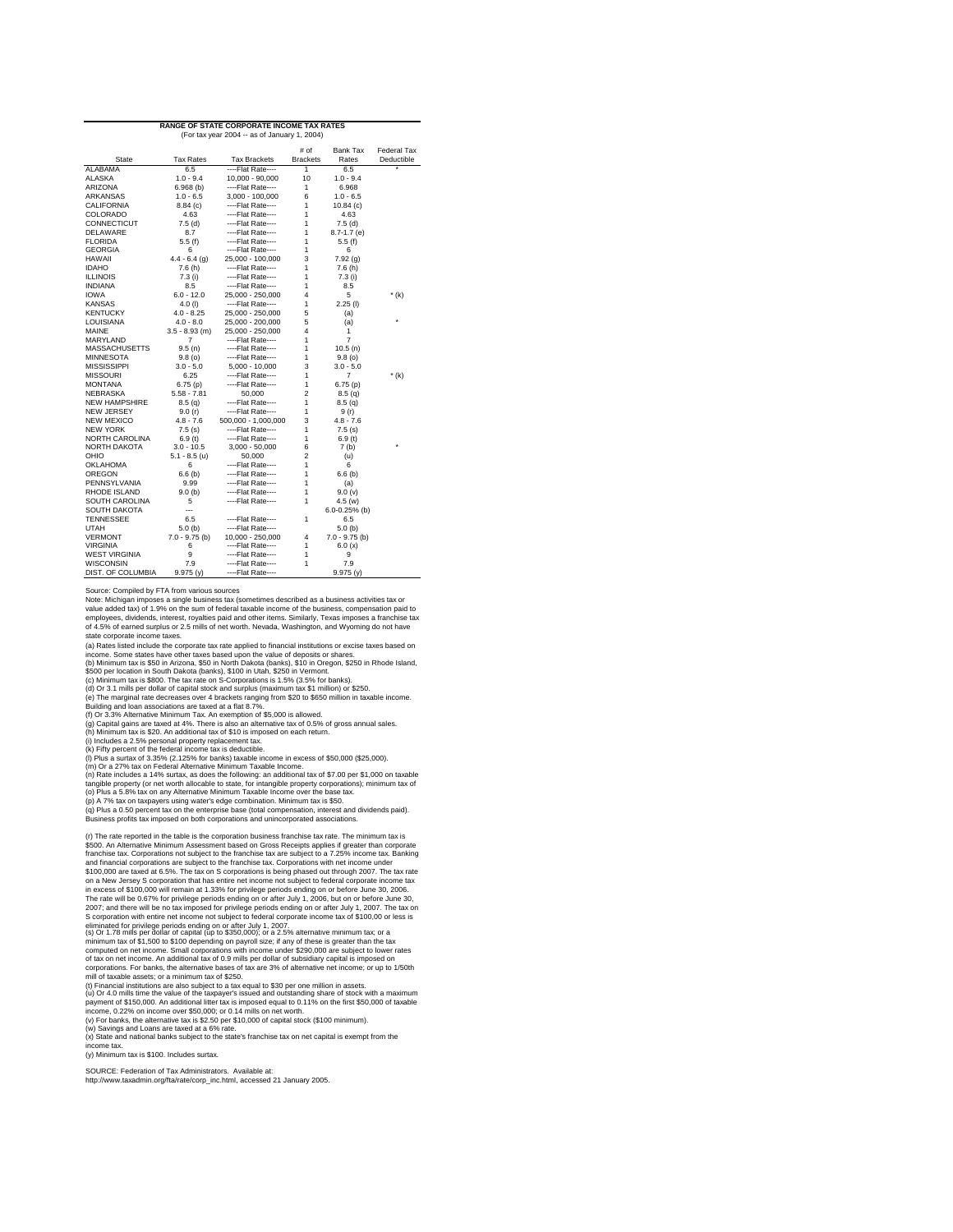**RANGE OF STATE CORPORATE INCOME TAX RATES**

(For tax year 2004 -- as of January 1, 2004)

| State | Tax Rates | Tax Brackets | # of Brackets | Bank Tax Rates | Federal Tax Deductible |
|---|---|---|---|---|---|
| ALABAMA | 6.5 | ----Flat Rate---- | 1 | 6.5 | * |
| ALASKA | 1.0 - 9.4 | 10,000 - 90,000 | 10 | 1.0 - 9.4 | |
| ARIZONA | 6.968 (b) | ----Flat Rate---- | 1 | 6.968 | |
| ARKANSAS | 1.0 - 6.5 | 3,000 - 100,000 | 6 | 1.0 - 6.5 | |
| CALIFORNIA | 8.84 (c) | ----Flat Rate---- | 1 | 10.84 (c) | |
| COLORADO | 4.63 | ----Flat Rate---- | 1 | 4.63 | |
| CONNECTICUT | 7.5 (d) | ----Flat Rate---- | 1 | 7.5 (d) | |
| DELAWARE | 8.7 | ----Flat Rate---- | 1 | 8.7-1.7 (e) | |
| FLORIDA | 5.5 (f) | ----Flat Rate---- | 1 | 5.5 (f) | |
| GEORGIA | 6 | ----Flat Rate---- | 1 | 6 | |
| HAWAII | 4.4 - 6.4 (g) | 25,000 - 100,000 | 3 | 7.92 (g) | |
| IDAHO | 7.6 (h) | ----Flat Rate---- | 1 | 7.6 (h) | |
| ILLINOIS | 7.3 (i) | ----Flat Rate---- | 1 | 7.3 (i) | |
| INDIANA | 8.5 | ----Flat Rate---- | 1 | 8.5 | |
| IOWA | 6.0 - 12.0 | 25,000 - 250,000 | 4 | 5 | * (k) |
| KANSAS | 4.0 (l) | ----Flat Rate---- | 1 | 2.25 (l) | |
| KENTUCKY | 4.0 - 8.25 | 25,000 - 250,000 | 5 | (a) | |
| LOUISIANA | 4.0 - 8.0 | 25,000 - 200,000 | 5 | (a) | * |
| MAINE | 3.5 - 8.93 (m) | 25,000 - 250,000 | 4 | 1 | |
| MARYLAND | 7 | ----Flat Rate---- | 1 | 7 | |
| MASSACHUSETTS | 9.5 (n) | ----Flat Rate---- | 1 | 10.5 (n) | |
| MINNESOTA | 9.8 (o) | ----Flat Rate---- | 1 | 9.8 (o) | |
| MISSISSIPPI | 3.0 - 5.0 | 5,000 - 10,000 | 3 | 3.0 - 5.0 | |
| MISSOURI | 6.25 | ----Flat Rate---- | 1 | 7 | * (k) |
| MONTANA | 6.75 (p) | ----Flat Rate---- | 1 | 6.75 (p) | |
| NEBRASKA | 5.58 - 7.81 | 50,000 | 2 | 8.5 (q) | |
| NEW HAMPSHIRE | 8.5 (q) | ----Flat Rate---- | 1 | 8.5 (q) | |
| NEW JERSEY | 9.0 (r) | ----Flat Rate---- | 1 | 9 (r) | |
| NEW MEXICO | 4.8 - 7.6 | 500,000 - 1,000,000 | 3 | 4.8 - 7.6 | |
| NEW YORK | 7.5 (s) | ----Flat Rate---- | 1 | 7.5 (s) | |
| NORTH CAROLINA | 6.9 (t) | ----Flat Rate---- | 1 | 6.9 (t) | |
| NORTH DAKOTA | 3.0 - 10.5 | 3,000 - 50,000 | 6 | 7 (b) | * |
| OHIO | 5.1 - 8.5 (u) | 50,000 | 2 | (u) | |
| OKLAHOMA | 6 | ----Flat Rate---- | 1 | 6 | |
| OREGON | 6.6 (b) | ----Flat Rate---- | 1 | 6.6 (b) | |
| PENNSYLVANIA | 9.99 | ----Flat Rate---- | 1 | (a) | |
| RHODE ISLAND | 9.0 (b) | ----Flat Rate---- | 1 | 9.0 (v) | |
| SOUTH CAROLINA | 5 | ----Flat Rate---- | 1 | 4.5 (w) | |
| SOUTH DAKOTA | --- | | | 6.0-0.25% (b) | |
| TENNESSEE | 6.5 | ----Flat Rate---- | 1 | 6.5 | |
| UTAH | 5.0 (b) | ----Flat Rate---- | 1 | 5.0 (b) | |
| VERMONT | 7.0 - 9.75 (b) | 10,000 - 250,000 | 4 | 7.0 - 9.75 (b) | |
| VIRGINIA | 6 | ----Flat Rate---- | 1 | 6.0 (x) | |
| WEST VIRGINIA | 9 | ----Flat Rate---- | 1 | 9 | |
| WISCONSIN | 7.9 | ----Flat Rate---- | 1 | 7.9 | |
| DIST. OF COLUMBIA | 9.975 (y) | ----Flat Rate---- | | 9.975 (y) | |

Source: Compiled by FTA from various sources

Note: Michigan imposes a single business tax (sometimes described as a business activities tax or value added tax) of 1.9% on the sum of federal taxable income of the business, compensation paid to employees, dividends, interest, royalties paid and other items. Similarly, Texas imposes a franchise tax of 4.5% of earned surplus or 2.5 mills of net worth. Nevada, Washington, and Wyoming do not have state corporate income taxes.

(a) Rates listed include the corporate tax rate applied to financial institutions or excise taxes based on income. Some states have other taxes based upon the value of deposits or shares.
(b) Minimum tax is $50 in Arizona, $50 in North Dakota (banks), $10 in Oregon, $250 in Rhode Island, $500 per location in South Dakota (banks), $100 in Utah, $250 in Vermont.
(c) Minimum tax is $800. The tax rate on S-Corporations is 1.5% (3.5% for banks).
(d) Or 3.1 mills per dollar of capital stock and surplus (maximum tax $1 million) or $250.
(e) The marginal rate decreases over 4 brackets ranging from $20 to $650 million in taxable income. Building and loan associations are taxed at a flat 8.7%.
(f) Or 3.3% Alternative Minimum Tax. An exemption of $5,000 is allowed.
(g) Capital gains are taxed at 4%. There is also an alternative tax of 0.5% of gross annual sales.
(h) Minimum tax is $20. An additional tax of $10 is imposed on each return.
(i) Includes a 2.5% personal property replacement tax.
(k) Fifty percent of the federal income tax is deductible.
(l) Plus a surtax of 3.35% (2.125% for banks) taxable income in excess of $50,000 ($25,000).
(m) Or a 27% tax on Federal Alternative Minimum Taxable Income.
(n) Rate includes a 14% surtax, as does the following: an additional tax of $7.00 per $1,000 on taxable tangible property (or net worth allocable to state, for intangible property corporations); minimum tax of
(o) Plus a 5.8% tax on any Alternative Minimum Taxable Income over the base tax.
(p) A 7% tax on taxpayers using water's edge combination. Minimum tax is $50.
(q) Plus a 0.50 percent tax on the enterprise base (total compensation, interest and dividends paid). Business profits tax imposed on both corporations and unincorporated associations.

(r) The rate reported in the table is the corporation business franchise tax rate. The minimum tax is $500. An Alternative Minimum Assessment based on Gross Receipts applies if greater than corporate franchise tax. Corporations not subject to the franchise tax are subject to a 7.25% income tax. Banking and financial corporations are subject to the franchise tax. Corporations with net income under $100,000 are taxed at 6.5%. The tax on S corporations is being phased out through 2007. The tax rate on a New Jersey S corporation that has entire net income not subject to federal corporate income tax in excess of $100,000 will remain at 1.33% for privilege periods ending on or before June 30, 2006. The rate will be 0.67% for privilege periods ending on or after July 1, 2006, but on or before June 30, 2007; and there will be no tax imposed for privilege periods ending on or after July 1, 2007. The tax on S corporation with entire net income not subject to federal corporate income tax of $100,00 or less is eliminated for privilege periods ending on or after July 1, 2007.
(s) Or 1.78 mills per dollar of capital (up to $350,000); or a 2.5% alternative minimum tax; or a minimum tax of $1,500 to $100 depending on payroll size; if any of these is greater than the tax computed on net income. Small corporations with income under $290,000 are subject to lower rates of tax on net income. An additional tax of 0.9 mills per dollar of subsidiary capital is imposed on corporations. For banks, the alternative base of tax are 3% of alternative net income; or up to 1/50th mill of taxable assets; or a minimum tax of $250.
(t) Financial institutions are also subject to a tax equal to $30 per one million in assets.
(u) Or 4.0 mills time the value of the taxpayer's issued and outstanding share of stock with a maximum payment of $150,000. An additional litter tax is imposed equal to 0.11% on the first $50,000 of taxable income, 0.22% on income over $50,000; or 0.14 mills on net worth.
(v) For banks, the alternative tax is $2.50 per $10,000 of capital stock ($100 minimum).
(w) Savings and Loans are taxed at a 6% rate.
(x) State and national banks subject to the state's franchise tax on net capital is exempt from the income tax.
(y) Minimum tax is $100. Includes surtax.

SOURCE: Federation of Tax Administrators. Available at: http://www.taxadmin.org/fta/rate/corp_inc.html, accessed 21 January 2005.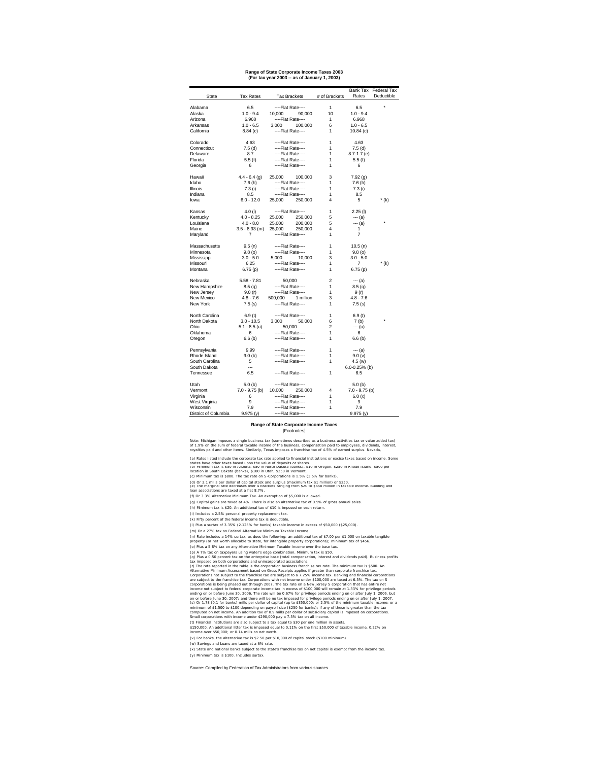**Range of State Corporate Income Taxes 2003**
**(For tax year 2003 -- as of January 1, 2003)**

| State | Tax Rates | Tax Brackets | | # of Brackets | Bank Tax Rates | Federal Tax Deductible |
|---|---|---|---|---|---|---|
| Alabama | 6.5 | ----Flat Rate---- | | 1 | 6.5 | * |
| Alaska | 1.0 - 9.4 | 10,000 | 90,000 | 10 | 1.0 - 9.4 | |
| Arizona | 6.968 | ----Flat Rate---- | | 1 | 6.968 | |
| Arkansas | 1.0 - 6.5 | 3,000 | 100,000 | 6 | 1.0 - 6.5 | |
| California | 8.84 (c) | ----Flat Rate---- | | 1 | 10.84 (c) | |
| Colorado | 4.63 | ----Flat Rate---- | | 1 | 4.63 | |
| Connecticut | 7.5 (d) | ----Flat Rate---- | | 1 | 7.5 (d) | |
| Delaware | 8.7 | ----Flat Rate---- | | 1 | 8.7-1.7 (e) | |
| Florida | 5.5 (f) | ----Flat Rate---- | | 1 | 5.5 (f) | |
| Georgia | 6 | ----Flat Rate---- | | 1 | 6 | |
| Hawaii | 4.4 - 6.4 (g) | 25,000 | 100,000 | 3 | 7.92 (g) | |
| Idaho | 7.6 (h) | ----Flat Rate---- | | 1 | 7.6 (h) | |
| Illinois | 7.3 (i) | ----Flat Rate---- | | 1 | 7.3 (i) | |
| Indiana | 8.5 | ----Flat Rate---- | | 1 | 8.5 | |
| Iowa | 6.0 - 12.0 | 25,000 | 250,000 | 4 | 5 | * (k) |
| Kansas | 4.0 (l) | ----Flat Rate---- | | 1 | 2.25 (l) | |
| Kentucky | 4.0 - 8.25 | 25,000 | 250,000 | 5 | --- (a) | |
| Louisiana | 4.0 - 8.0 | 25,000 | 200,000 | 5 | --- (a) | * |
| Maine | 3.5 - 8.93 (m) | 25,000 | 250,000 | 4 | 1 | |
| Maryland | 7 | ----Flat Rate---- | | 1 | 7 | |
| Massachusetts | 9.5 (n) | ----Flat Rate---- | | 1 | 10.5 (n) | |
| Minnesota | 9.8 (o) | ----Flat Rate---- | | 1 | 9.8 (o) | |
| Mississippi | 3.0 - 5.0 | 5,000 | 10,000 | 3 | 3.0 - 5.0 | |
| Missouri | 6.25 | ----Flat Rate---- | | 1 | 7 | * (k) |
| Montana | 6.75 (p) | ----Flat Rate---- | | 1 | 6.75 (p) | |
| Nebraska | 5.58 - 7.81 | 50,000 | | 2 | --- (a) | |
| New Hampshire | 8.5 (q) | ----Flat Rate---- | | 1 | 8.5 (q) | |
| New Jersey | 9.0 (r) | ----Flat Rate---- | | 1 | 9 (r) | |
| New Mexico | 4.8 - 7.6 | 500,000 | 1 million | 3 | 4.8 - 7.6 | |
| New York | 7.5 (s) | ----Flat Rate---- | | 1 | 7.5 (s) | |
| North Carolina | 6.9 (t) | ----Flat Rate---- | | 1 | 6.9 (t) | |
| North Dakota | 3.0 - 10.5 | 3,000 | 50,000 | 6 | 7 (b) | * |
| Ohio | 5.1 - 8.5 (u) | 50,000 | | 2 | --- (u) | |
| Oklahoma | 6 | ----Flat Rate---- | | 1 | 6 | |
| Oregon | 6.6 (b) | ----Flat Rate---- | | 1 | 6.6 (b) | |
| Pennsylvania | 9.99 | ----Flat Rate---- | | 1 | --- (a) | |
| Rhode Island | 9.0 (b) | ----Flat Rate---- | | 1 | 9.0 (v) | |
| South Carolina | 5 | ----Flat Rate---- | | 1 | 4.5 (w) | |
| South Dakota | --- | | | | 6.0-0.25% (b) | |
| Tennessee | 6.5 | ----Flat Rate---- | | 1 | 6.5 | |
| Utah | 5.0 (b) | ----Flat Rate---- | | 1 | 5.0 (b) | |
| Vermont | 7.0 - 9.75 (b) | 10,000 | 250,000 | 4 | 7.0 - 9.75 (b) | |
| Virginia | 6 | ----Flat Rate---- | | 1 | 6.0 (x) | |
| West Virginia | 9 | ----Flat Rate---- | | 1 | 9 | |
| Wisconsin | 7.9 | ----Flat Rate---- | | 1 | 7.9 | |
| District of Columbia | 9.975 (y) | ----Flat Rate---- | | | 9.975 (y) | |

**Range of State Corporate Income Taxes**
[Footnotes]

Note: Michigan imposes a single business tax (sometimes described as a business activities tax or value added tax) of 1.9% on the sum of federal taxable income of the business, compensation paid to employees, dividends, interest, royalties paid and other items. Similarly, Texas imposes a franchise tax of 4.5% of earned surplus. Nevada,

(a) Rates listed include the corporate tax rate applied to financial institutions or excise taxes based on income. Some states have other taxes based upon the value of deposits or shares.
(b) Minimum tax is $50 in Arizona, $50 in North Dakota (banks), $10 in Oregon, $250 in Rhode Island, $500 per location in South Dakota (banks), $100 in Utah, $250 in Vermont.
(c) Minimum tax is $800. The tax rate on S-Corporations is 1.5% (3.5% for banks).
(d) Or 3.1 mills per dollar of capital stock and surplus (maximum tax $1 million) or $250.
(e) The marginal rate decreases over 4 brackets ranging from $20 to $650 million in taxable income. Building and loan associations are taxed at a flat 8.7%.
(f) Or 3.3% Alternative Minimum Tax. An exemption of $5,000 is allowed.
(g) Capital gains are taxed at 4%. There is also an alternative tax of 0.5% of gross annual sales.
(h) Minimum tax is $20. An additional tax of $10 is imposed on each return.
(i) Includes a 2.5% personal property replacement tax.
(k) Fifty percent of the federal income tax is deductible.
(l) Plus a surtax of 3.35% (2.125% for banks) taxable income in excess of $50,000 ($25,000).
(m) Or a 27% tax on Federal Alternative Minimum Taxable Income.
(n) Rate includes a 14% surtax, as does the following: an additional tax of $7.00 per $1,000 on taxable tangible property (or net worth allocable to state, for intangible property corporations); minimum tax of $456.
(o) Plus a 5.8% tax on any Alternative Minimum Taxable Income over the base tax.
(p) A 7% tax on taxpayers using water's edge combination. Minimum tax is $50.
(q) Plus a 0.50 percent tax on the enterprise base (total compensation, interest and dividends paid). Business profits tax imposed on both corporations and unincorporated associations.
(r) The rate reported in the table is the corporation business franchise tax rate. The minimum tax is $500. An Alternative Minimum Assessment based on Gross Receipts applies if greater than corporate franchise tax. Corporations not subject to the franchise tax are subject to a 7.25% income tax. Banking and financial corporations are subject to the franchise tax. Corporations with net income under $100,000 are taxed at 6.5%. The tax on S corporations is being phased out through 2007. The tax rate on a New Jersey S corporation that has entire net income not subject to federal corporate income tax in excess of $100,000 will remain at 1.33% for privilege periods ending on or before June 30, 2006. The rate will be 0.67% for privilege periods ending on or after July 1, 2006, but on or before June 30, 2007; and there will be no tax imposed for privilege periods ending on or after July 1, 2007.
(s) Or 1.78 (0.1 for banks) mills per dollar of capital (up to $350,000; or 2.5% of the minimum taxable income; or a minimum of $1,500 to $100 depending on payroll size ($250 for banks); if any of these is greater than the tax computed on net income. An addition tax of 0.9 mills per dollar of subsidiary capital is imposed on corporations. Small corporations with income under $290,000 pay a 7.5% tax on all income.
(t) Financial institutions are also subject to a tax equal to $30 per one million in assets.
$150,000. An additional litter tax is imposed equal to 0.11% on the first $50,000 of taxable income, 0.22% on income over $50,000; or 0.14 mills on net worth.
(v) For banks, the alternative tax is $2.50 per $10,000 of capital stock ($100 minimum).
(w) Savings and Loans are taxed at a 6% rate.
(x) State and national banks subject to the state's franchise tax on net capital is exempt from the income tax.
(y) Minimum tax is $100. Includes surtax.

Source: Compiled by Federation of Tax Administrators from various sources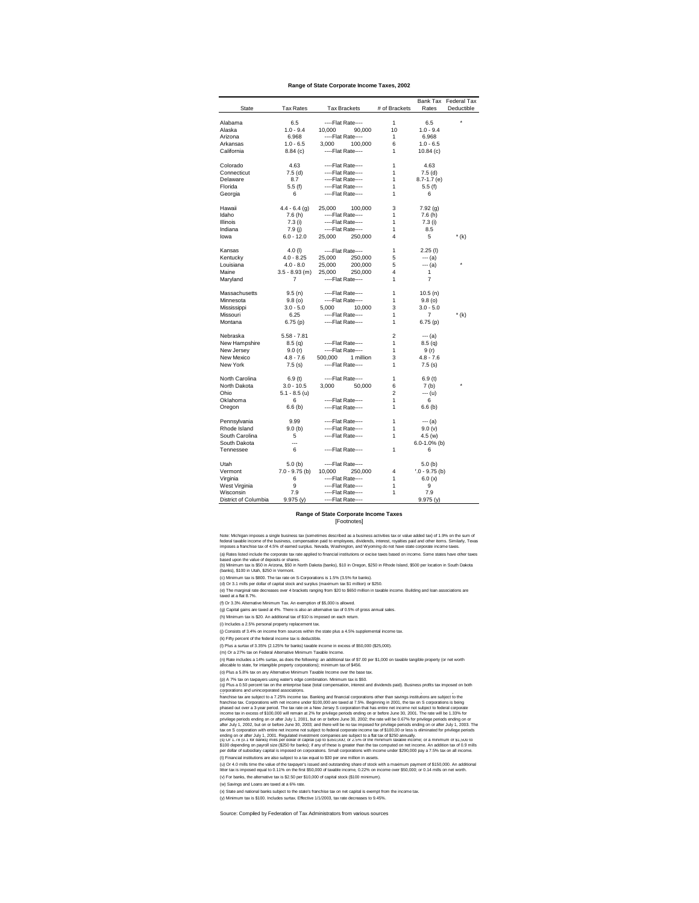# Range of State Corporate Income Taxes, 2002

| State | Tax Rates | Tax Brackets | | # of Brackets | Bank Tax Rates | Federal Tax Deductible |
|---|---|---|---|---|---|---|
| Alabama | 6.5 | ----Flat Rate---- | | 1 | 6.5 | * |
| Alaska | 1.0 - 9.4 | 10,000 | 90,000 | 10 | 1.0 - 9.4 | |
| Arizona | 6.968 | ----Flat Rate---- | | 1 | 6.968 | |
| Arkansas | 1.0 - 6.5 | 3,000 | 100,000 | 6 | 1.0 - 6.5 | |
| California | 8.84 (c) | ----Flat Rate---- | | 1 | 10.84 (c) | |
| Colorado | 4.63 | ----Flat Rate---- | | 1 | 4.63 | |
| Connecticut | 7.5 (d) | ----Flat Rate---- | | 1 | 7.5 (d) | |
| Delaware | 8.7 | ----Flat Rate---- | | 1 | 8.7-1.7 (e) | |
| Florida | 5.5 (f) | ----Flat Rate---- | | 1 | 5.5 (f) | |
| Georgia | 6 | ----Flat Rate---- | | 1 | 6 | |
| Hawaii | 4.4 - 6.4 (g) | 25,000 | 100,000 | 3 | 7.92 (g) | |
| Idaho | 7.6 (h) | ----Flat Rate---- | | 1 | 7.6 (h) | |
| Illinois | 7.3 (i) | ----Flat Rate---- | | 1 | 7.3 (i) | |
| Indiana | 7.9 (j) | ----Flat Rate---- | | 1 | 8.5 | |
| Iowa | 6.0 - 12.0 | 25,000 | 250,000 | 4 | 5 | * (k) |
| Kansas | 4.0 (l) | ----Flat Rate---- | | 1 | 2.25 (l) | |
| Kentucky | 4.0 - 8.25 | 25,000 | 250,000 | 5 | --- (a) | |
| Louisiana | 4.0 - 8.0 | 25,000 | 200,000 | 5 | --- (a) | * |
| Maine | 3.5 - 8.93 (m) | 25,000 | 250,000 | 4 | 1 | |
| Maryland | 7 | ----Flat Rate---- | | 1 | 7 | |
| Massachusetts | 9.5 (n) | ----Flat Rate---- | | 1 | 10.5 (n) | |
| Minnesota | 9.8 (o) | ----Flat Rate---- | | 1 | 9.8 (o) | |
| Mississippi | 3.0 - 5.0 | 5,000 | 10,000 | 3 | 3.0 - 5.0 | |
| Missouri | 6.25 | ----Flat Rate---- | | 1 | 7 | * (k) |
| Montana | 6.75 (p) | ----Flat Rate---- | | 1 | 6.75 (p) | |
| Nebraska | 5.58 - 7.81 | | | 2 | --- (a) | |
| New Hampshire | 8.5 (q) | ----Flat Rate---- | | 1 | 8.5 (q) | |
| New Jersey | 9.0 (r) | ----Flat Rate---- | | 1 | 9 (r) | |
| New Mexico | 4.8 - 7.6 | 500,000 | 1 million | 3 | 4.8 - 7.6 | |
| New York | 7.5 (s) | ----Flat Rate---- | | 1 | 7.5 (s) | |
| North Carolina | 6.9 (t) | ----Flat Rate---- | | 1 | 6.9 (t) | |
| North Dakota | 3.0 - 10.5 | 3,000 | 50,000 | 6 | 7 (b) | * |
| Ohio | 5.1 - 8.5 (u) | | | 2 | --- (u) | |
| Oklahoma | 6 | ----Flat Rate---- | | 1 | 6 | |
| Oregon | 6.6 (b) | ----Flat Rate---- | | 1 | 6.6 (b) | |
| Pennsylvania | 9.99 | ----Flat Rate---- | | 1 | --- (a) | |
| Rhode Island | 9.0 (b) | ----Flat Rate---- | | 1 | 9.0 (v) | |
| South Carolina | 5 | ----Flat Rate---- | | 1 | 4.5 (w) | |
| South Dakota | --- | | | | 6.0-1.0% (b) | |
| Tennessee | 6 | ----Flat Rate---- | | 1 | 6 | |
| Utah | 5.0 (b) | ----Flat Rate---- | | | 5.0 (b) | |
| Vermont | 7.0 - 9.75 (b) | 10,000 | 250,000 | 4 | 7.0 - 9.75 (b) | |
| Virginia | 6 | ----Flat Rate---- | | 1 | 6.0 (x) | |
| West Virginia | 9 | ----Flat Rate---- | | 1 | 9 | |
| Wisconsin | 7.9 | ----Flat Rate---- | | 1 | 7.9 | |
| District of Columbia | 9.975 (y) | ----Flat Rate---- | | | 9.975 (y) | |

## Range of State Corporate Income Taxes

[Footnotes]

Note: Michigan imposes a single business tax (sometimes described as a business activities tax or value added tax) of 1.9% on the sum of federal taxable income of the business, compensation paid to employees, dividends, interest, royalties paid and other items. Similarly, Texas imposes a franchise tax of 4.5% of earned surplus. Nevada, Washington, and Wyoming do not have state corporate income taxes.

(a) Rates listed include the corporate tax rate applied to financial institutions or excise taxes based on income. Some states have other taxes based upon the value of deposits or shares.

(b) Minimum tax is $50 in Arizona, $50 in North Dakota (banks), $10 in Oregon, $250 in Rhode Island, $500 per location in South Dakota (banks), $100 in Utah, $250 in Vermont.

(c) Minimum tax is $800. The tax rate on S-Corporations is 1.5% (3.5% for banks).

(d) Or 3.1 mills per dollar of capital stock and surplus (maximum tax $1 million) or $250.

(e) The marginal rate decreases over 4 brackets ranging from $20 to $650 million in taxable income. Building and loan associations are taxed at a flat 8.7%.

(f) Or 3.3% Alternative Minimum Tax. An exemption of $5,000 is allowed.

(g) Capital gains are taxed at 4%. There is also an alternative tax of 0.5% of gross annual sales.

(h) Minimum tax is $20. An additional tax of $10 is imposed on each return.

(i) Includes a 2.5% personal property replacement tax.

(j) Consists of 3.4% on income from sources within the state plus a 4.5% supplemental income tax.

(k) Fifty percent of the federal income tax is deductible.

(l) Plus a surtax of 3.35% (2.125% for banks) taxable income in excess of $50,000 ($25,000).

(m) Or a 27% tax on Federal Alternative Minimum Taxable Income.

(n) Rate includes a 14% surtax, as does the following: an additional tax of $7.00 per $1,000 on taxable tangible property (or net worth allocable to state, for intangible property corporations); minimum tax of $456.

(o) Plus a 5.8% tax on any Alternative Minimum Taxable Income over the base tax.

(p) A 7% tax on taxpayers using water's edge combination. Minimum tax is $50.

(q) Plus a 0.50 percent tax on the enterprise base (total compensation, interest and dividends paid). Business profits tax imposed on both corporations and unincorporated associations.

(r) ... franchise tax are subject to a 7.25% income tax. Banking and financial corporations other than savings institutions are subject to the franchise tax. Corporations with net income under $100,000 are taxed at 7.5%. Beginning in 2001, the tax on S corporations is being phased out over a 3-year period. The tax rate on a New Jersey S corporation that has entire net income not subject to federal corporate income tax in excess of $100,000 will remain at 2% for privilege periods ending on or before June 30, 2001. The rate will be 1.33% for privilege periods ending on or after July 1, 2001, but on or before June 30, 2002; the rate will be 0.67% for privilege periods ending on or after July 1, 2002, but on or before June 30, 2003; and there will be no tax imposed for privilege periods ending on or after July 1, 2003. The tax on S corporation with entire net income not subject to federal corporate income tax of $100,00 or less is eliminated for privilege periods ending on or after July 1, 2001. Regulated investment companies are subject to a flat tax of $250 annually.

(s) Or 1.78 (0.1 for banks) mills per dollar of capital (up to $350,000; or 2.5% of the minimum taxable income; or a minimum of $1,500 to $100 depending on payroll size ($250 for banks); if any of these is greater than the tax computed on net income. An addition tax of 0.9 mills per dollar of subsidiary capital is imposed on corporations. Small corporations with income under $290,000 pay a 7.5% tax on all income.

(t) Financial institutions are also subject to a tax equal to $30 per one million in assets.

(u) Or 4.0 mills time the value of the taxpayer's issued and outstanding share of stock with a maximum payment of $150,000. An additional litter tax is imposed equal to 0.11% on the first $50,000 of taxable income, 0.22% on income over $50,000; or 0.14 mills on net worth.

(v) For banks, the alternative tax is $2.50 per $10,000 of capital stock ($100 minimum).

(w) Savings and Loans are taxed at a 6% rate.

(x) State and national banks subject to the state's franchise tax on net capital is exempt from the income tax.

(y) Minimum tax is $100. Includes surtax. Effective 1/1/2003, tax rate decreases to 9.45%.

Source: Compiled by Federation of Tax Administrators from various sources